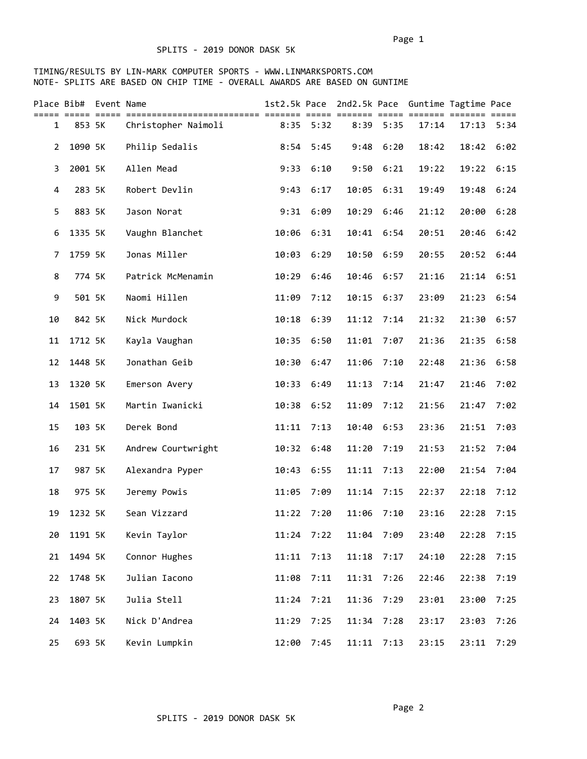# SPLITS - 2019 DONOR DASK 5K

TIMING/RESULTS BY LIN-MARK COMPUTER SPORTS - WWW.LINMARKSPORTS.COM
NOTE- SPLITS ARE BASED ON CHIP TIME - OVERALL AWARDS ARE BASED ON GUNTIME

| Place | Bib# | Event | Name | 1st2.5k | Pace | 2nd2.5k | Pace | Guntime | Tagtime | Pace |
|---|---|---|---|---|---|---|---|---|---|---|
| 1 | 853 | 5K | Christopher Naimoli | 8:35 | 5:32 | 8:39 | 5:35 | 17:14 | 17:13 | 5:34 |
| 2 | 1090 | 5K | Philip Sedalis | 8:54 | 5:45 | 9:48 | 6:20 | 18:42 | 18:42 | 6:02 |
| 3 | 2001 | 5K | Allen Mead | 9:33 | 6:10 | 9:50 | 6:21 | 19:22 | 19:22 | 6:15 |
| 4 | 283 | 5K | Robert Devlin | 9:43 | 6:17 | 10:05 | 6:31 | 19:49 | 19:48 | 6:24 |
| 5 | 883 | 5K | Jason Norat | 9:31 | 6:09 | 10:29 | 6:46 | 21:12 | 20:00 | 6:28 |
| 6 | 1335 | 5K | Vaughn Blanchet | 10:06 | 6:31 | 10:41 | 6:54 | 20:51 | 20:46 | 6:42 |
| 7 | 1759 | 5K | Jonas Miller | 10:03 | 6:29 | 10:50 | 6:59 | 20:55 | 20:52 | 6:44 |
| 8 | 774 | 5K | Patrick McMenamin | 10:29 | 6:46 | 10:46 | 6:57 | 21:16 | 21:14 | 6:51 |
| 9 | 501 | 5K | Naomi Hillen | 11:09 | 7:12 | 10:15 | 6:37 | 23:09 | 21:23 | 6:54 |
| 10 | 842 | 5K | Nick Murdock | 10:18 | 6:39 | 11:12 | 7:14 | 21:32 | 21:30 | 6:57 |
| 11 | 1712 | 5K | Kayla Vaughan | 10:35 | 6:50 | 11:01 | 7:07 | 21:36 | 21:35 | 6:58 |
| 12 | 1448 | 5K | Jonathan Geib | 10:30 | 6:47 | 11:06 | 7:10 | 22:48 | 21:36 | 6:58 |
| 13 | 1320 | 5K | Emerson Avery | 10:33 | 6:49 | 11:13 | 7:14 | 21:47 | 21:46 | 7:02 |
| 14 | 1501 | 5K | Martin Iwanicki | 10:38 | 6:52 | 11:09 | 7:12 | 21:56 | 21:47 | 7:02 |
| 15 | 103 | 5K | Derek Bond | 11:11 | 7:13 | 10:40 | 6:53 | 23:36 | 21:51 | 7:03 |
| 16 | 231 | 5K | Andrew Courtwright | 10:32 | 6:48 | 11:20 | 7:19 | 21:53 | 21:52 | 7:04 |
| 17 | 987 | 5K | Alexandra Pyper | 10:43 | 6:55 | 11:11 | 7:13 | 22:00 | 21:54 | 7:04 |
| 18 | 975 | 5K | Jeremy Powis | 11:05 | 7:09 | 11:14 | 7:15 | 22:37 | 22:18 | 7:12 |
| 19 | 1232 | 5K | Sean Vizzard | 11:22 | 7:20 | 11:06 | 7:10 | 23:16 | 22:28 | 7:15 |
| 20 | 1191 | 5K | Kevin Taylor | 11:24 | 7:22 | 11:04 | 7:09 | 23:40 | 22:28 | 7:15 |
| 21 | 1494 | 5K | Connor Hughes | 11:11 | 7:13 | 11:18 | 7:17 | 24:10 | 22:28 | 7:15 |
| 22 | 1748 | 5K | Julian Iacono | 11:08 | 7:11 | 11:31 | 7:26 | 22:46 | 22:38 | 7:19 |
| 23 | 1807 | 5K | Julia Stell | 11:24 | 7:21 | 11:36 | 7:29 | 23:01 | 23:00 | 7:25 |
| 24 | 1403 | 5K | Nick D'Andrea | 11:29 | 7:25 | 11:34 | 7:28 | 23:17 | 23:03 | 7:26 |
| 25 | 693 | 5K | Kevin Lumpkin | 12:00 | 7:45 | 11:11 | 7:13 | 23:15 | 23:11 | 7:29 |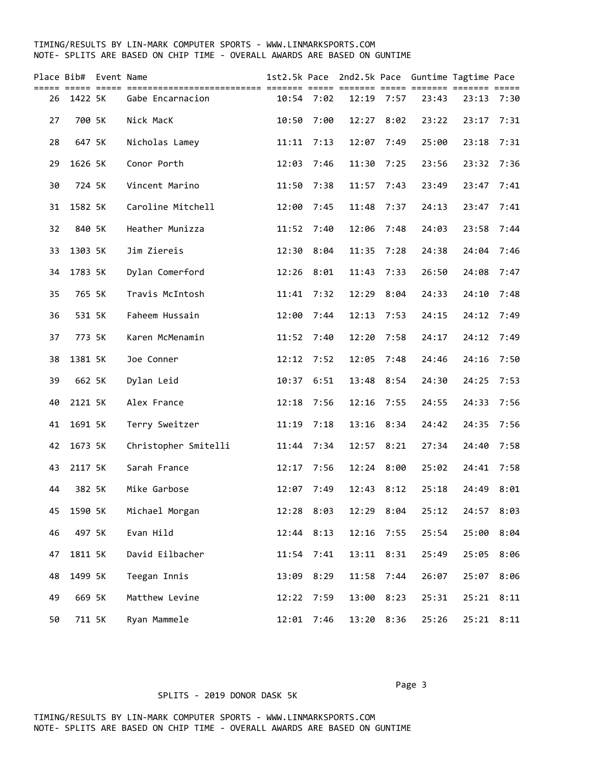TIMING/RESULTS BY LIN-MARK COMPUTER SPORTS - WWW.LINMARKSPORTS.COM
NOTE- SPLITS ARE BASED ON CHIP TIME - OVERALL AWARDS ARE BASED ON GUNTIME

| Place | Bib# | Event | Name | 1st2.5k | Pace | 2nd2.5k | Pace | Guntime | Tagtime | Pace |
|---|---|---|---|---|---|---|---|---|---|---|
| 26 | 1422 | 5K | Gabe Encarnacion | 10:54 | 7:02 | 12:19 | 7:57 | 23:43 | 23:13 | 7:30 |
| 27 | 700 | 5K | Nick MacK | 10:50 | 7:00 | 12:27 | 8:02 | 23:22 | 23:17 | 7:31 |
| 28 | 647 | 5K | Nicholas Lamey | 11:11 | 7:13 | 12:07 | 7:49 | 25:00 | 23:18 | 7:31 |
| 29 | 1626 | 5K | Conor Porth | 12:03 | 7:46 | 11:30 | 7:25 | 23:56 | 23:32 | 7:36 |
| 30 | 724 | 5K | Vincent Marino | 11:50 | 7:38 | 11:57 | 7:43 | 23:49 | 23:47 | 7:41 |
| 31 | 1582 | 5K | Caroline Mitchell | 12:00 | 7:45 | 11:48 | 7:37 | 24:13 | 23:47 | 7:41 |
| 32 | 840 | 5K | Heather Munizza | 11:52 | 7:40 | 12:06 | 7:48 | 24:03 | 23:58 | 7:44 |
| 33 | 1303 | 5K | Jim Ziereis | 12:30 | 8:04 | 11:35 | 7:28 | 24:38 | 24:04 | 7:46 |
| 34 | 1783 | 5K | Dylan Comerford | 12:26 | 8:01 | 11:43 | 7:33 | 26:50 | 24:08 | 7:47 |
| 35 | 765 | 5K | Travis McIntosh | 11:41 | 7:32 | 12:29 | 8:04 | 24:33 | 24:10 | 7:48 |
| 36 | 531 | 5K | Faheem Hussain | 12:00 | 7:44 | 12:13 | 7:53 | 24:15 | 24:12 | 7:49 |
| 37 | 773 | 5K | Karen McMenamin | 11:52 | 7:40 | 12:20 | 7:58 | 24:17 | 24:12 | 7:49 |
| 38 | 1381 | 5K | Joe Conner | 12:12 | 7:52 | 12:05 | 7:48 | 24:46 | 24:16 | 7:50 |
| 39 | 662 | 5K | Dylan Leid | 10:37 | 6:51 | 13:48 | 8:54 | 24:30 | 24:25 | 7:53 |
| 40 | 2121 | 5K | Alex France | 12:18 | 7:56 | 12:16 | 7:55 | 24:55 | 24:33 | 7:56 |
| 41 | 1691 | 5K | Terry Sweitzer | 11:19 | 7:18 | 13:16 | 8:34 | 24:42 | 24:35 | 7:56 |
| 42 | 1673 | 5K | Christopher Smitelli | 11:44 | 7:34 | 12:57 | 8:21 | 27:34 | 24:40 | 7:58 |
| 43 | 2117 | 5K | Sarah France | 12:17 | 7:56 | 12:24 | 8:00 | 25:02 | 24:41 | 7:58 |
| 44 | 382 | 5K | Mike Garbose | 12:07 | 7:49 | 12:43 | 8:12 | 25:18 | 24:49 | 8:01 |
| 45 | 1590 | 5K | Michael Morgan | 12:28 | 8:03 | 12:29 | 8:04 | 25:12 | 24:57 | 8:03 |
| 46 | 497 | 5K | Evan Hild | 12:44 | 8:13 | 12:16 | 7:55 | 25:54 | 25:00 | 8:04 |
| 47 | 1811 | 5K | David Eilbacher | 11:54 | 7:41 | 13:11 | 8:31 | 25:49 | 25:05 | 8:06 |
| 48 | 1499 | 5K | Teegan Innis | 13:09 | 8:29 | 11:58 | 7:44 | 26:07 | 25:07 | 8:06 |
| 49 | 669 | 5K | Matthew Levine | 12:22 | 7:59 | 13:00 | 8:23 | 25:31 | 25:21 | 8:11 |
| 50 | 711 | 5K | Ryan Mammele | 12:01 | 7:46 | 13:20 | 8:36 | 25:26 | 25:21 | 8:11 |

SPLITS - 2019 DONOR DASK 5K

TIMING/RESULTS BY LIN-MARK COMPUTER SPORTS - WWW.LINMARKSPORTS.COM
NOTE- SPLITS ARE BASED ON CHIP TIME - OVERALL AWARDS ARE BASED ON GUNTIME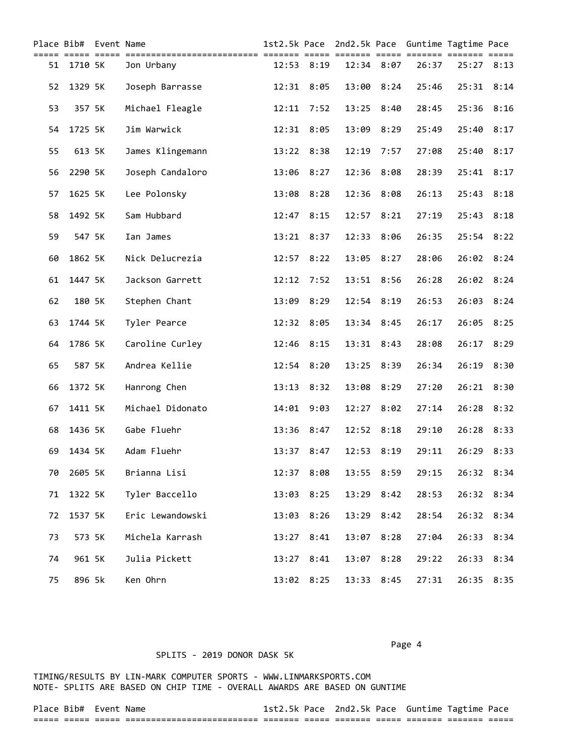| Place | Bib# | Event | Name | 1st2.5k | Pace | 2nd2.5k | Pace | Guntime | Tagtime | Pace |
|---|---|---|---|---|---|---|---|---|---|---|
| 51 | 1710 | 5K | Jon Urbany | 12:53 | 8:19 | 12:34 | 8:07 | 26:37 | 25:27 | 8:13 |
| 52 | 1329 | 5K | Joseph Barrasse | 12:31 | 8:05 | 13:00 | 8:24 | 25:46 | 25:31 | 8:14 |
| 53 | 357 | 5K | Michael Fleagle | 12:11 | 7:52 | 13:25 | 8:40 | 28:45 | 25:36 | 8:16 |
| 54 | 1725 | 5K | Jim Warwick | 12:31 | 8:05 | 13:09 | 8:29 | 25:49 | 25:40 | 8:17 |
| 55 | 613 | 5K | James Klingemann | 13:22 | 8:38 | 12:19 | 7:57 | 27:08 | 25:40 | 8:17 |
| 56 | 2290 | 5K | Joseph Candaloro | 13:06 | 8:27 | 12:36 | 8:08 | 28:39 | 25:41 | 8:17 |
| 57 | 1625 | 5K | Lee Polonsky | 13:08 | 8:28 | 12:36 | 8:08 | 26:13 | 25:43 | 8:18 |
| 58 | 1492 | 5K | Sam Hubbard | 12:47 | 8:15 | 12:57 | 8:21 | 27:19 | 25:43 | 8:18 |
| 59 | 547 | 5K | Ian James | 13:21 | 8:37 | 12:33 | 8:06 | 26:35 | 25:54 | 8:22 |
| 60 | 1862 | 5K | Nick Delucrezia | 12:57 | 8:22 | 13:05 | 8:27 | 28:06 | 26:02 | 8:24 |
| 61 | 1447 | 5K | Jackson Garrett | 12:12 | 7:52 | 13:51 | 8:56 | 26:28 | 26:02 | 8:24 |
| 62 | 180 | 5K | Stephen Chant | 13:09 | 8:29 | 12:54 | 8:19 | 26:53 | 26:03 | 8:24 |
| 63 | 1744 | 5K | Tyler Pearce | 12:32 | 8:05 | 13:34 | 8:45 | 26:17 | 26:05 | 8:25 |
| 64 | 1786 | 5K | Caroline Curley | 12:46 | 8:15 | 13:31 | 8:43 | 28:08 | 26:17 | 8:29 |
| 65 | 587 | 5K | Andrea Kellie | 12:54 | 8:20 | 13:25 | 8:39 | 26:34 | 26:19 | 8:30 |
| 66 | 1372 | 5K | Hanrong Chen | 13:13 | 8:32 | 13:08 | 8:29 | 27:20 | 26:21 | 8:30 |
| 67 | 1411 | 5K | Michael Didonato | 14:01 | 9:03 | 12:27 | 8:02 | 27:14 | 26:28 | 8:32 |
| 68 | 1436 | 5K | Gabe Fluehr | 13:36 | 8:47 | 12:52 | 8:18 | 29:10 | 26:28 | 8:33 |
| 69 | 1434 | 5K | Adam Fluehr | 13:37 | 8:47 | 12:53 | 8:19 | 29:11 | 26:29 | 8:33 |
| 70 | 2605 | 5K | Brianna Lisi | 12:37 | 8:08 | 13:55 | 8:59 | 29:15 | 26:32 | 8:34 |
| 71 | 1322 | 5K | Tyler Baccello | 13:03 | 8:25 | 13:29 | 8:42 | 28:53 | 26:32 | 8:34 |
| 72 | 1537 | 5K | Eric Lewandowski | 13:03 | 8:26 | 13:29 | 8:42 | 28:54 | 26:32 | 8:34 |
| 73 | 573 | 5K | Michela Karrash | 13:27 | 8:41 | 13:07 | 8:28 | 27:04 | 26:33 | 8:34 |
| 74 | 961 | 5K | Julia Pickett | 13:27 | 8:41 | 13:07 | 8:28 | 29:22 | 26:33 | 8:34 |
| 75 | 896 | 5k | Ken Ohrn | 13:02 | 8:25 | 13:33 | 8:45 | 27:31 | 26:35 | 8:35 |

SPLITS - 2019 DONOR DASK 5K

TIMING/RESULTS BY LIN-MARK COMPUTER SPORTS - WWW.LINMARKSPORTS.COM
NOTE- SPLITS ARE BASED ON CHIP TIME - OVERALL AWARDS ARE BASED ON GUNTIME

| Place | Bib# | Event | Name | 1st2.5k | Pace | 2nd2.5k | Pace | Guntime | Tagtime | Pace |
|---|---|---|---|---|---|---|---|---|---|---|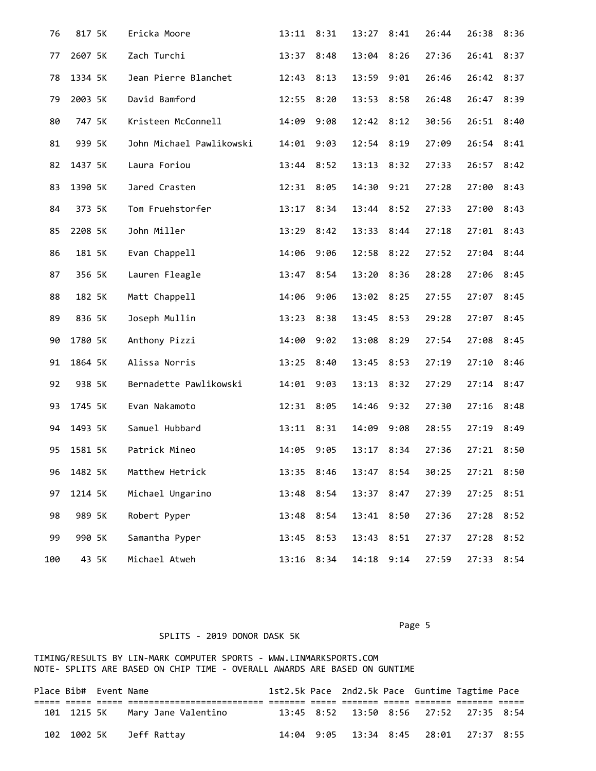| Place | Bib# | Event | Name | 1st2.5k | Pace | 2nd2.5k | Pace | Guntime | Tagtime | Pace |
|---|---|---|---|---|---|---|---|---|---|---|
| 76 | 817 | 5K | Ericka Moore | 13:11 | 8:31 | 13:27 | 8:41 | 26:44 | 26:38 | 8:36 |
| 77 | 2607 | 5K | Zach Turchi | 13:37 | 8:48 | 13:04 | 8:26 | 27:36 | 26:41 | 8:37 |
| 78 | 1334 | 5K | Jean Pierre Blanchet | 12:43 | 8:13 | 13:59 | 9:01 | 26:46 | 26:42 | 8:37 |
| 79 | 2003 | 5K | David Bamford | 12:55 | 8:20 | 13:53 | 8:58 | 26:48 | 26:47 | 8:39 |
| 80 | 747 | 5K | Kristeen McConnell | 14:09 | 9:08 | 12:42 | 8:12 | 30:56 | 26:51 | 8:40 |
| 81 | 939 | 5K | John Michael Pawlikowski | 14:01 | 9:03 | 12:54 | 8:19 | 27:09 | 26:54 | 8:41 |
| 82 | 1437 | 5K | Laura Foriou | 13:44 | 8:52 | 13:13 | 8:32 | 27:33 | 26:57 | 8:42 |
| 83 | 1390 | 5K | Jared Crasten | 12:31 | 8:05 | 14:30 | 9:21 | 27:28 | 27:00 | 8:43 |
| 84 | 373 | 5K | Tom Fruehstorfer | 13:17 | 8:34 | 13:44 | 8:52 | 27:33 | 27:00 | 8:43 |
| 85 | 2208 | 5K | John Miller | 13:29 | 8:42 | 13:33 | 8:44 | 27:18 | 27:01 | 8:43 |
| 86 | 181 | 5K | Evan Chappell | 14:06 | 9:06 | 12:58 | 8:22 | 27:52 | 27:04 | 8:44 |
| 87 | 356 | 5K | Lauren Fleagle | 13:47 | 8:54 | 13:20 | 8:36 | 28:28 | 27:06 | 8:45 |
| 88 | 182 | 5K | Matt Chappell | 14:06 | 9:06 | 13:02 | 8:25 | 27:55 | 27:07 | 8:45 |
| 89 | 836 | 5K | Joseph Mullin | 13:23 | 8:38 | 13:45 | 8:53 | 29:28 | 27:07 | 8:45 |
| 90 | 1780 | 5K | Anthony Pizzi | 14:00 | 9:02 | 13:08 | 8:29 | 27:54 | 27:08 | 8:45 |
| 91 | 1864 | 5K | Alissa Norris | 13:25 | 8:40 | 13:45 | 8:53 | 27:19 | 27:10 | 8:46 |
| 92 | 938 | 5K | Bernadette Pawlikowski | 14:01 | 9:03 | 13:13 | 8:32 | 27:29 | 27:14 | 8:47 |
| 93 | 1745 | 5K | Evan Nakamoto | 12:31 | 8:05 | 14:46 | 9:32 | 27:30 | 27:16 | 8:48 |
| 94 | 1493 | 5K | Samuel Hubbard | 13:11 | 8:31 | 14:09 | 9:08 | 28:55 | 27:19 | 8:49 |
| 95 | 1581 | 5K | Patrick Mineo | 14:05 | 9:05 | 13:17 | 8:34 | 27:36 | 27:21 | 8:50 |
| 96 | 1482 | 5K | Matthew Hetrick | 13:35 | 8:46 | 13:47 | 8:54 | 30:25 | 27:21 | 8:50 |
| 97 | 1214 | 5K | Michael Ungarino | 13:48 | 8:54 | 13:37 | 8:47 | 27:39 | 27:25 | 8:51 |
| 98 | 989 | 5K | Robert Pyper | 13:48 | 8:54 | 13:41 | 8:50 | 27:36 | 27:28 | 8:52 |
| 99 | 990 | 5K | Samantha Pyper | 13:45 | 8:53 | 13:43 | 8:51 | 27:37 | 27:28 | 8:52 |
| 100 | 43 | 5K | Michael Atweh | 13:16 | 8:34 | 14:18 | 9:14 | 27:59 | 27:33 | 8:54 |

SPLITS - 2019 DONOR DASK 5K

TIMING/RESULTS BY LIN-MARK COMPUTER SPORTS - WWW.LINMARKSPORTS.COM
NOTE- SPLITS ARE BASED ON CHIP TIME - OVERALL AWARDS ARE BASED ON GUNTIME

| Place | Bib# | Event | Name | 1st2.5k | Pace | 2nd2.5k | Pace | Guntime | Tagtime | Pace |
|---|---|---|---|---|---|---|---|---|---|---|
| 101 | 1215 | 5K | Mary Jane Valentino | 13:45 | 8:52 | 13:50 | 8:56 | 27:52 | 27:35 | 8:54 |
| 102 | 1002 | 5K | Jeff Rattay | 14:04 | 9:05 | 13:34 | 8:45 | 28:01 | 27:37 | 8:55 |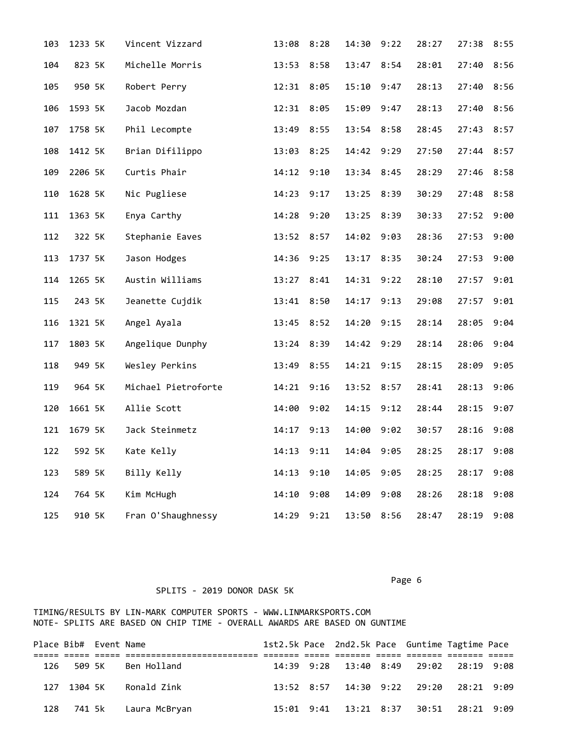| Place | Bib# | Event | Name | 1st2.5k | Pace | 2nd2.5k | Pace | Guntime | Tagtime | Pace |
|---|---|---|---|---|---|---|---|---|---|---|
| 103 | 1233 | 5K | Vincent Vizzard | 13:08 | 8:28 | 14:30 | 9:22 | 28:27 | 27:38 | 8:55 |
| 104 | 823 | 5K | Michelle Morris | 13:53 | 8:58 | 13:47 | 8:54 | 28:01 | 27:40 | 8:56 |
| 105 | 950 | 5K | Robert Perry | 12:31 | 8:05 | 15:10 | 9:47 | 28:13 | 27:40 | 8:56 |
| 106 | 1593 | 5K | Jacob Mozdan | 12:31 | 8:05 | 15:09 | 9:47 | 28:13 | 27:40 | 8:56 |
| 107 | 1758 | 5K | Phil Lecompte | 13:49 | 8:55 | 13:54 | 8:58 | 28:45 | 27:43 | 8:57 |
| 108 | 1412 | 5K | Brian Difilippo | 13:03 | 8:25 | 14:42 | 9:29 | 27:50 | 27:44 | 8:57 |
| 109 | 2206 | 5K | Curtis Phair | 14:12 | 9:10 | 13:34 | 8:45 | 28:29 | 27:46 | 8:58 |
| 110 | 1628 | 5K | Nic Pugliese | 14:23 | 9:17 | 13:25 | 8:39 | 30:29 | 27:48 | 8:58 |
| 111 | 1363 | 5K | Enya Carthy | 14:28 | 9:20 | 13:25 | 8:39 | 30:33 | 27:52 | 9:00 |
| 112 | 322 | 5K | Stephanie Eaves | 13:52 | 8:57 | 14:02 | 9:03 | 28:36 | 27:53 | 9:00 |
| 113 | 1737 | 5K | Jason Hodges | 14:36 | 9:25 | 13:17 | 8:35 | 30:24 | 27:53 | 9:00 |
| 114 | 1265 | 5K | Austin Williams | 13:27 | 8:41 | 14:31 | 9:22 | 28:10 | 27:57 | 9:01 |
| 115 | 243 | 5K | Jeanette Cujdik | 13:41 | 8:50 | 14:17 | 9:13 | 29:08 | 27:57 | 9:01 |
| 116 | 1321 | 5K | Angel Ayala | 13:45 | 8:52 | 14:20 | 9:15 | 28:14 | 28:05 | 9:04 |
| 117 | 1803 | 5K | Angelique Dunphy | 13:24 | 8:39 | 14:42 | 9:29 | 28:14 | 28:06 | 9:04 |
| 118 | 949 | 5K | Wesley Perkins | 13:49 | 8:55 | 14:21 | 9:15 | 28:15 | 28:09 | 9:05 |
| 119 | 964 | 5K | Michael Pietroforte | 14:21 | 9:16 | 13:52 | 8:57 | 28:41 | 28:13 | 9:06 |
| 120 | 1661 | 5K | Allie Scott | 14:00 | 9:02 | 14:15 | 9:12 | 28:44 | 28:15 | 9:07 |
| 121 | 1679 | 5K | Jack Steinmetz | 14:17 | 9:13 | 14:00 | 9:02 | 30:57 | 28:16 | 9:08 |
| 122 | 592 | 5K | Kate Kelly | 14:13 | 9:11 | 14:04 | 9:05 | 28:25 | 28:17 | 9:08 |
| 123 | 589 | 5K | Billy Kelly | 14:13 | 9:10 | 14:05 | 9:05 | 28:25 | 28:17 | 9:08 |
| 124 | 764 | 5K | Kim McHugh | 14:10 | 9:08 | 14:09 | 9:08 | 28:26 | 28:18 | 9:08 |
| 125 | 910 | 5K | Fran O'Shaughnessy | 14:29 | 9:21 | 13:50 | 8:56 | 28:47 | 28:19 | 9:08 |

SPLITS - 2019 DONOR DASK 5K

TIMING/RESULTS BY LIN-MARK COMPUTER SPORTS - WWW.LINMARKSPORTS.COM
NOTE- SPLITS ARE BASED ON CHIP TIME - OVERALL AWARDS ARE BASED ON GUNTIME

| Place | Bib# | Event | Name | 1st2.5k | Pace | 2nd2.5k | Pace | Guntime | Tagtime | Pace |
|---|---|---|---|---|---|---|---|---|---|---|
| 126 | 509 | 5K | Ben Holland | 14:39 | 9:28 | 13:40 | 8:49 | 29:02 | 28:19 | 9:08 |
| 127 | 1304 | 5K | Ronald Zink | 13:52 | 8:57 | 14:30 | 9:22 | 29:20 | 28:21 | 9:09 |
| 128 | 741 | 5k | Laura McBryan | 15:01 | 9:41 | 13:21 | 8:37 | 30:51 | 28:21 | 9:09 |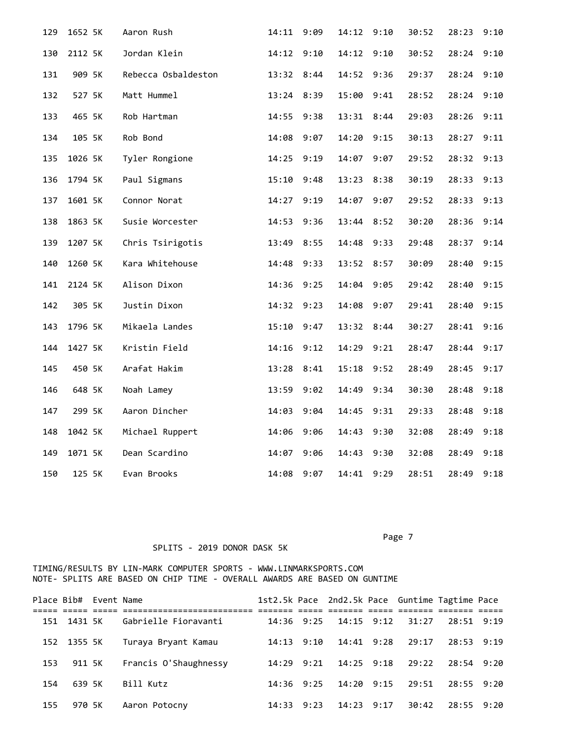| Place | Bib# | Event | Name | 1st2.5k | Pace | 2nd2.5k | Pace | Guntime | Tagtime | Pace |
|---|---|---|---|---|---|---|---|---|---|---|
| 129 | 1652 | 5K | Aaron Rush | 14:11 | 9:09 | 14:12 | 9:10 | 30:52 | 28:23 | 9:10 |
| 130 | 2112 | 5K | Jordan Klein | 14:12 | 9:10 | 14:12 | 9:10 | 30:52 | 28:24 | 9:10 |
| 131 | 909 | 5K | Rebecca Osbaldeston | 13:32 | 8:44 | 14:52 | 9:36 | 29:37 | 28:24 | 9:10 |
| 132 | 527 | 5K | Matt Hummel | 13:24 | 8:39 | 15:00 | 9:41 | 28:52 | 28:24 | 9:10 |
| 133 | 465 | 5K | Rob Hartman | 14:55 | 9:38 | 13:31 | 8:44 | 29:03 | 28:26 | 9:11 |
| 134 | 105 | 5K | Rob Bond | 14:08 | 9:07 | 14:20 | 9:15 | 30:13 | 28:27 | 9:11 |
| 135 | 1026 | 5K | Tyler Rongione | 14:25 | 9:19 | 14:07 | 9:07 | 29:52 | 28:32 | 9:13 |
| 136 | 1794 | 5K | Paul Sigmans | 15:10 | 9:48 | 13:23 | 8:38 | 30:19 | 28:33 | 9:13 |
| 137 | 1601 | 5K | Connor Norat | 14:27 | 9:19 | 14:07 | 9:07 | 29:52 | 28:33 | 9:13 |
| 138 | 1863 | 5K | Susie Worcester | 14:53 | 9:36 | 13:44 | 8:52 | 30:20 | 28:36 | 9:14 |
| 139 | 1207 | 5K | Chris Tsirigotis | 13:49 | 8:55 | 14:48 | 9:33 | 29:48 | 28:37 | 9:14 |
| 140 | 1260 | 5K | Kara Whitehouse | 14:48 | 9:33 | 13:52 | 8:57 | 30:09 | 28:40 | 9:15 |
| 141 | 2124 | 5K | Alison Dixon | 14:36 | 9:25 | 14:04 | 9:05 | 29:42 | 28:40 | 9:15 |
| 142 | 305 | 5K | Justin Dixon | 14:32 | 9:23 | 14:08 | 9:07 | 29:41 | 28:40 | 9:15 |
| 143 | 1796 | 5K | Mikaela Landes | 15:10 | 9:47 | 13:32 | 8:44 | 30:27 | 28:41 | 9:16 |
| 144 | 1427 | 5K | Kristin Field | 14:16 | 9:12 | 14:29 | 9:21 | 28:47 | 28:44 | 9:17 |
| 145 | 450 | 5K | Arafat Hakim | 13:28 | 8:41 | 15:18 | 9:52 | 28:49 | 28:45 | 9:17 |
| 146 | 648 | 5K | Noah Lamey | 13:59 | 9:02 | 14:49 | 9:34 | 30:30 | 28:48 | 9:18 |
| 147 | 299 | 5K | Aaron Dincher | 14:03 | 9:04 | 14:45 | 9:31 | 29:33 | 28:48 | 9:18 |
| 148 | 1042 | 5K | Michael Ruppert | 14:06 | 9:06 | 14:43 | 9:30 | 32:08 | 28:49 | 9:18 |
| 149 | 1071 | 5K | Dean Scardino | 14:07 | 9:06 | 14:43 | 9:30 | 32:08 | 28:49 | 9:18 |
| 150 | 125 | 5K | Evan Brooks | 14:08 | 9:07 | 14:41 | 9:29 | 28:51 | 28:49 | 9:18 |

SPLITS - 2019 DONOR DASK 5K

TIMING/RESULTS BY LIN-MARK COMPUTER SPORTS - WWW.LINMARKSPORTS.COM
NOTE- SPLITS ARE BASED ON CHIP TIME - OVERALL AWARDS ARE BASED ON GUNTIME

| Place | Bib# | Event | Name | 1st2.5k | Pace | 2nd2.5k | Pace | Guntime | Tagtime | Pace |
|---|---|---|---|---|---|---|---|---|---|---|
| 151 | 1431 | 5K | Gabrielle Fioravanti | 14:36 | 9:25 | 14:15 | 9:12 | 31:27 | 28:51 | 9:19 |
| 152 | 1355 | 5K | Turaya Bryant Kamau | 14:13 | 9:10 | 14:41 | 9:28 | 29:17 | 28:53 | 9:19 |
| 153 | 911 | 5K | Francis O'Shaughnessy | 14:29 | 9:21 | 14:25 | 9:18 | 29:22 | 28:54 | 9:20 |
| 154 | 639 | 5K | Bill Kutz | 14:36 | 9:25 | 14:20 | 9:15 | 29:51 | 28:55 | 9:20 |
| 155 | 970 | 5K | Aaron Potocny | 14:33 | 9:23 | 14:23 | 9:17 | 30:42 | 28:55 | 9:20 |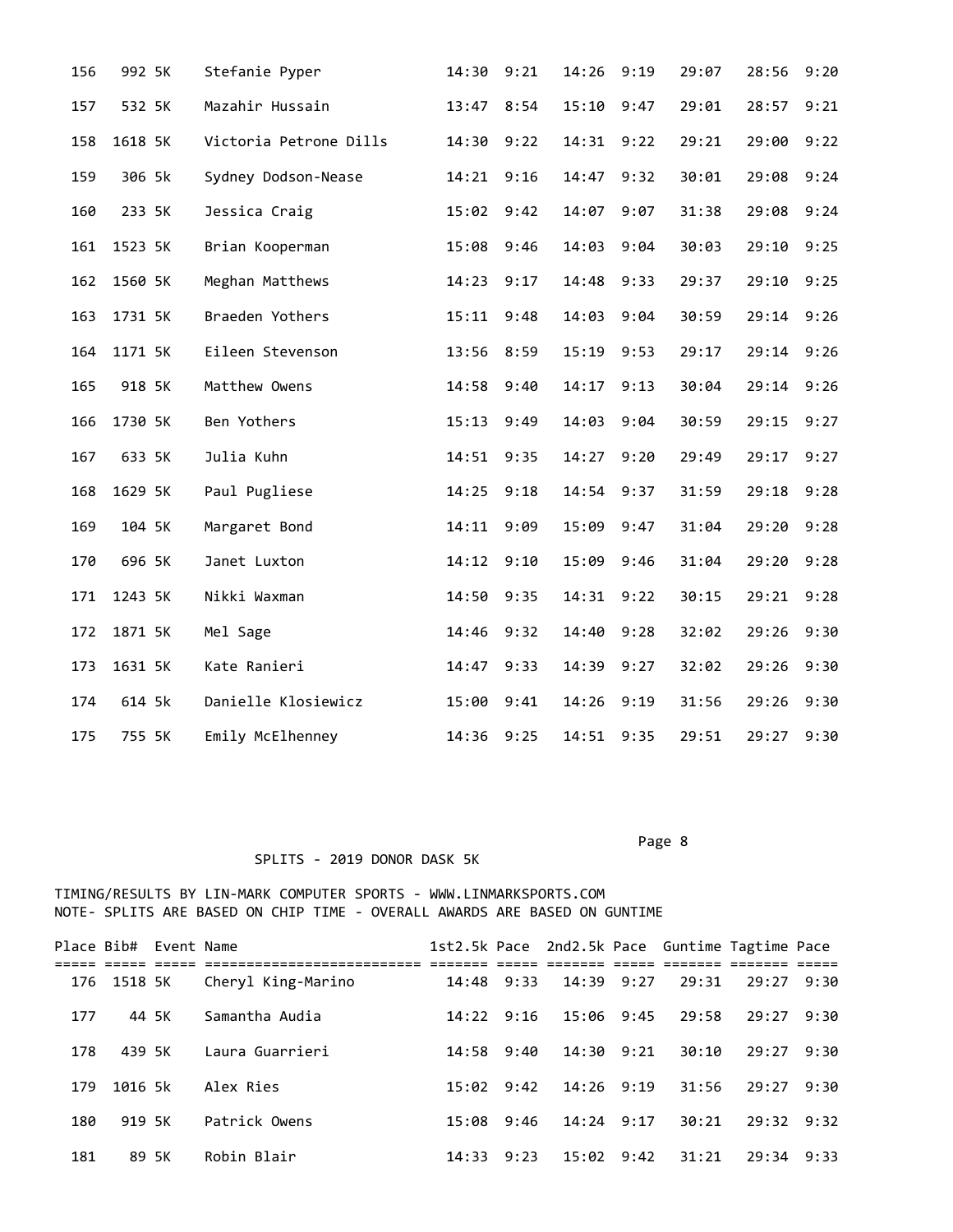| Place | Bib# | Event | Name | 1st2.5k | Pace | 2nd2.5k | Pace | Guntime | Tagtime | Pace |
|---|---|---|---|---|---|---|---|---|---|---|
| 156 | 992 | 5K | Stefanie Pyper | 14:30 | 9:21 | 14:26 | 9:19 | 29:07 | 28:56 | 9:20 |
| 157 | 532 | 5K | Mazahir Hussain | 13:47 | 8:54 | 15:10 | 9:47 | 29:01 | 28:57 | 9:21 |
| 158 | 1618 | 5K | Victoria Petrone Dills | 14:30 | 9:22 | 14:31 | 9:22 | 29:21 | 29:00 | 9:22 |
| 159 | 306 | 5k | Sydney Dodson-Nease | 14:21 | 9:16 | 14:47 | 9:32 | 30:01 | 29:08 | 9:24 |
| 160 | 233 | 5K | Jessica Craig | 15:02 | 9:42 | 14:07 | 9:07 | 31:38 | 29:08 | 9:24 |
| 161 | 1523 | 5K | Brian Kooperman | 15:08 | 9:46 | 14:03 | 9:04 | 30:03 | 29:10 | 9:25 |
| 162 | 1560 | 5K | Meghan Matthews | 14:23 | 9:17 | 14:48 | 9:33 | 29:37 | 29:10 | 9:25 |
| 163 | 1731 | 5K | Braeden Yothers | 15:11 | 9:48 | 14:03 | 9:04 | 30:59 | 29:14 | 9:26 |
| 164 | 1171 | 5K | Eileen Stevenson | 13:56 | 8:59 | 15:19 | 9:53 | 29:17 | 29:14 | 9:26 |
| 165 | 918 | 5K | Matthew Owens | 14:58 | 9:40 | 14:17 | 9:13 | 30:04 | 29:14 | 9:26 |
| 166 | 1730 | 5K | Ben Yothers | 15:13 | 9:49 | 14:03 | 9:04 | 30:59 | 29:15 | 9:27 |
| 167 | 633 | 5K | Julia Kuhn | 14:51 | 9:35 | 14:27 | 9:20 | 29:49 | 29:17 | 9:27 |
| 168 | 1629 | 5K | Paul Pugliese | 14:25 | 9:18 | 14:54 | 9:37 | 31:59 | 29:18 | 9:28 |
| 169 | 104 | 5K | Margaret Bond | 14:11 | 9:09 | 15:09 | 9:47 | 31:04 | 29:20 | 9:28 |
| 170 | 696 | 5K | Janet Luxton | 14:12 | 9:10 | 15:09 | 9:46 | 31:04 | 29:20 | 9:28 |
| 171 | 1243 | 5K | Nikki Waxman | 14:50 | 9:35 | 14:31 | 9:22 | 30:15 | 29:21 | 9:28 |
| 172 | 1871 | 5K | Mel Sage | 14:46 | 9:32 | 14:40 | 9:28 | 32:02 | 29:26 | 9:30 |
| 173 | 1631 | 5K | Kate Ranieri | 14:47 | 9:33 | 14:39 | 9:27 | 32:02 | 29:26 | 9:30 |
| 174 | 614 | 5k | Danielle Klosiewicz | 15:00 | 9:41 | 14:26 | 9:19 | 31:56 | 29:26 | 9:30 |
| 175 | 755 | 5K | Emily McElhenney | 14:36 | 9:25 | 14:51 | 9:35 | 29:51 | 29:27 | 9:30 |

SPLITS - 2019 DONOR DASK 5K

TIMING/RESULTS BY LIN-MARK COMPUTER SPORTS - WWW.LINMARKSPORTS.COM
NOTE- SPLITS ARE BASED ON CHIP TIME - OVERALL AWARDS ARE BASED ON GUNTIME

| Place | Bib# | Event | Name | 1st2.5k | Pace | 2nd2.5k | Pace | Guntime | Tagtime | Pace |
|---|---|---|---|---|---|---|---|---|---|---|
| 176 | 1518 | 5K | Cheryl King-Marino | 14:48 | 9:33 | 14:39 | 9:27 | 29:31 | 29:27 | 9:30 |
| 177 | 44 | 5K | Samantha Audia | 14:22 | 9:16 | 15:06 | 9:45 | 29:58 | 29:27 | 9:30 |
| 178 | 439 | 5K | Laura Guarrieri | 14:58 | 9:40 | 14:30 | 9:21 | 30:10 | 29:27 | 9:30 |
| 179 | 1016 | 5k | Alex Ries | 15:02 | 9:42 | 14:26 | 9:19 | 31:56 | 29:27 | 9:30 |
| 180 | 919 | 5K | Patrick Owens | 15:08 | 9:46 | 14:24 | 9:17 | 30:21 | 29:32 | 9:32 |
| 181 | 89 | 5K | Robin Blair | 14:33 | 9:23 | 15:02 | 9:42 | 31:21 | 29:34 | 9:33 |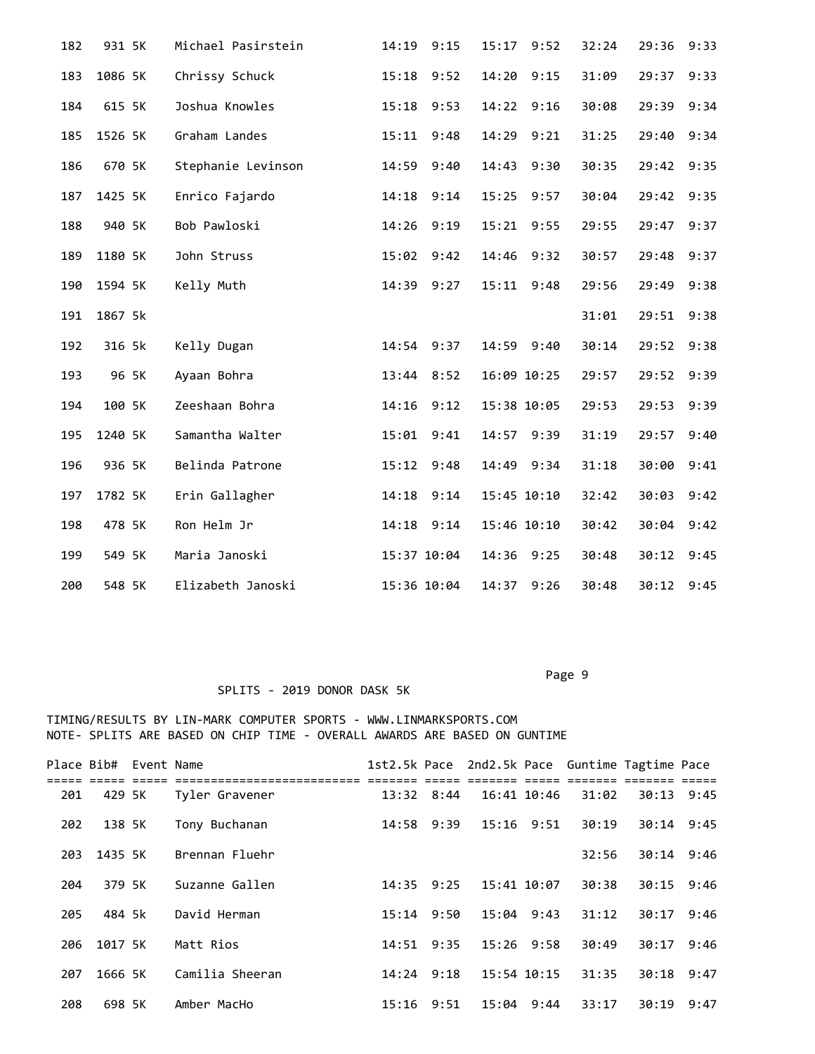| Place | Bib# | Event | Name | 1st2.5k | Pace | 2nd2.5k | Pace | Guntime | Tagtime | Pace |
|---|---|---|---|---|---|---|---|---|---|---|
| 182 | 931 | 5K | Michael Pasirstein | 14:19 | 9:15 | 15:17 | 9:52 | 32:24 | 29:36 | 9:33 |
| 183 | 1086 | 5K | Chrissy Schuck | 15:18 | 9:52 | 14:20 | 9:15 | 31:09 | 29:37 | 9:33 |
| 184 | 615 | 5K | Joshua Knowles | 15:18 | 9:53 | 14:22 | 9:16 | 30:08 | 29:39 | 9:34 |
| 185 | 1526 | 5K | Graham Landes | 15:11 | 9:48 | 14:29 | 9:21 | 31:25 | 29:40 | 9:34 |
| 186 | 670 | 5K | Stephanie Levinson | 14:59 | 9:40 | 14:43 | 9:30 | 30:35 | 29:42 | 9:35 |
| 187 | 1425 | 5K | Enrico Fajardo | 14:18 | 9:14 | 15:25 | 9:57 | 30:04 | 29:42 | 9:35 |
| 188 | 940 | 5K | Bob Pawloski | 14:26 | 9:19 | 15:21 | 9:55 | 29:55 | 29:47 | 9:37 |
| 189 | 1180 | 5K | John Struss | 15:02 | 9:42 | 14:46 | 9:32 | 30:57 | 29:48 | 9:37 |
| 190 | 1594 | 5K | Kelly Muth | 14:39 | 9:27 | 15:11 | 9:48 | 29:56 | 29:49 | 9:38 |
| 191 | 1867 | 5k | | | | | | 31:01 | 29:51 | 9:38 |
| 192 | 316 | 5k | Kelly Dugan | 14:54 | 9:37 | 14:59 | 9:40 | 30:14 | 29:52 | 9:38 |
| 193 | 96 | 5K | Ayaan Bohra | 13:44 | 8:52 | 16:09 | 10:25 | 29:57 | 29:52 | 9:39 |
| 194 | 100 | 5K | Zeeshaan Bohra | 14:16 | 9:12 | 15:38 | 10:05 | 29:53 | 29:53 | 9:39 |
| 195 | 1240 | 5K | Samantha Walter | 15:01 | 9:41 | 14:57 | 9:39 | 31:19 | 29:57 | 9:40 |
| 196 | 936 | 5K | Belinda Patrone | 15:12 | 9:48 | 14:49 | 9:34 | 31:18 | 30:00 | 9:41 |
| 197 | 1782 | 5K | Erin Gallagher | 14:18 | 9:14 | 15:45 | 10:10 | 32:42 | 30:03 | 9:42 |
| 198 | 478 | 5K | Ron Helm Jr | 14:18 | 9:14 | 15:46 | 10:10 | 30:42 | 30:04 | 9:42 |
| 199 | 549 | 5K | Maria Janoski | 15:37 | 10:04 | 14:36 | 9:25 | 30:48 | 30:12 | 9:45 |
| 200 | 548 | 5K | Elizabeth Janoski | 15:36 | 10:04 | 14:37 | 9:26 | 30:48 | 30:12 | 9:45 |

SPLITS - 2019 DONOR DASK 5K

TIMING/RESULTS BY LIN-MARK COMPUTER SPORTS - WWW.LINMARKSPORTS.COM
NOTE- SPLITS ARE BASED ON CHIP TIME - OVERALL AWARDS ARE BASED ON GUNTIME

| Place | Bib# | Event | Name | 1st2.5k | Pace | 2nd2.5k | Pace | Guntime | Tagtime | Pace |
|---|---|---|---|---|---|---|---|---|---|---|
| 201 | 429 | 5K | Tyler Gravener | 13:32 | 8:44 | 16:41 | 10:46 | 31:02 | 30:13 | 9:45 |
| 202 | 138 | 5K | Tony Buchanan | 14:58 | 9:39 | 15:16 | 9:51 | 30:19 | 30:14 | 9:45 |
| 203 | 1435 | 5K | Brennan Fluehr | | | | | 32:56 | 30:14 | 9:46 |
| 204 | 379 | 5K | Suzanne Gallen | 14:35 | 9:25 | 15:41 | 10:07 | 30:38 | 30:15 | 9:46 |
| 205 | 484 | 5k | David Herman | 15:14 | 9:50 | 15:04 | 9:43 | 31:12 | 30:17 | 9:46 |
| 206 | 1017 | 5K | Matt Rios | 14:51 | 9:35 | 15:26 | 9:58 | 30:49 | 30:17 | 9:46 |
| 207 | 1666 | 5K | Camilia Sheeran | 14:24 | 9:18 | 15:54 | 10:15 | 31:35 | 30:18 | 9:47 |
| 208 | 698 | 5K | Amber MacHo | 15:16 | 9:51 | 15:04 | 9:44 | 33:17 | 30:19 | 9:47 |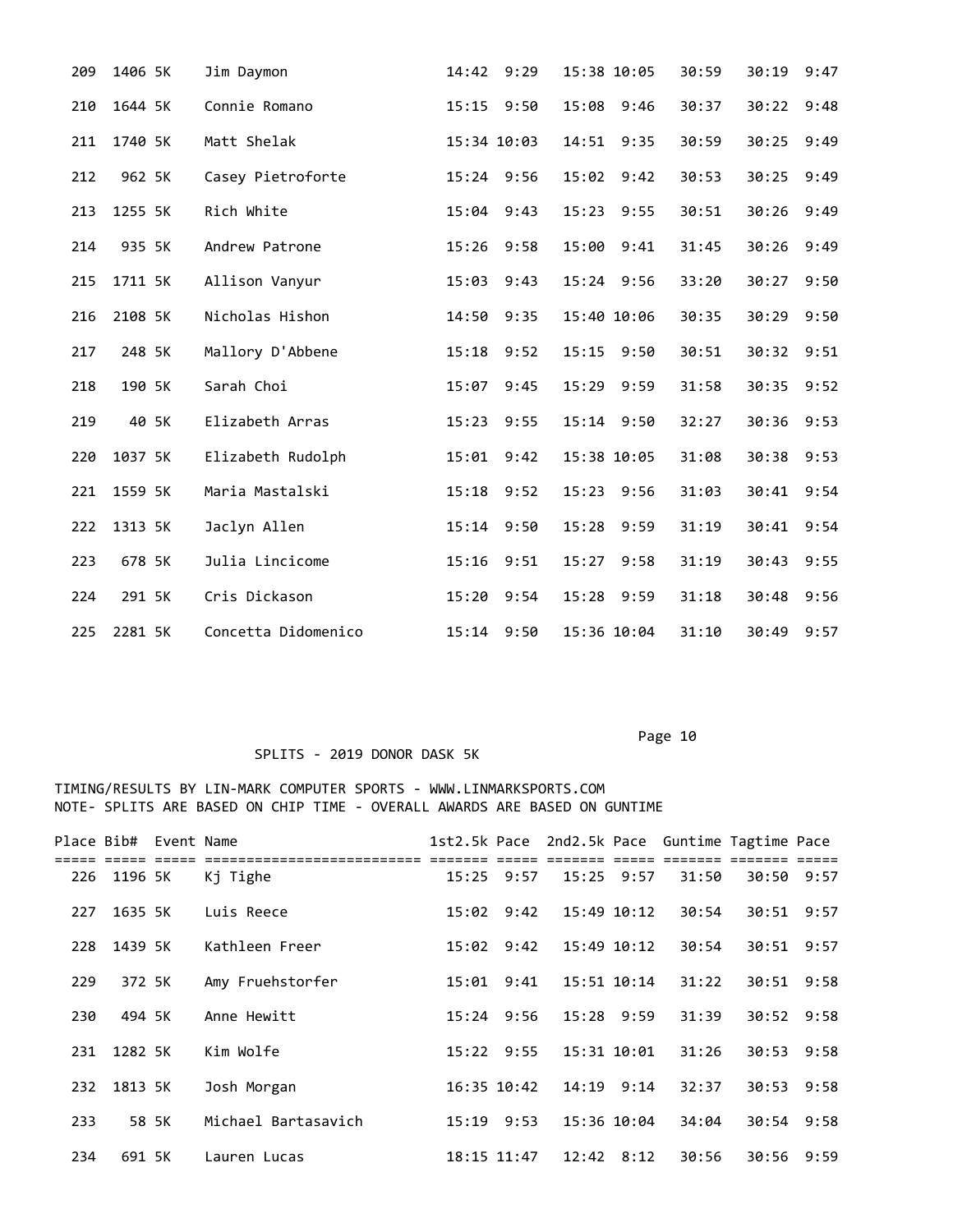| Place | Bib# | Event | Name | 1st2.5k | Pace | 2nd2.5k | Pace | Guntime | Tagtime | Pace |
|---|---|---|---|---|---|---|---|---|---|---|
| 209 | 1406 | 5K | Jim Daymon | 14:42 | 9:29 | 15:38 | 10:05 | 30:59 | 30:19 | 9:47 |
| 210 | 1644 | 5K | Connie Romano | 15:15 | 9:50 | 15:08 | 9:46 | 30:37 | 30:22 | 9:48 |
| 211 | 1740 | 5K | Matt Shelak | 15:34 | 10:03 | 14:51 | 9:35 | 30:59 | 30:25 | 9:49 |
| 212 | 962 | 5K | Casey Pietroforte | 15:24 | 9:56 | 15:02 | 9:42 | 30:53 | 30:25 | 9:49 |
| 213 | 1255 | 5K | Rich White | 15:04 | 9:43 | 15:23 | 9:55 | 30:51 | 30:26 | 9:49 |
| 214 | 935 | 5K | Andrew Patrone | 15:26 | 9:58 | 15:00 | 9:41 | 31:45 | 30:26 | 9:49 |
| 215 | 1711 | 5K | Allison Vanyur | 15:03 | 9:43 | 15:24 | 9:56 | 33:20 | 30:27 | 9:50 |
| 216 | 2108 | 5K | Nicholas Hishon | 14:50 | 9:35 | 15:40 | 10:06 | 30:35 | 30:29 | 9:50 |
| 217 | 248 | 5K | Mallory D'Abbene | 15:18 | 9:52 | 15:15 | 9:50 | 30:51 | 30:32 | 9:51 |
| 218 | 190 | 5K | Sarah Choi | 15:07 | 9:45 | 15:29 | 9:59 | 31:58 | 30:35 | 9:52 |
| 219 | 40 | 5K | Elizabeth Arras | 15:23 | 9:55 | 15:14 | 9:50 | 32:27 | 30:36 | 9:53 |
| 220 | 1037 | 5K | Elizabeth Rudolph | 15:01 | 9:42 | 15:38 | 10:05 | 31:08 | 30:38 | 9:53 |
| 221 | 1559 | 5K | Maria Mastalski | 15:18 | 9:52 | 15:23 | 9:56 | 31:03 | 30:41 | 9:54 |
| 222 | 1313 | 5K | Jaclyn Allen | 15:14 | 9:50 | 15:28 | 9:59 | 31:19 | 30:41 | 9:54 |
| 223 | 678 | 5K | Julia Lincicome | 15:16 | 9:51 | 15:27 | 9:58 | 31:19 | 30:43 | 9:55 |
| 224 | 291 | 5K | Cris Dickason | 15:20 | 9:54 | 15:28 | 9:59 | 31:18 | 30:48 | 9:56 |
| 225 | 2281 | 5K | Concetta Didomenico | 15:14 | 9:50 | 15:36 | 10:04 | 31:10 | 30:49 | 9:57 |

SPLITS - 2019 DONOR DASK 5K

TIMING/RESULTS BY LIN-MARK COMPUTER SPORTS - WWW.LINMARKSPORTS.COM
NOTE- SPLITS ARE BASED ON CHIP TIME - OVERALL AWARDS ARE BASED ON GUNTIME

| Place | Bib# | Event | Name | 1st2.5k | Pace | 2nd2.5k | Pace | Guntime | Tagtime | Pace |
|---|---|---|---|---|---|---|---|---|---|---|
| 226 | 1196 | 5K | Kj Tighe | 15:25 | 9:57 | 15:25 | 9:57 | 31:50 | 30:50 | 9:57 |
| 227 | 1635 | 5K | Luis Reece | 15:02 | 9:42 | 15:49 | 10:12 | 30:54 | 30:51 | 9:57 |
| 228 | 1439 | 5K | Kathleen Freer | 15:02 | 9:42 | 15:49 | 10:12 | 30:54 | 30:51 | 9:57 |
| 229 | 372 | 5K | Amy Fruehstorfer | 15:01 | 9:41 | 15:51 | 10:14 | 31:22 | 30:51 | 9:58 |
| 230 | 494 | 5K | Anne Hewitt | 15:24 | 9:56 | 15:28 | 9:59 | 31:39 | 30:52 | 9:58 |
| 231 | 1282 | 5K | Kim Wolfe | 15:22 | 9:55 | 15:31 | 10:01 | 31:26 | 30:53 | 9:58 |
| 232 | 1813 | 5K | Josh Morgan | 16:35 | 10:42 | 14:19 | 9:14 | 32:37 | 30:53 | 9:58 |
| 233 | 58 | 5K | Michael Bartasavich | 15:19 | 9:53 | 15:36 | 10:04 | 34:04 | 30:54 | 9:58 |
| 234 | 691 | 5K | Lauren Lucas | 18:15 | 11:47 | 12:42 | 8:12 | 30:56 | 30:56 | 9:59 |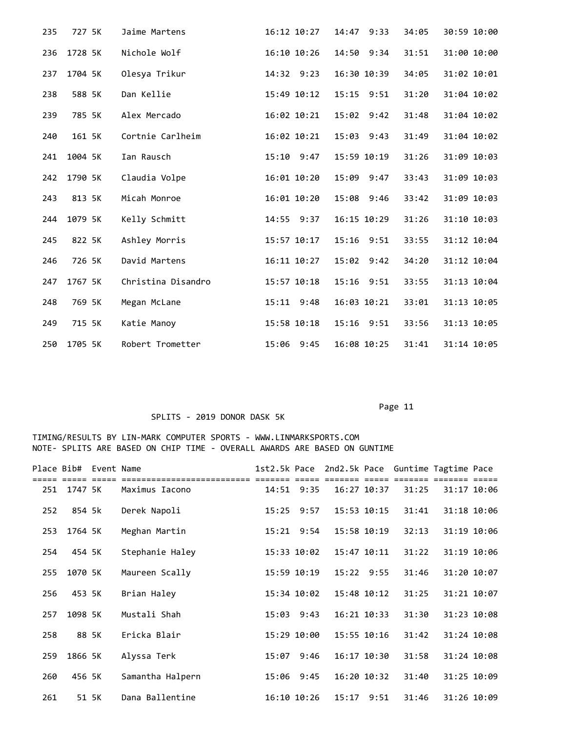| Place | Bib# | Event | Name | 1st2.5k | Pace | 2nd2.5k | Pace | Guntime | Tagtime | Pace |
|---|---|---|---|---|---|---|---|---|---|---|
| 235 | 727 | 5K | Jaime Martens | 16:12 | 10:27 | 14:47 | 9:33 | 34:05 | 30:59 | 10:00 |
| 236 | 1728 | 5K | Nichole Wolf | 16:10 | 10:26 | 14:50 | 9:34 | 31:51 | 31:00 | 10:00 |
| 237 | 1704 | 5K | Olesya Trikur | 14:32 | 9:23 | 16:30 | 10:39 | 34:05 | 31:02 | 10:01 |
| 238 | 588 | 5K | Dan Kellie | 15:49 | 10:12 | 15:15 | 9:51 | 31:20 | 31:04 | 10:02 |
| 239 | 785 | 5K | Alex Mercado | 16:02 | 10:21 | 15:02 | 9:42 | 31:48 | 31:04 | 10:02 |
| 240 | 161 | 5K | Cortnie Carlheim | 16:02 | 10:21 | 15:03 | 9:43 | 31:49 | 31:04 | 10:02 |
| 241 | 1004 | 5K | Ian Rausch | 15:10 | 9:47 | 15:59 | 10:19 | 31:26 | 31:09 | 10:03 |
| 242 | 1790 | 5K | Claudia Volpe | 16:01 | 10:20 | 15:09 | 9:47 | 33:43 | 31:09 | 10:03 |
| 243 | 813 | 5K | Micah Monroe | 16:01 | 10:20 | 15:08 | 9:46 | 33:42 | 31:09 | 10:03 |
| 244 | 1079 | 5K | Kelly Schmitt | 14:55 | 9:37 | 16:15 | 10:29 | 31:26 | 31:10 | 10:03 |
| 245 | 822 | 5K | Ashley Morris | 15:57 | 10:17 | 15:16 | 9:51 | 33:55 | 31:12 | 10:04 |
| 246 | 726 | 5K | David Martens | 16:11 | 10:27 | 15:02 | 9:42 | 34:20 | 31:12 | 10:04 |
| 247 | 1767 | 5K | Christina Disandro | 15:57 | 10:18 | 15:16 | 9:51 | 33:55 | 31:13 | 10:04 |
| 248 | 769 | 5K | Megan McLane | 15:11 | 9:48 | 16:03 | 10:21 | 33:01 | 31:13 | 10:05 |
| 249 | 715 | 5K | Katie Manoy | 15:58 | 10:18 | 15:16 | 9:51 | 33:56 | 31:13 | 10:05 |
| 250 | 1705 | 5K | Robert Trometter | 15:06 | 9:45 | 16:08 | 10:25 | 31:41 | 31:14 | 10:05 |

SPLITS - 2019 DONOR DASK 5K

TIMING/RESULTS BY LIN-MARK COMPUTER SPORTS - WWW.LINMARKSPORTS.COM
NOTE- SPLITS ARE BASED ON CHIP TIME - OVERALL AWARDS ARE BASED ON GUNTIME

| Place | Bib# | Event | Name | 1st2.5k | Pace | 2nd2.5k | Pace | Guntime | Tagtime | Pace |
|---|---|---|---|---|---|---|---|---|---|---|
| 251 | 1747 | 5K | Maximus Iacono | 14:51 | 9:35 | 16:27 | 10:37 | 31:25 | 31:17 | 10:06 |
| 252 | 854 | 5k | Derek Napoli | 15:25 | 9:57 | 15:53 | 10:15 | 31:41 | 31:18 | 10:06 |
| 253 | 1764 | 5K | Meghan Martin | 15:21 | 9:54 | 15:58 | 10:19 | 32:13 | 31:19 | 10:06 |
| 254 | 454 | 5K | Stephanie Haley | 15:33 | 10:02 | 15:47 | 10:11 | 31:22 | 31:19 | 10:06 |
| 255 | 1070 | 5K | Maureen Scally | 15:59 | 10:19 | 15:22 | 9:55 | 31:46 | 31:20 | 10:07 |
| 256 | 453 | 5K | Brian Haley | 15:34 | 10:02 | 15:48 | 10:12 | 31:25 | 31:21 | 10:07 |
| 257 | 1098 | 5K | Mustali Shah | 15:03 | 9:43 | 16:21 | 10:33 | 31:30 | 31:23 | 10:08 |
| 258 | 88 | 5K | Ericka Blair | 15:29 | 10:00 | 15:55 | 10:16 | 31:42 | 31:24 | 10:08 |
| 259 | 1866 | 5K | Alyssa Terk | 15:07 | 9:46 | 16:17 | 10:30 | 31:58 | 31:24 | 10:08 |
| 260 | 456 | 5K | Samantha Halpern | 15:06 | 9:45 | 16:20 | 10:32 | 31:40 | 31:25 | 10:09 |
| 261 | 51 | 5K | Dana Ballentine | 16:10 | 10:26 | 15:17 | 9:51 | 31:46 | 31:26 | 10:09 |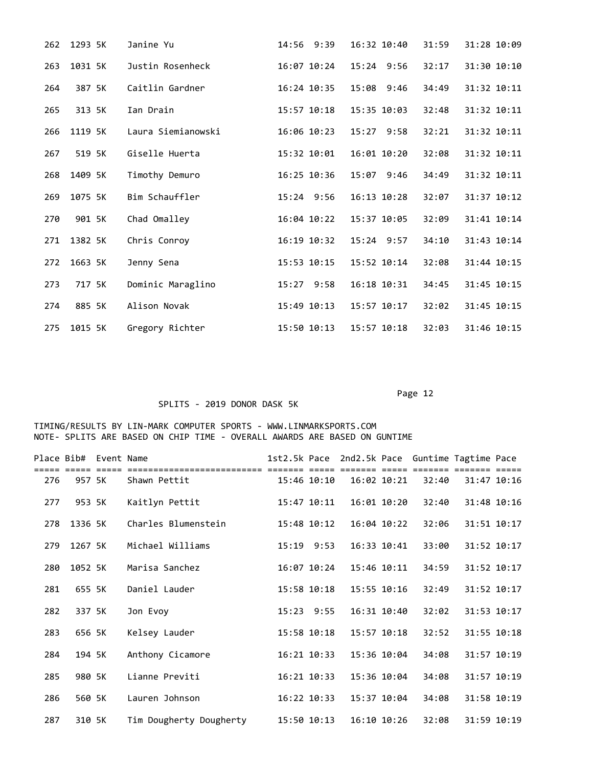| Place | Bib# | Event | Name | 1st2.5k | Pace | 2nd2.5k | Pace | Guntime | Tagtime | Pace |
|---|---|---|---|---|---|---|---|---|---|---|
| 262 | 1293 | 5K | Janine Yu | 14:56 | 9:39 | 16:32 | 10:40 | 31:59 | 31:28 | 10:09 |
| 263 | 1031 | 5K | Justin Rosenheck | 16:07 | 10:24 | 15:24 | 9:56 | 32:17 | 31:30 | 10:10 |
| 264 | 387 | 5K | Caitlin Gardner | 16:24 | 10:35 | 15:08 | 9:46 | 34:49 | 31:32 | 10:11 |
| 265 | 313 | 5K | Ian Drain | 15:57 | 10:18 | 15:35 | 10:03 | 32:48 | 31:32 | 10:11 |
| 266 | 1119 | 5K | Laura Siemianowski | 16:06 | 10:23 | 15:27 | 9:58 | 32:21 | 31:32 | 10:11 |
| 267 | 519 | 5K | Giselle Huerta | 15:32 | 10:01 | 16:01 | 10:20 | 32:08 | 31:32 | 10:11 |
| 268 | 1409 | 5K | Timothy Demuro | 16:25 | 10:36 | 15:07 | 9:46 | 34:49 | 31:32 | 10:11 |
| 269 | 1075 | 5K | Bim Schauffler | 15:24 | 9:56 | 16:13 | 10:28 | 32:07 | 31:37 | 10:12 |
| 270 | 901 | 5K | Chad Omalley | 16:04 | 10:22 | 15:37 | 10:05 | 32:09 | 31:41 | 10:14 |
| 271 | 1382 | 5K | Chris Conroy | 16:19 | 10:32 | 15:24 | 9:57 | 34:10 | 31:43 | 10:14 |
| 272 | 1663 | 5K | Jenny Sena | 15:53 | 10:15 | 15:52 | 10:14 | 32:08 | 31:44 | 10:15 |
| 273 | 717 | 5K | Dominic Maraglino | 15:27 | 9:58 | 16:18 | 10:31 | 34:45 | 31:45 | 10:15 |
| 274 | 885 | 5K | Alison Novak | 15:49 | 10:13 | 15:57 | 10:17 | 32:02 | 31:45 | 10:15 |
| 275 | 1015 | 5K | Gregory Richter | 15:50 | 10:13 | 15:57 | 10:18 | 32:03 | 31:46 | 10:15 |

SPLITS - 2019 DONOR DASK 5K

TIMING/RESULTS BY LIN-MARK COMPUTER SPORTS - WWW.LINMARKSPORTS.COM
NOTE- SPLITS ARE BASED ON CHIP TIME - OVERALL AWARDS ARE BASED ON GUNTIME

| Place | Bib# | Event | Name | 1st2.5k | Pace | 2nd2.5k | Pace | Guntime | Tagtime | Pace |
|---|---|---|---|---|---|---|---|---|---|---|
| 276 | 957 | 5K | Shawn Pettit | 15:46 | 10:10 | 16:02 | 10:21 | 32:40 | 31:47 | 10:16 |
| 277 | 953 | 5K | Kaitlyn Pettit | 15:47 | 10:11 | 16:01 | 10:20 | 32:40 | 31:48 | 10:16 |
| 278 | 1336 | 5K | Charles Blumenstein | 15:48 | 10:12 | 16:04 | 10:22 | 32:06 | 31:51 | 10:17 |
| 279 | 1267 | 5K | Michael Williams | 15:19 | 9:53 | 16:33 | 10:41 | 33:00 | 31:52 | 10:17 |
| 280 | 1052 | 5K | Marisa Sanchez | 16:07 | 10:24 | 15:46 | 10:11 | 34:59 | 31:52 | 10:17 |
| 281 | 655 | 5K | Daniel Lauder | 15:58 | 10:18 | 15:55 | 10:16 | 32:49 | 31:52 | 10:17 |
| 282 | 337 | 5K | Jon Evoy | 15:23 | 9:55 | 16:31 | 10:40 | 32:02 | 31:53 | 10:17 |
| 283 | 656 | 5K | Kelsey Lauder | 15:58 | 10:18 | 15:57 | 10:18 | 32:52 | 31:55 | 10:18 |
| 284 | 194 | 5K | Anthony Cicamore | 16:21 | 10:33 | 15:36 | 10:04 | 34:08 | 31:57 | 10:19 |
| 285 | 980 | 5K | Lianne Previti | 16:21 | 10:33 | 15:36 | 10:04 | 34:08 | 31:57 | 10:19 |
| 286 | 560 | 5K | Lauren Johnson | 16:22 | 10:33 | 15:37 | 10:04 | 34:08 | 31:58 | 10:19 |
| 287 | 310 | 5K | Tim Dougherty Dougherty | 15:50 | 10:13 | 16:10 | 10:26 | 32:08 | 31:59 | 10:19 |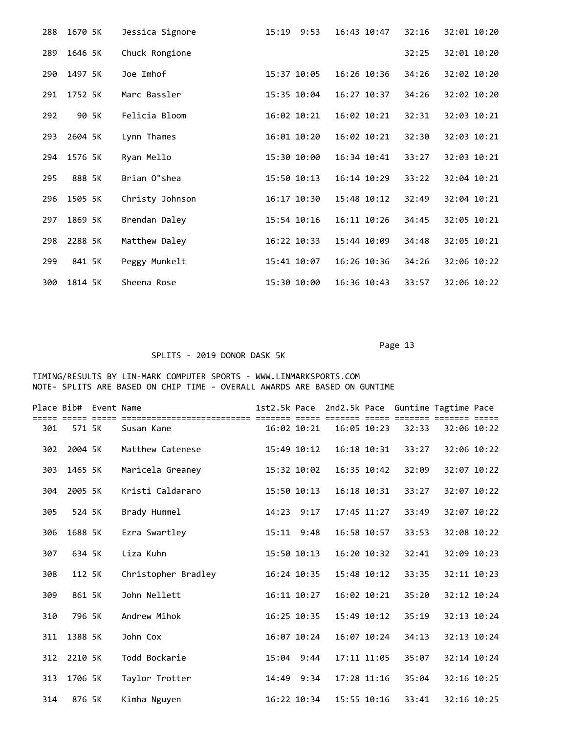| Place | Bib# | Event | Name | 1st2.5k | Pace | 2nd2.5k | Pace | Guntime | Tagtime | Pace |
|---|---|---|---|---|---|---|---|---|---|---|
| 288 | 1670 | 5K | Jessica Signore | 15:19 | 9:53 | 16:43 | 10:47 | 32:16 | 32:01 | 10:20 |
| 289 | 1646 | 5K | Chuck Rongione | | | | | 32:25 | 32:01 | 10:20 |
| 290 | 1497 | 5K | Joe Imhof | 15:37 | 10:05 | 16:26 | 10:36 | 34:26 | 32:02 | 10:20 |
| 291 | 1752 | 5K | Marc Bassler | 15:35 | 10:04 | 16:27 | 10:37 | 34:26 | 32:02 | 10:20 |
| 292 | 90 | 5K | Felicia Bloom | 16:02 | 10:21 | 16:02 | 10:21 | 32:31 | 32:03 | 10:21 |
| 293 | 2604 | 5K | Lynn Thames | 16:01 | 10:20 | 16:02 | 10:21 | 32:30 | 32:03 | 10:21 |
| 294 | 1576 | 5K | Ryan Mello | 15:30 | 10:00 | 16:34 | 10:41 | 33:27 | 32:03 | 10:21 |
| 295 | 888 | 5K | Brian O"shea | 15:50 | 10:13 | 16:14 | 10:29 | 33:22 | 32:04 | 10:21 |
| 296 | 1505 | 5K | Christy Johnson | 16:17 | 10:30 | 15:48 | 10:12 | 32:49 | 32:04 | 10:21 |
| 297 | 1869 | 5K | Brendan Daley | 15:54 | 10:16 | 16:11 | 10:26 | 34:45 | 32:05 | 10:21 |
| 298 | 2288 | 5K | Matthew Daley | 16:22 | 10:33 | 15:44 | 10:09 | 34:48 | 32:05 | 10:21 |
| 299 | 841 | 5K | Peggy Munkelt | 15:41 | 10:07 | 16:26 | 10:36 | 34:26 | 32:06 | 10:22 |
| 300 | 1814 | 5K | Sheena Rose | 15:30 | 10:00 | 16:36 | 10:43 | 33:57 | 32:06 | 10:22 |

SPLITS - 2019 DONOR DASK 5K

TIMING/RESULTS BY LIN-MARK COMPUTER SPORTS - WWW.LINMARKSPORTS.COM
NOTE- SPLITS ARE BASED ON CHIP TIME - OVERALL AWARDS ARE BASED ON GUNTIME

| Place | Bib# | Event | Name | 1st2.5k | Pace | 2nd2.5k | Pace | Guntime | Tagtime | Pace |
|---|---|---|---|---|---|---|---|---|---|---|
| 301 | 571 | 5K | Susan Kane | 16:02 | 10:21 | 16:05 | 10:23 | 32:33 | 32:06 | 10:22 |
| 302 | 2004 | 5K | Matthew Catenese | 15:49 | 10:12 | 16:18 | 10:31 | 33:27 | 32:06 | 10:22 |
| 303 | 1465 | 5K | Maricela Greaney | 15:32 | 10:02 | 16:35 | 10:42 | 32:09 | 32:07 | 10:22 |
| 304 | 2005 | 5K | Kristi Caldararo | 15:50 | 10:13 | 16:18 | 10:31 | 33:27 | 32:07 | 10:22 |
| 305 | 524 | 5K | Brady Hummel | 14:23 | 9:17 | 17:45 | 11:27 | 33:49 | 32:07 | 10:22 |
| 306 | 1688 | 5K | Ezra Swartley | 15:11 | 9:48 | 16:58 | 10:57 | 33:53 | 32:08 | 10:22 |
| 307 | 634 | 5K | Liza Kuhn | 15:50 | 10:13 | 16:20 | 10:32 | 32:41 | 32:09 | 10:23 |
| 308 | 112 | 5K | Christopher Bradley | 16:24 | 10:35 | 15:48 | 10:12 | 33:35 | 32:11 | 10:23 |
| 309 | 861 | 5K | John Nellett | 16:11 | 10:27 | 16:02 | 10:21 | 35:20 | 32:12 | 10:24 |
| 310 | 796 | 5K | Andrew Mihok | 16:25 | 10:35 | 15:49 | 10:12 | 35:19 | 32:13 | 10:24 |
| 311 | 1388 | 5K | John Cox | 16:07 | 10:24 | 16:07 | 10:24 | 34:13 | 32:13 | 10:24 |
| 312 | 2210 | 5K | Todd Bockarie | 15:04 | 9:44 | 17:11 | 11:05 | 35:07 | 32:14 | 10:24 |
| 313 | 1706 | 5K | Taylor Trotter | 14:49 | 9:34 | 17:28 | 11:16 | 35:04 | 32:16 | 10:25 |
| 314 | 876 | 5K | Kimha Nguyen | 16:22 | 10:34 | 15:55 | 10:16 | 33:41 | 32:16 | 10:25 |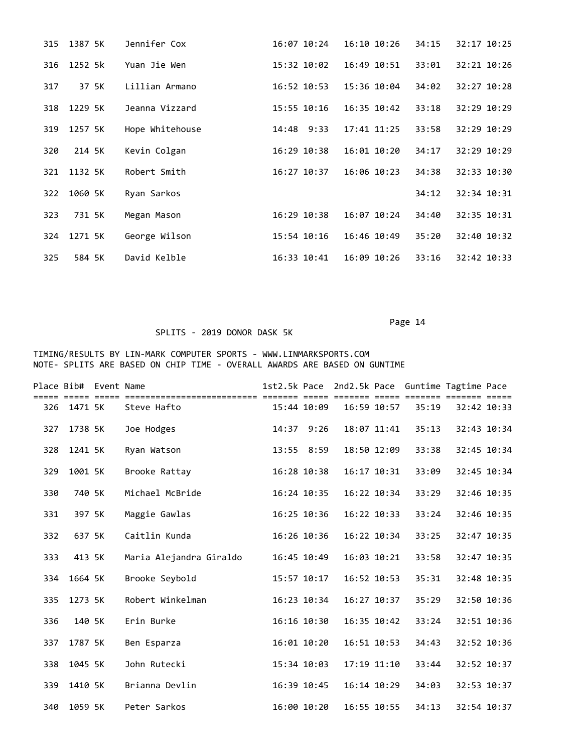| Place | Bib# | Event | Name | 1st2.5k | Pace | 2nd2.5k | Pace | Guntime | Tagtime | Pace |
|---|---|---|---|---|---|---|---|---|---|---|
| 315 | 1387 | 5K | Jennifer Cox | 16:07 | 10:24 | 16:10 | 10:26 | 34:15 | 32:17 | 10:25 |
| 316 | 1252 | 5k | Yuan Jie Wen | 15:32 | 10:02 | 16:49 | 10:51 | 33:01 | 32:21 | 10:26 |
| 317 | 37 | 5K | Lillian Armano | 16:52 | 10:53 | 15:36 | 10:04 | 34:02 | 32:27 | 10:28 |
| 318 | 1229 | 5K | Jeanna Vizzard | 15:55 | 10:16 | 16:35 | 10:42 | 33:18 | 32:29 | 10:29 |
| 319 | 1257 | 5K | Hope Whitehouse | 14:48 | 9:33 | 17:41 | 11:25 | 33:58 | 32:29 | 10:29 |
| 320 | 214 | 5K | Kevin Colgan | 16:29 | 10:38 | 16:01 | 10:20 | 34:17 | 32:29 | 10:29 |
| 321 | 1132 | 5K | Robert Smith | 16:27 | 10:37 | 16:06 | 10:23 | 34:38 | 32:33 | 10:30 |
| 322 | 1060 | 5K | Ryan Sarkos | | | | | 34:12 | 32:34 | 10:31 |
| 323 | 731 | 5K | Megan Mason | 16:29 | 10:38 | 16:07 | 10:24 | 34:40 | 32:35 | 10:31 |
| 324 | 1271 | 5K | George Wilson | 15:54 | 10:16 | 16:46 | 10:49 | 35:20 | 32:40 | 10:32 |
| 325 | 584 | 5K | David Kelble | 16:33 | 10:41 | 16:09 | 10:26 | 33:16 | 32:42 | 10:33 |

Page 14

SPLITS - 2019 DONOR DASK 5K

TIMING/RESULTS BY LIN-MARK COMPUTER SPORTS - WWW.LINMARKSPORTS.COM
NOTE- SPLITS ARE BASED ON CHIP TIME - OVERALL AWARDS ARE BASED ON GUNTIME

| Place | Bib# | Event | Name | 1st2.5k | Pace | 2nd2.5k | Pace | Guntime | Tagtime | Pace |
|---|---|---|---|---|---|---|---|---|---|---|
| 326 | 1471 | 5K | Steve Hafto | 15:44 | 10:09 | 16:59 | 10:57 | 35:19 | 32:42 | 10:33 |
| 327 | 1738 | 5K | Joe Hodges | 14:37 | 9:26 | 18:07 | 11:41 | 35:13 | 32:43 | 10:34 |
| 328 | 1241 | 5K | Ryan Watson | 13:55 | 8:59 | 18:50 | 12:09 | 33:38 | 32:45 | 10:34 |
| 329 | 1001 | 5K | Brooke Rattay | 16:28 | 10:38 | 16:17 | 10:31 | 33:09 | 32:45 | 10:34 |
| 330 | 740 | 5K | Michael McBride | 16:24 | 10:35 | 16:22 | 10:34 | 33:29 | 32:46 | 10:35 |
| 331 | 397 | 5K | Maggie Gawlas | 16:25 | 10:36 | 16:22 | 10:33 | 33:24 | 32:46 | 10:35 |
| 332 | 637 | 5K | Caitlin Kunda | 16:26 | 10:36 | 16:22 | 10:34 | 33:25 | 32:47 | 10:35 |
| 333 | 413 | 5K | Maria Alejandra Giraldo | 16:45 | 10:49 | 16:03 | 10:21 | 33:58 | 32:47 | 10:35 |
| 334 | 1664 | 5K | Brooke Seybold | 15:57 | 10:17 | 16:52 | 10:53 | 35:31 | 32:48 | 10:35 |
| 335 | 1273 | 5K | Robert Winkelman | 16:23 | 10:34 | 16:27 | 10:37 | 35:29 | 32:50 | 10:36 |
| 336 | 140 | 5K | Erin Burke | 16:16 | 10:30 | 16:35 | 10:42 | 33:24 | 32:51 | 10:36 |
| 337 | 1787 | 5K | Ben Esparza | 16:01 | 10:20 | 16:51 | 10:53 | 34:43 | 32:52 | 10:36 |
| 338 | 1045 | 5K | John Rutecki | 15:34 | 10:03 | 17:19 | 11:10 | 33:44 | 32:52 | 10:37 |
| 339 | 1410 | 5K | Brianna Devlin | 16:39 | 10:45 | 16:14 | 10:29 | 34:03 | 32:53 | 10:37 |
| 340 | 1059 | 5K | Peter Sarkos | 16:00 | 10:20 | 16:55 | 10:55 | 34:13 | 32:54 | 10:37 |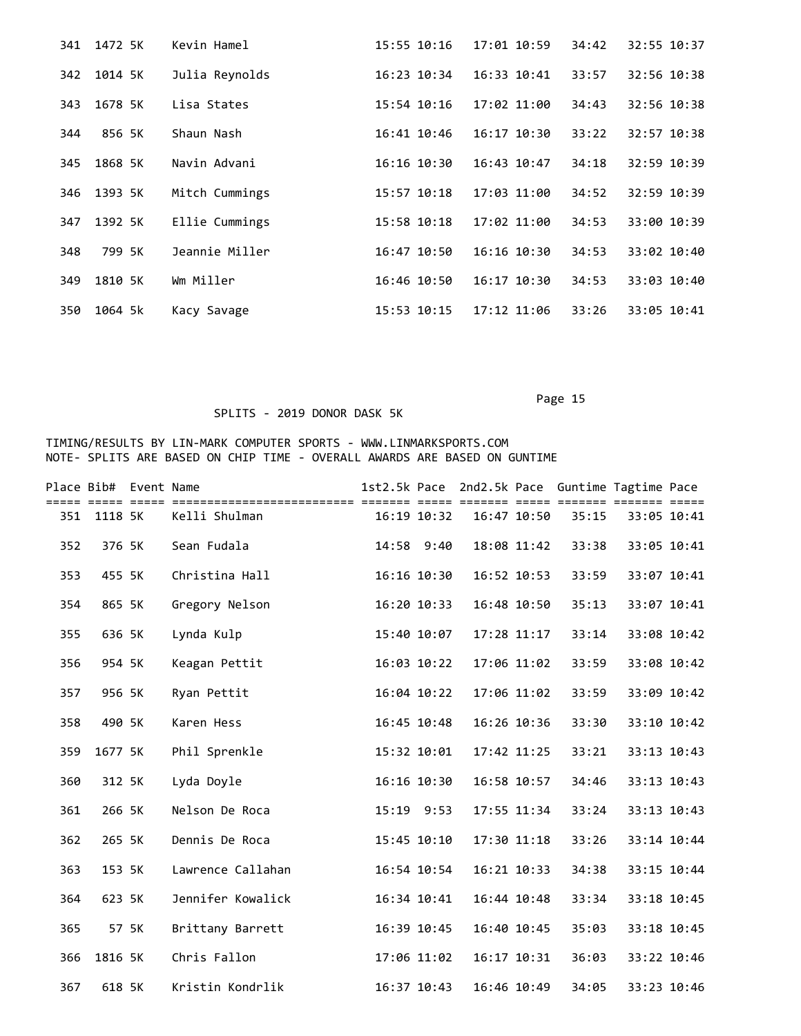| Place | Bib# | Event | Name | 1st2.5k | Pace | 2nd2.5k | Pace | Guntime | Tagtime | Pace |
|---|---|---|---|---|---|---|---|---|---|---|
| 341 | 1472 | 5K | Kevin Hamel | 15:55 | 10:16 | 17:01 | 10:59 | 34:42 | 32:55 | 10:37 |
| 342 | 1014 | 5K | Julia Reynolds | 16:23 | 10:34 | 16:33 | 10:41 | 33:57 | 32:56 | 10:38 |
| 343 | 1678 | 5K | Lisa States | 15:54 | 10:16 | 17:02 | 11:00 | 34:43 | 32:56 | 10:38 |
| 344 | 856 | 5K | Shaun Nash | 16:41 | 10:46 | 16:17 | 10:30 | 33:22 | 32:57 | 10:38 |
| 345 | 1868 | 5K | Navin Advani | 16:16 | 10:30 | 16:43 | 10:47 | 34:18 | 32:59 | 10:39 |
| 346 | 1393 | 5K | Mitch Cummings | 15:57 | 10:18 | 17:03 | 11:00 | 34:52 | 32:59 | 10:39 |
| 347 | 1392 | 5K | Ellie Cummings | 15:58 | 10:18 | 17:02 | 11:00 | 34:53 | 33:00 | 10:39 |
| 348 | 799 | 5K | Jeannie Miller | 16:47 | 10:50 | 16:16 | 10:30 | 34:53 | 33:02 | 10:40 |
| 349 | 1810 | 5K | Wm Miller | 16:46 | 10:50 | 16:17 | 10:30 | 34:53 | 33:03 | 10:40 |
| 350 | 1064 | 5k | Kacy Savage | 15:53 | 10:15 | 17:12 | 11:06 | 33:26 | 33:05 | 10:41 |

SPLITS - 2019 DONOR DASK 5K

TIMING/RESULTS BY LIN-MARK COMPUTER SPORTS - WWW.LINMARKSPORTS.COM
NOTE- SPLITS ARE BASED ON CHIP TIME - OVERALL AWARDS ARE BASED ON GUNTIME

| Place | Bib# | Event | Name | 1st2.5k | Pace | 2nd2.5k | Pace | Guntime | Tagtime | Pace |
|---|---|---|---|---|---|---|---|---|---|---|
| 351 | 1118 | 5K | Kelli Shulman | 16:19 | 10:32 | 16:47 | 10:50 | 35:15 | 33:05 | 10:41 |
| 352 | 376 | 5K | Sean Fudala | 14:58 | 9:40 | 18:08 | 11:42 | 33:38 | 33:05 | 10:41 |
| 353 | 455 | 5K | Christina Hall | 16:16 | 10:30 | 16:52 | 10:53 | 33:59 | 33:07 | 10:41 |
| 354 | 865 | 5K | Gregory Nelson | 16:20 | 10:33 | 16:48 | 10:50 | 35:13 | 33:07 | 10:41 |
| 355 | 636 | 5K | Lynda Kulp | 15:40 | 10:07 | 17:28 | 11:17 | 33:14 | 33:08 | 10:42 |
| 356 | 954 | 5K | Keagan Pettit | 16:03 | 10:22 | 17:06 | 11:02 | 33:59 | 33:08 | 10:42 |
| 357 | 956 | 5K | Ryan Pettit | 16:04 | 10:22 | 17:06 | 11:02 | 33:59 | 33:09 | 10:42 |
| 358 | 490 | 5K | Karen Hess | 16:45 | 10:48 | 16:26 | 10:36 | 33:30 | 33:10 | 10:42 |
| 359 | 1677 | 5K | Phil Sprenkle | 15:32 | 10:01 | 17:42 | 11:25 | 33:21 | 33:13 | 10:43 |
| 360 | 312 | 5K | Lyda Doyle | 16:16 | 10:30 | 16:58 | 10:57 | 34:46 | 33:13 | 10:43 |
| 361 | 266 | 5K | Nelson De Roca | 15:19 | 9:53 | 17:55 | 11:34 | 33:24 | 33:13 | 10:43 |
| 362 | 265 | 5K | Dennis De Roca | 15:45 | 10:10 | 17:30 | 11:18 | 33:26 | 33:14 | 10:44 |
| 363 | 153 | 5K | Lawrence Callahan | 16:54 | 10:54 | 16:21 | 10:33 | 34:38 | 33:15 | 10:44 |
| 364 | 623 | 5K | Jennifer Kowalick | 16:34 | 10:41 | 16:44 | 10:48 | 33:34 | 33:18 | 10:45 |
| 365 | 57 | 5K | Brittany Barrett | 16:39 | 10:45 | 16:40 | 10:45 | 35:03 | 33:18 | 10:45 |
| 366 | 1816 | 5K | Chris Fallon | 17:06 | 11:02 | 16:17 | 10:31 | 36:03 | 33:22 | 10:46 |
| 367 | 618 | 5K | Kristin Kondrlik | 16:37 | 10:43 | 16:46 | 10:49 | 34:05 | 33:23 | 10:46 |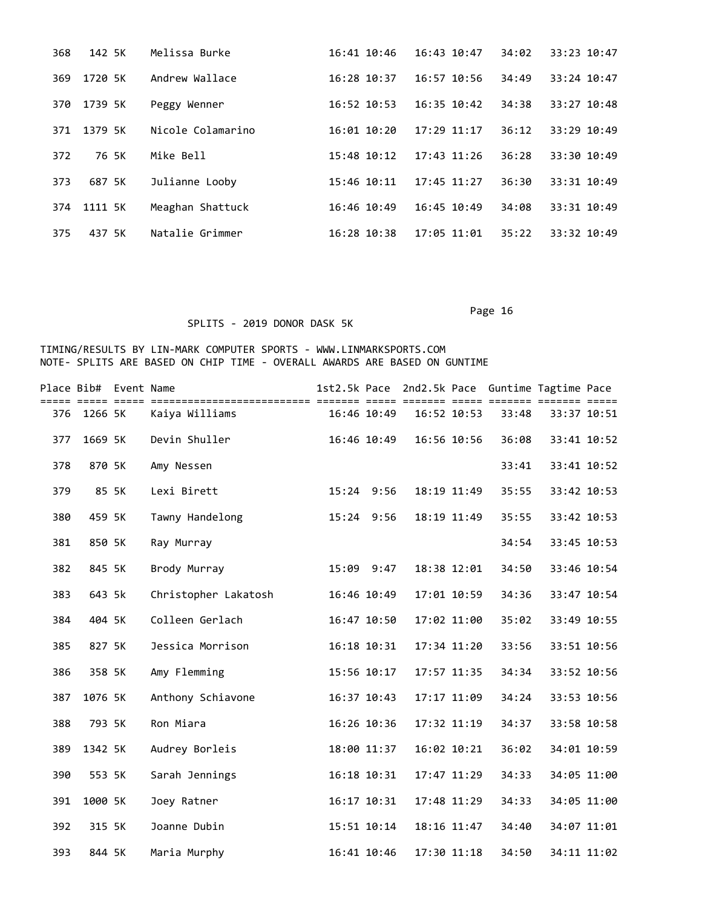| Place | Bib# | Event | Name | 1st2.5k | Pace | 2nd2.5k | Pace | Guntime | Tagtime | Pace |
|---|---|---|---|---|---|---|---|---|---|---|
| 368 | 142 | 5K | Melissa Burke | 16:41 | 10:46 | 16:43 | 10:47 | 34:02 | 33:23 | 10:47 |
| 369 | 1720 | 5K | Andrew Wallace | 16:28 | 10:37 | 16:57 | 10:56 | 34:49 | 33:24 | 10:47 |
| 370 | 1739 | 5K | Peggy Wenner | 16:52 | 10:53 | 16:35 | 10:42 | 34:38 | 33:27 | 10:48 |
| 371 | 1379 | 5K | Nicole Colamarino | 16:01 | 10:20 | 17:29 | 11:17 | 36:12 | 33:29 | 10:49 |
| 372 | 76 | 5K | Mike Bell | 15:48 | 10:12 | 17:43 | 11:26 | 36:28 | 33:30 | 10:49 |
| 373 | 687 | 5K | Julianne Looby | 15:46 | 10:11 | 17:45 | 11:27 | 36:30 | 33:31 | 10:49 |
| 374 | 1111 | 5K | Meaghan Shattuck | 16:46 | 10:49 | 16:45 | 10:49 | 34:08 | 33:31 | 10:49 |
| 375 | 437 | 5K | Natalie Grimmer | 16:28 | 10:38 | 17:05 | 11:01 | 35:22 | 33:32 | 10:49 |

SPLITS - 2019 DONOR DASK 5K

TIMING/RESULTS BY LIN-MARK COMPUTER SPORTS - WWW.LINMARKSPORTS.COM
NOTE- SPLITS ARE BASED ON CHIP TIME - OVERALL AWARDS ARE BASED ON GUNTIME

| Place | Bib# | Event | Name | 1st2.5k | Pace | 2nd2.5k | Pace | Guntime | Tagtime | Pace |
|---|---|---|---|---|---|---|---|---|---|---|
| 376 | 1266 | 5K | Kaiya Williams | 16:46 | 10:49 | 16:52 | 10:53 | 33:48 | 33:37 | 10:51 |
| 377 | 1669 | 5K | Devin Shuller | 16:46 | 10:49 | 16:56 | 10:56 | 36:08 | 33:41 | 10:52 |
| 378 | 870 | 5K | Amy Nessen | | | | | 33:41 | 33:41 | 10:52 |
| 379 | 85 | 5K | Lexi Birett | 15:24 | 9:56 | 18:19 | 11:49 | 35:55 | 33:42 | 10:53 |
| 380 | 459 | 5K | Tawny Handelong | 15:24 | 9:56 | 18:19 | 11:49 | 35:55 | 33:42 | 10:53 |
| 381 | 850 | 5K | Ray Murray | | | | | 34:54 | 33:45 | 10:53 |
| 382 | 845 | 5K | Brody Murray | 15:09 | 9:47 | 18:38 | 12:01 | 34:50 | 33:46 | 10:54 |
| 383 | 643 | 5k | Christopher Lakatosh | 16:46 | 10:49 | 17:01 | 10:59 | 34:36 | 33:47 | 10:54 |
| 384 | 404 | 5K | Colleen Gerlach | 16:47 | 10:50 | 17:02 | 11:00 | 35:02 | 33:49 | 10:55 |
| 385 | 827 | 5K | Jessica Morrison | 16:18 | 10:31 | 17:34 | 11:20 | 33:56 | 33:51 | 10:56 |
| 386 | 358 | 5K | Amy Flemming | 15:56 | 10:17 | 17:57 | 11:35 | 34:34 | 33:52 | 10:56 |
| 387 | 1076 | 5K | Anthony Schiavone | 16:37 | 10:43 | 17:17 | 11:09 | 34:24 | 33:53 | 10:56 |
| 388 | 793 | 5K | Ron Miara | 16:26 | 10:36 | 17:32 | 11:19 | 34:37 | 33:58 | 10:58 |
| 389 | 1342 | 5K | Audrey Borleis | 18:00 | 11:37 | 16:02 | 10:21 | 36:02 | 34:01 | 10:59 |
| 390 | 553 | 5K | Sarah Jennings | 16:18 | 10:31 | 17:47 | 11:29 | 34:33 | 34:05 | 11:00 |
| 391 | 1000 | 5K | Joey Ratner | 16:17 | 10:31 | 17:48 | 11:29 | 34:33 | 34:05 | 11:00 |
| 392 | 315 | 5K | Joanne Dubin | 15:51 | 10:14 | 18:16 | 11:47 | 34:40 | 34:07 | 11:01 |
| 393 | 844 | 5K | Maria Murphy | 16:41 | 10:46 | 17:30 | 11:18 | 34:50 | 34:11 | 11:02 |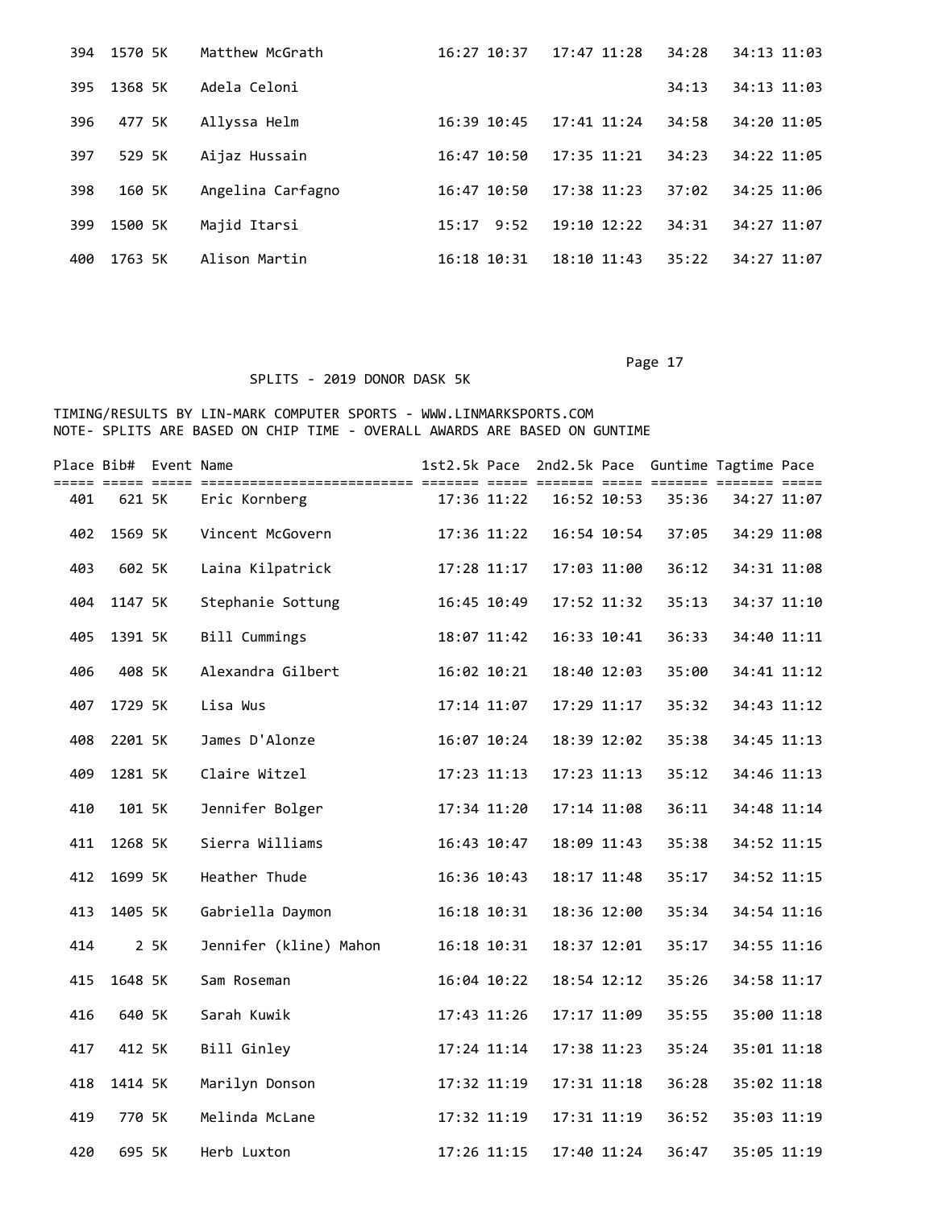| Place | Bib# | Event | Name | 1st2.5k | Pace | 2nd2.5k | Pace | Guntime | Tagtime | Pace |
|---|---|---|---|---|---|---|---|---|---|---|
| 394 | 1570 | 5K | Matthew McGrath | 16:27 | 10:37 | 17:47 | 11:28 | 34:28 | 34:13 | 11:03 |
| 395 | 1368 | 5K | Adela Celoni | | | | | 34:13 | 34:13 | 11:03 |
| 396 | 477 | 5K | Allyssa Helm | 16:39 | 10:45 | 17:41 | 11:24 | 34:58 | 34:20 | 11:05 |
| 397 | 529 | 5K | Aijaz Hussain | 16:47 | 10:50 | 17:35 | 11:21 | 34:23 | 34:22 | 11:05 |
| 398 | 160 | 5K | Angelina Carfagno | 16:47 | 10:50 | 17:38 | 11:23 | 37:02 | 34:25 | 11:06 |
| 399 | 1500 | 5K | Majid Itarsi | 15:17 | 9:52 | 19:10 | 12:22 | 34:31 | 34:27 | 11:07 |
| 400 | 1763 | 5K | Alison Martin | 16:18 | 10:31 | 18:10 | 11:43 | 35:22 | 34:27 | 11:07 |

SPLITS - 2019 DONOR DASK 5K

TIMING/RESULTS BY LIN-MARK COMPUTER SPORTS - WWW.LINMARKSPORTS.COM
NOTE- SPLITS ARE BASED ON CHIP TIME - OVERALL AWARDS ARE BASED ON GUNTIME

| Place | Bib# | Event | Name | 1st2.5k | Pace | 2nd2.5k | Pace | Guntime | Tagtime | Pace |
|---|---|---|---|---|---|---|---|---|---|---|
| 401 | 621 | 5K | Eric Kornberg | 17:36 | 11:22 | 16:52 | 10:53 | 35:36 | 34:27 | 11:07 |
| 402 | 1569 | 5K | Vincent McGovern | 17:36 | 11:22 | 16:54 | 10:54 | 37:05 | 34:29 | 11:08 |
| 403 | 602 | 5K | Laina Kilpatrick | 17:28 | 11:17 | 17:03 | 11:00 | 36:12 | 34:31 | 11:08 |
| 404 | 1147 | 5K | Stephanie Sottung | 16:45 | 10:49 | 17:52 | 11:32 | 35:13 | 34:37 | 11:10 |
| 405 | 1391 | 5K | Bill Cummings | 18:07 | 11:42 | 16:33 | 10:41 | 36:33 | 34:40 | 11:11 |
| 406 | 408 | 5K | Alexandra Gilbert | 16:02 | 10:21 | 18:40 | 12:03 | 35:00 | 34:41 | 11:12 |
| 407 | 1729 | 5K | Lisa Wus | 17:14 | 11:07 | 17:29 | 11:17 | 35:32 | 34:43 | 11:12 |
| 408 | 2201 | 5K | James D'Alonze | 16:07 | 10:24 | 18:39 | 12:02 | 35:38 | 34:45 | 11:13 |
| 409 | 1281 | 5K | Claire Witzel | 17:23 | 11:13 | 17:23 | 11:13 | 35:12 | 34:46 | 11:13 |
| 410 | 101 | 5K | Jennifer Bolger | 17:34 | 11:20 | 17:14 | 11:08 | 36:11 | 34:48 | 11:14 |
| 411 | 1268 | 5K | Sierra Williams | 16:43 | 10:47 | 18:09 | 11:43 | 35:38 | 34:52 | 11:15 |
| 412 | 1699 | 5K | Heather Thude | 16:36 | 10:43 | 18:17 | 11:48 | 35:17 | 34:52 | 11:15 |
| 413 | 1405 | 5K | Gabriella Daymon | 16:18 | 10:31 | 18:36 | 12:00 | 35:34 | 34:54 | 11:16 |
| 414 | 2 | 5K | Jennifer (kline) Mahon | 16:18 | 10:31 | 18:37 | 12:01 | 35:17 | 34:55 | 11:16 |
| 415 | 1648 | 5K | Sam Roseman | 16:04 | 10:22 | 18:54 | 12:12 | 35:26 | 34:58 | 11:17 |
| 416 | 640 | 5K | Sarah Kuwik | 17:43 | 11:26 | 17:17 | 11:09 | 35:55 | 35:00 | 11:18 |
| 417 | 412 | 5K | Bill Ginley | 17:24 | 11:14 | 17:38 | 11:23 | 35:24 | 35:01 | 11:18 |
| 418 | 1414 | 5K | Marilyn Donson | 17:32 | 11:19 | 17:31 | 11:18 | 36:28 | 35:02 | 11:18 |
| 419 | 770 | 5K | Melinda McLane | 17:32 | 11:19 | 17:31 | 11:19 | 36:52 | 35:03 | 11:19 |
| 420 | 695 | 5K | Herb Luxton | 17:26 | 11:15 | 17:40 | 11:24 | 36:47 | 35:05 | 11:19 |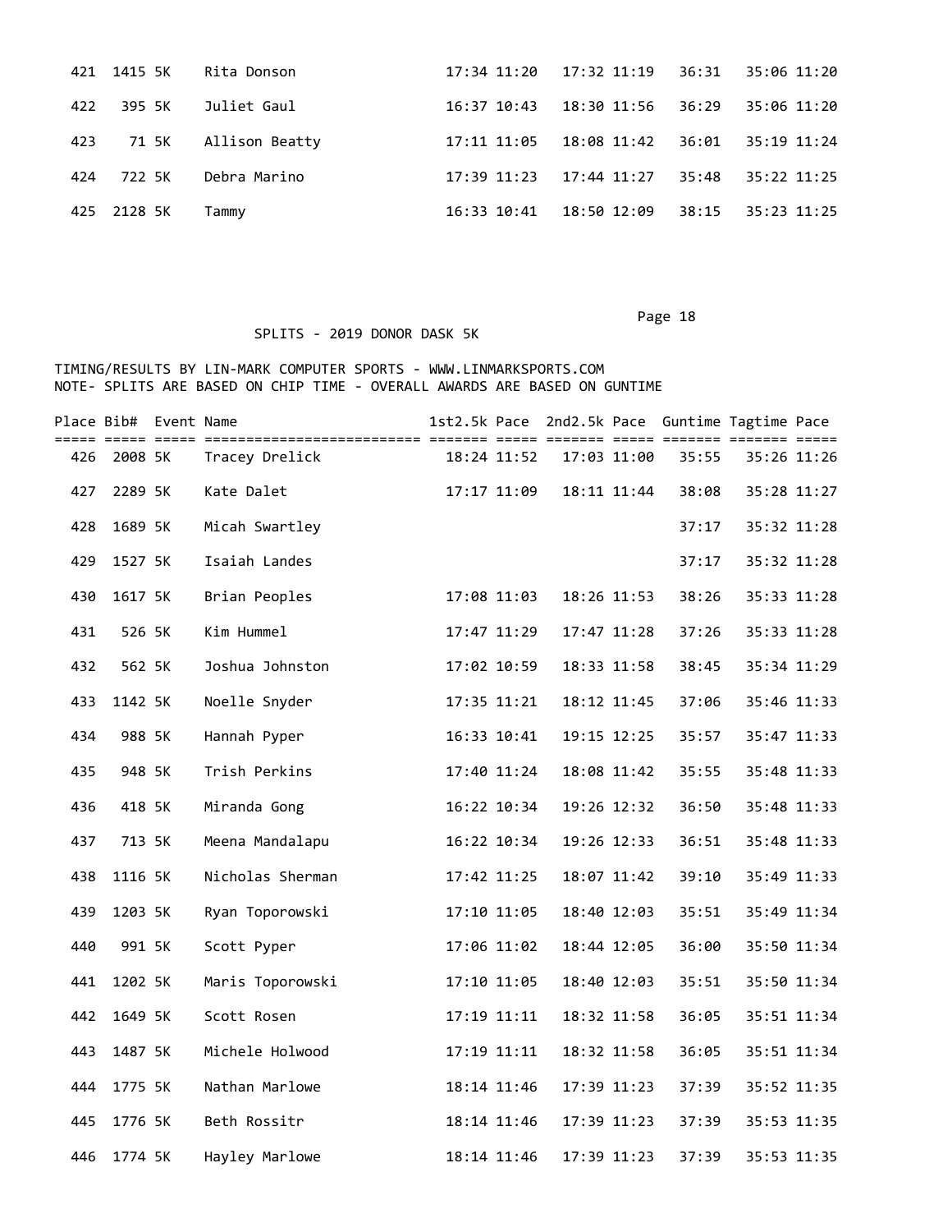| Place | Bib# | Event | Name | 1st2.5k | Pace | 2nd2.5k | Pace | Guntime | Tagtime | Pace |
|---|---|---|---|---|---|---|---|---|---|---|
| 421 | 1415 | 5K | Rita Donson | 17:34 | 11:20 | 17:32 | 11:19 | 36:31 | 35:06 | 11:20 |
| 422 | 395 | 5K | Juliet Gaul | 16:37 | 10:43 | 18:30 | 11:56 | 36:29 | 35:06 | 11:20 |
| 423 | 71 | 5K | Allison Beatty | 17:11 | 11:05 | 18:08 | 11:42 | 36:01 | 35:19 | 11:24 |
| 424 | 722 | 5K | Debra Marino | 17:39 | 11:23 | 17:44 | 11:27 | 35:48 | 35:22 | 11:25 |
| 425 | 2128 | 5K | Tammy | 16:33 | 10:41 | 18:50 | 12:09 | 38:15 | 35:23 | 11:25 |

SPLITS - 2019 DONOR DASK 5K

TIMING/RESULTS BY LIN-MARK COMPUTER SPORTS - WWW.LINMARKSPORTS.COM
NOTE- SPLITS ARE BASED ON CHIP TIME - OVERALL AWARDS ARE BASED ON GUNTIME

| Place | Bib# | Event | Name | 1st2.5k | Pace | 2nd2.5k | Pace | Guntime | Tagtime | Pace |
|---|---|---|---|---|---|---|---|---|---|---|
| 426 | 2008 | 5K | Tracey Drelick | 18:24 | 11:52 | 17:03 | 11:00 | 35:55 | 35:26 | 11:26 |
| 427 | 2289 | 5K | Kate Dalet | 17:17 | 11:09 | 18:11 | 11:44 | 38:08 | 35:28 | 11:27 |
| 428 | 1689 | 5K | Micah Swartley | | | | | 37:17 | 35:32 | 11:28 |
| 429 | 1527 | 5K | Isaiah Landes | | | | | 37:17 | 35:32 | 11:28 |
| 430 | 1617 | 5K | Brian Peoples | 17:08 | 11:03 | 18:26 | 11:53 | 38:26 | 35:33 | 11:28 |
| 431 | 526 | 5K | Kim Hummel | 17:47 | 11:29 | 17:47 | 11:28 | 37:26 | 35:33 | 11:28 |
| 432 | 562 | 5K | Joshua Johnston | 17:02 | 10:59 | 18:33 | 11:58 | 38:45 | 35:34 | 11:29 |
| 433 | 1142 | 5K | Noelle Snyder | 17:35 | 11:21 | 18:12 | 11:45 | 37:06 | 35:46 | 11:33 |
| 434 | 988 | 5K | Hannah Pyper | 16:33 | 10:41 | 19:15 | 12:25 | 35:57 | 35:47 | 11:33 |
| 435 | 948 | 5K | Trish Perkins | 17:40 | 11:24 | 18:08 | 11:42 | 35:55 | 35:48 | 11:33 |
| 436 | 418 | 5K | Miranda Gong | 16:22 | 10:34 | 19:26 | 12:32 | 36:50 | 35:48 | 11:33 |
| 437 | 713 | 5K | Meena Mandalapu | 16:22 | 10:34 | 19:26 | 12:33 | 36:51 | 35:48 | 11:33 |
| 438 | 1116 | 5K | Nicholas Sherman | 17:42 | 11:25 | 18:07 | 11:42 | 39:10 | 35:49 | 11:33 |
| 439 | 1203 | 5K | Ryan Toporowski | 17:10 | 11:05 | 18:40 | 12:03 | 35:51 | 35:49 | 11:34 |
| 440 | 991 | 5K | Scott Pyper | 17:06 | 11:02 | 18:44 | 12:05 | 36:00 | 35:50 | 11:34 |
| 441 | 1202 | 5K | Maris Toporowski | 17:10 | 11:05 | 18:40 | 12:03 | 35:51 | 35:50 | 11:34 |
| 442 | 1649 | 5K | Scott Rosen | 17:19 | 11:11 | 18:32 | 11:58 | 36:05 | 35:51 | 11:34 |
| 443 | 1487 | 5K | Michele Holwood | 17:19 | 11:11 | 18:32 | 11:58 | 36:05 | 35:51 | 11:34 |
| 444 | 1775 | 5K | Nathan Marlowe | 18:14 | 11:46 | 17:39 | 11:23 | 37:39 | 35:52 | 11:35 |
| 445 | 1776 | 5K | Beth Rossitr | 18:14 | 11:46 | 17:39 | 11:23 | 37:39 | 35:53 | 11:35 |
| 446 | 1774 | 5K | Hayley Marlowe | 18:14 | 11:46 | 17:39 | 11:23 | 37:39 | 35:53 | 11:35 |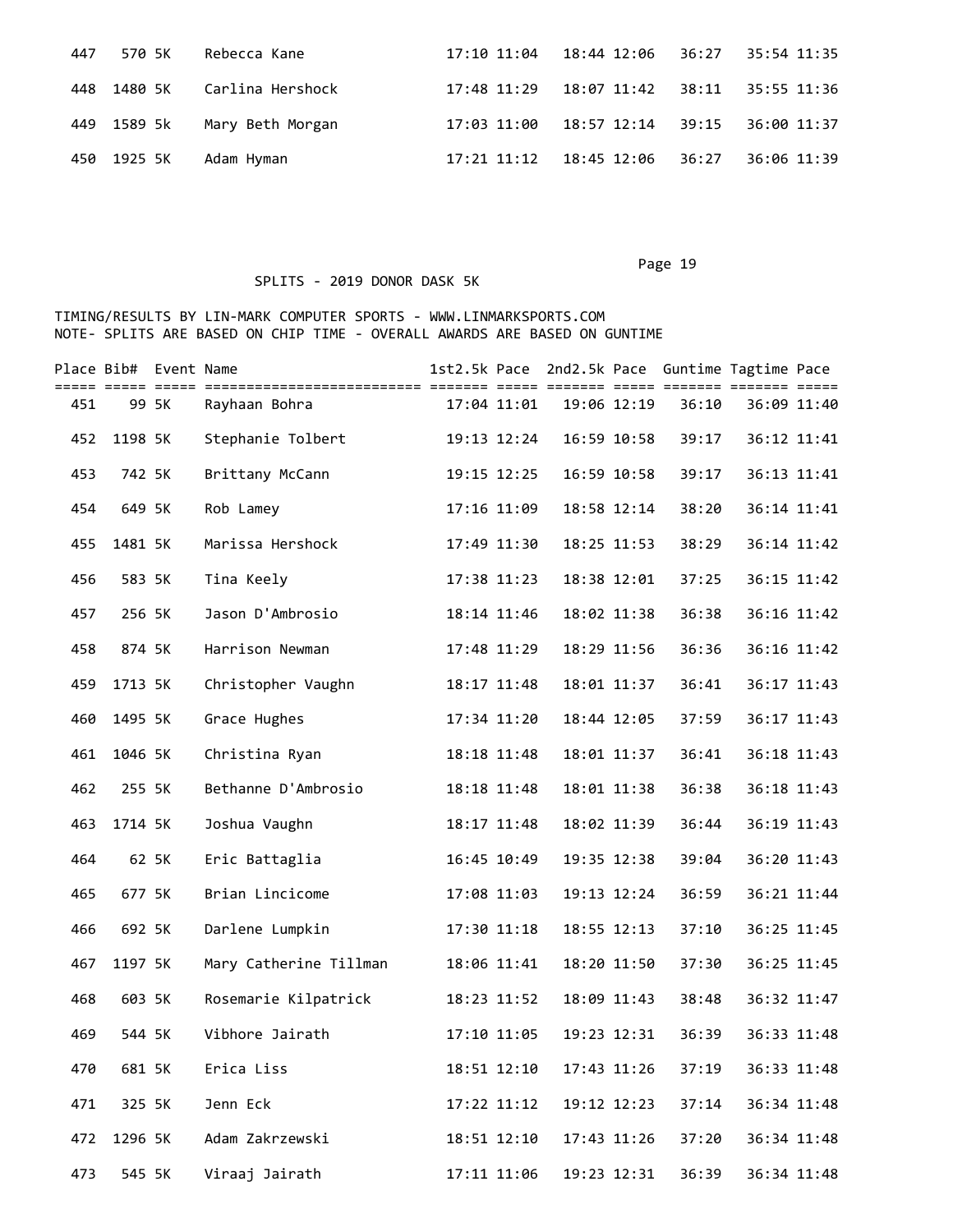| Place | Bib# | Event | Name | 1st2.5k | Pace | 2nd2.5k | Pace | Guntime | Tagtime | Pace |
|---|---|---|---|---|---|---|---|---|---|---|
| 447 | 570 | 5K | Rebecca Kane | 17:10 | 11:04 | 18:44 | 12:06 | 36:27 | 35:54 | 11:35 |
| 448 | 1480 | 5K | Carlina Hershock | 17:48 | 11:29 | 18:07 | 11:42 | 38:11 | 35:55 | 11:36 |
| 449 | 1589 | 5k | Mary Beth Morgan | 17:03 | 11:00 | 18:57 | 12:14 | 39:15 | 36:00 | 11:37 |
| 450 | 1925 | 5K | Adam Hyman | 17:21 | 11:12 | 18:45 | 12:06 | 36:27 | 36:06 | 11:39 |

SPLITS - 2019 DONOR DASK 5K

TIMING/RESULTS BY LIN-MARK COMPUTER SPORTS - WWW.LINMARKSPORTS.COM
NOTE- SPLITS ARE BASED ON CHIP TIME - OVERALL AWARDS ARE BASED ON GUNTIME

| Place | Bib# | Event | Name | 1st2.5k | Pace | 2nd2.5k | Pace | Guntime | Tagtime | Pace |
|---|---|---|---|---|---|---|---|---|---|---|
| 451 | 99 | 5K | Rayhaan Bohra | 17:04 | 11:01 | 19:06 | 12:19 | 36:10 | 36:09 | 11:40 |
| 452 | 1198 | 5K | Stephanie Tolbert | 19:13 | 12:24 | 16:59 | 10:58 | 39:17 | 36:12 | 11:41 |
| 453 | 742 | 5K | Brittany McCann | 19:15 | 12:25 | 16:59 | 10:58 | 39:17 | 36:13 | 11:41 |
| 454 | 649 | 5K | Rob Lamey | 17:16 | 11:09 | 18:58 | 12:14 | 38:20 | 36:14 | 11:41 |
| 455 | 1481 | 5K | Marissa Hershock | 17:49 | 11:30 | 18:25 | 11:53 | 38:29 | 36:14 | 11:42 |
| 456 | 583 | 5K | Tina Keely | 17:38 | 11:23 | 18:38 | 12:01 | 37:25 | 36:15 | 11:42 |
| 457 | 256 | 5K | Jason D'Ambrosio | 18:14 | 11:46 | 18:02 | 11:38 | 36:38 | 36:16 | 11:42 |
| 458 | 874 | 5K | Harrison Newman | 17:48 | 11:29 | 18:29 | 11:56 | 36:36 | 36:16 | 11:42 |
| 459 | 1713 | 5K | Christopher Vaughn | 18:17 | 11:48 | 18:01 | 11:37 | 36:41 | 36:17 | 11:43 |
| 460 | 1495 | 5K | Grace Hughes | 17:34 | 11:20 | 18:44 | 12:05 | 37:59 | 36:17 | 11:43 |
| 461 | 1046 | 5K | Christina Ryan | 18:18 | 11:48 | 18:01 | 11:37 | 36:41 | 36:18 | 11:43 |
| 462 | 255 | 5K | Bethanne D'Ambrosio | 18:18 | 11:48 | 18:01 | 11:38 | 36:38 | 36:18 | 11:43 |
| 463 | 1714 | 5K | Joshua Vaughn | 18:17 | 11:48 | 18:02 | 11:39 | 36:44 | 36:19 | 11:43 |
| 464 | 62 | 5K | Eric Battaglia | 16:45 | 10:49 | 19:35 | 12:38 | 39:04 | 36:20 | 11:43 |
| 465 | 677 | 5K | Brian Lincicome | 17:08 | 11:03 | 19:13 | 12:24 | 36:59 | 36:21 | 11:44 |
| 466 | 692 | 5K | Darlene Lumpkin | 17:30 | 11:18 | 18:55 | 12:13 | 37:10 | 36:25 | 11:45 |
| 467 | 1197 | 5K | Mary Catherine Tillman | 18:06 | 11:41 | 18:20 | 11:50 | 37:30 | 36:25 | 11:45 |
| 468 | 603 | 5K | Rosemarie Kilpatrick | 18:23 | 11:52 | 18:09 | 11:43 | 38:48 | 36:32 | 11:47 |
| 469 | 544 | 5K | Vibhore Jairath | 17:10 | 11:05 | 19:23 | 12:31 | 36:39 | 36:33 | 11:48 |
| 470 | 681 | 5K | Erica Liss | 18:51 | 12:10 | 17:43 | 11:26 | 37:19 | 36:33 | 11:48 |
| 471 | 325 | 5K | Jenn Eck | 17:22 | 11:12 | 19:12 | 12:23 | 37:14 | 36:34 | 11:48 |
| 472 | 1296 | 5K | Adam Zakrzewski | 18:51 | 12:10 | 17:43 | 11:26 | 37:20 | 36:34 | 11:48 |
| 473 | 545 | 5K | Viraaj Jairath | 17:11 | 11:06 | 19:23 | 12:31 | 36:39 | 36:34 | 11:48 |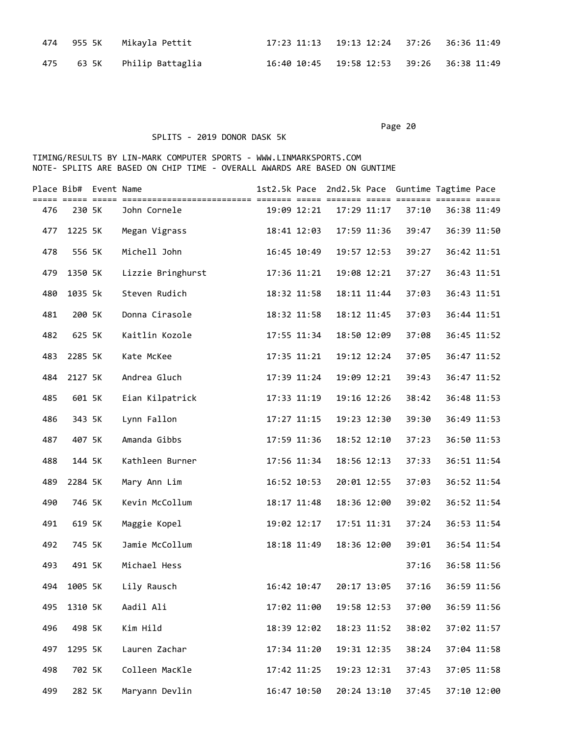| Place | Bib# | Event | Name | 1st2.5k | Pace | 2nd2.5k | Pace | Guntime | Tagtime | Pace |
|---|---|---|---|---|---|---|---|---|---|---|
| 474 | 955 | 5K | Mikayla Pettit | 17:23 | 11:13 | 19:13 | 12:24 | 37:26 | 36:36 | 11:49 |
| 475 | 63 | 5K | Philip Battaglia | 16:40 | 10:45 | 19:58 | 12:53 | 39:26 | 36:38 | 11:49 |

SPLITS - 2019 DONOR DASK 5K

TIMING/RESULTS BY LIN-MARK COMPUTER SPORTS - WWW.LINMARKSPORTS.COM
NOTE- SPLITS ARE BASED ON CHIP TIME - OVERALL AWARDS ARE BASED ON GUNTIME

| Place | Bib# | Event | Name | 1st2.5k | Pace | 2nd2.5k | Pace | Guntime | Tagtime | Pace |
|---|---|---|---|---|---|---|---|---|---|---|
| 476 | 230 | 5K | John Cornele | 19:09 | 12:21 | 17:29 | 11:17 | 37:10 | 36:38 | 11:49 |
| 477 | 1225 | 5K | Megan Vigrass | 18:41 | 12:03 | 17:59 | 11:36 | 39:47 | 36:39 | 11:50 |
| 478 | 556 | 5K | Michell John | 16:45 | 10:49 | 19:57 | 12:53 | 39:27 | 36:42 | 11:51 |
| 479 | 1350 | 5K | Lizzie Bringhurst | 17:36 | 11:21 | 19:08 | 12:21 | 37:27 | 36:43 | 11:51 |
| 480 | 1035 | 5k | Steven Rudich | 18:32 | 11:58 | 18:11 | 11:44 | 37:03 | 36:43 | 11:51 |
| 481 | 200 | 5K | Donna Cirasole | 18:32 | 11:58 | 18:12 | 11:45 | 37:03 | 36:44 | 11:51 |
| 482 | 625 | 5K | Kaitlin Kozole | 17:55 | 11:34 | 18:50 | 12:09 | 37:08 | 36:45 | 11:52 |
| 483 | 2285 | 5K | Kate McKee | 17:35 | 11:21 | 19:12 | 12:24 | 37:05 | 36:47 | 11:52 |
| 484 | 2127 | 5K | Andrea Gluch | 17:39 | 11:24 | 19:09 | 12:21 | 39:43 | 36:47 | 11:52 |
| 485 | 601 | 5K | Eian Kilpatrick | 17:33 | 11:19 | 19:16 | 12:26 | 38:42 | 36:48 | 11:53 |
| 486 | 343 | 5K | Lynn Fallon | 17:27 | 11:15 | 19:23 | 12:30 | 39:30 | 36:49 | 11:53 |
| 487 | 407 | 5K | Amanda Gibbs | 17:59 | 11:36 | 18:52 | 12:10 | 37:23 | 36:50 | 11:53 |
| 488 | 144 | 5K | Kathleen Burner | 17:56 | 11:34 | 18:56 | 12:13 | 37:33 | 36:51 | 11:54 |
| 489 | 2284 | 5K | Mary Ann Lim | 16:52 | 10:53 | 20:01 | 12:55 | 37:03 | 36:52 | 11:54 |
| 490 | 746 | 5K | Kevin McCollum | 18:17 | 11:48 | 18:36 | 12:00 | 39:02 | 36:52 | 11:54 |
| 491 | 619 | 5K | Maggie Kopel | 19:02 | 12:17 | 17:51 | 11:31 | 37:24 | 36:53 | 11:54 |
| 492 | 745 | 5K | Jamie McCollum | 18:18 | 11:49 | 18:36 | 12:00 | 39:01 | 36:54 | 11:54 |
| 493 | 491 | 5K | Michael Hess | | | | | 37:16 | 36:58 | 11:56 |
| 494 | 1005 | 5K | Lily Rausch | 16:42 | 10:47 | 20:17 | 13:05 | 37:16 | 36:59 | 11:56 |
| 495 | 1310 | 5K | Aadil Ali | 17:02 | 11:00 | 19:58 | 12:53 | 37:00 | 36:59 | 11:56 |
| 496 | 498 | 5K | Kim Hild | 18:39 | 12:02 | 18:23 | 11:52 | 38:02 | 37:02 | 11:57 |
| 497 | 1295 | 5K | Lauren Zachar | 17:34 | 11:20 | 19:31 | 12:35 | 38:24 | 37:04 | 11:58 |
| 498 | 702 | 5K | Colleen MacKle | 17:42 | 11:25 | 19:23 | 12:31 | 37:43 | 37:05 | 11:58 |
| 499 | 282 | 5K | Maryann Devlin | 16:47 | 10:50 | 20:24 | 13:10 | 37:45 | 37:10 | 12:00 |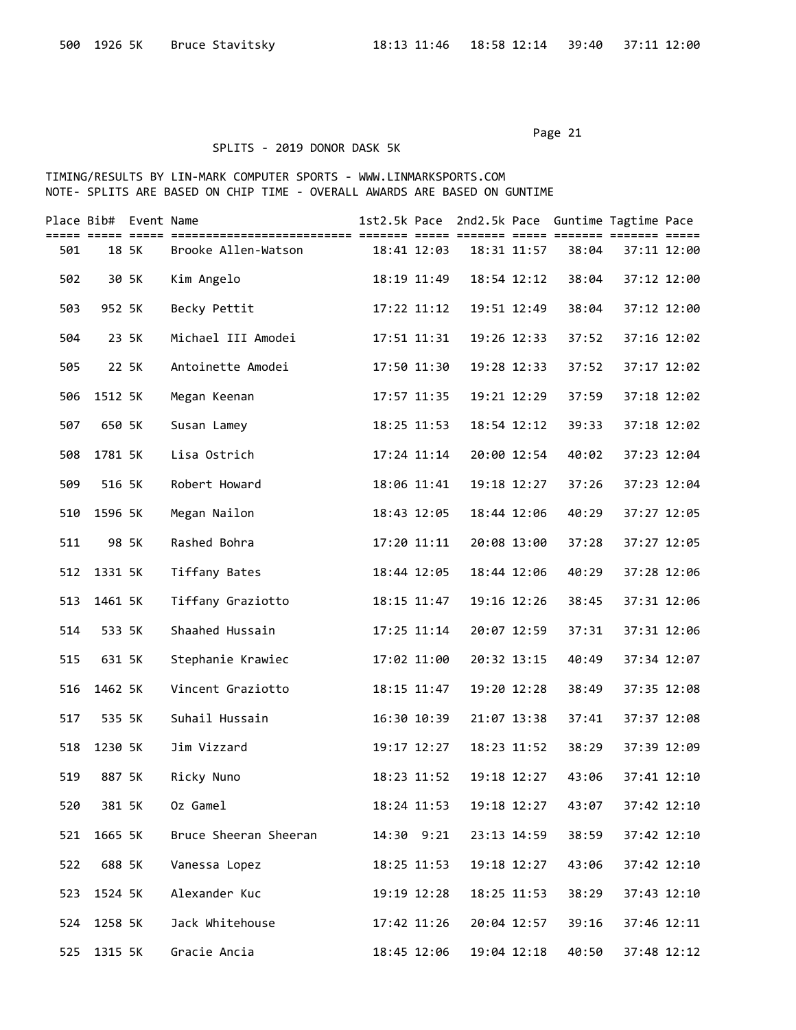| 500 | 1926 | 5K | Bruce Stavitsky | 18:13 | 11:46 | 18:58 | 12:14 | 39:40 | 37:11 | 12:00 |
|---|---|---|---|---|---|---|---|---|---|---|

SPLITS - 2019 DONOR DASK 5K

TIMING/RESULTS BY LIN-MARK COMPUTER SPORTS - WWW.LINMARKSPORTS.COM
NOTE- SPLITS ARE BASED ON CHIP TIME - OVERALL AWARDS ARE BASED ON GUNTIME

| Place | Bib# | Event | Name | 1st2.5k | Pace | 2nd2.5k | Pace | Guntime | Tagtime | Pace |
|---|---|---|---|---|---|---|---|---|---|---|
| 501 | 18 | 5K | Brooke Allen-Watson | 18:41 | 12:03 | 18:31 | 11:57 | 38:04 | 37:11 | 12:00 |
| 502 | 30 | 5K | Kim Angelo | 18:19 | 11:49 | 18:54 | 12:12 | 38:04 | 37:12 | 12:00 |
| 503 | 952 | 5K | Becky Pettit | 17:22 | 11:12 | 19:51 | 12:49 | 38:04 | 37:12 | 12:00 |
| 504 | 23 | 5K | Michael III Amodei | 17:51 | 11:31 | 19:26 | 12:33 | 37:52 | 37:16 | 12:02 |
| 505 | 22 | 5K | Antoinette Amodei | 17:50 | 11:30 | 19:28 | 12:33 | 37:52 | 37:17 | 12:02 |
| 506 | 1512 | 5K | Megan Keenan | 17:57 | 11:35 | 19:21 | 12:29 | 37:59 | 37:18 | 12:02 |
| 507 | 650 | 5K | Susan Lamey | 18:25 | 11:53 | 18:54 | 12:12 | 39:33 | 37:18 | 12:02 |
| 508 | 1781 | 5K | Lisa Ostrich | 17:24 | 11:14 | 20:00 | 12:54 | 40:02 | 37:23 | 12:04 |
| 509 | 516 | 5K | Robert Howard | 18:06 | 11:41 | 19:18 | 12:27 | 37:26 | 37:23 | 12:04 |
| 510 | 1596 | 5K | Megan Nailon | 18:43 | 12:05 | 18:44 | 12:06 | 40:29 | 37:27 | 12:05 |
| 511 | 98 | 5K | Rashed Bohra | 17:20 | 11:11 | 20:08 | 13:00 | 37:28 | 37:27 | 12:05 |
| 512 | 1331 | 5K | Tiffany Bates | 18:44 | 12:05 | 18:44 | 12:06 | 40:29 | 37:28 | 12:06 |
| 513 | 1461 | 5K | Tiffany Graziotto | 18:15 | 11:47 | 19:16 | 12:26 | 38:45 | 37:31 | 12:06 |
| 514 | 533 | 5K | Shaahed Hussain | 17:25 | 11:14 | 20:07 | 12:59 | 37:31 | 37:31 | 12:06 |
| 515 | 631 | 5K | Stephanie Krawiec | 17:02 | 11:00 | 20:32 | 13:15 | 40:49 | 37:34 | 12:07 |
| 516 | 1462 | 5K | Vincent Graziotto | 18:15 | 11:47 | 19:20 | 12:28 | 38:49 | 37:35 | 12:08 |
| 517 | 535 | 5K | Suhail Hussain | 16:30 | 10:39 | 21:07 | 13:38 | 37:41 | 37:37 | 12:08 |
| 518 | 1230 | 5K | Jim Vizzard | 19:17 | 12:27 | 18:23 | 11:52 | 38:29 | 37:39 | 12:09 |
| 519 | 887 | 5K | Ricky Nuno | 18:23 | 11:52 | 19:18 | 12:27 | 43:06 | 37:41 | 12:10 |
| 520 | 381 | 5K | Oz Gamel | 18:24 | 11:53 | 19:18 | 12:27 | 43:07 | 37:42 | 12:10 |
| 521 | 1665 | 5K | Bruce Sheeran Sheeran | 14:30 | 9:21 | 23:13 | 14:59 | 38:59 | 37:42 | 12:10 |
| 522 | 688 | 5K | Vanessa Lopez | 18:25 | 11:53 | 19:18 | 12:27 | 43:06 | 37:42 | 12:10 |
| 523 | 1524 | 5K | Alexander Kuc | 19:19 | 12:28 | 18:25 | 11:53 | 38:29 | 37:43 | 12:10 |
| 524 | 1258 | 5K | Jack Whitehouse | 17:42 | 11:26 | 20:04 | 12:57 | 39:16 | 37:46 | 12:11 |
| 525 | 1315 | 5K | Gracie Ancia | 18:45 | 12:06 | 19:04 | 12:18 | 40:50 | 37:48 | 12:12 |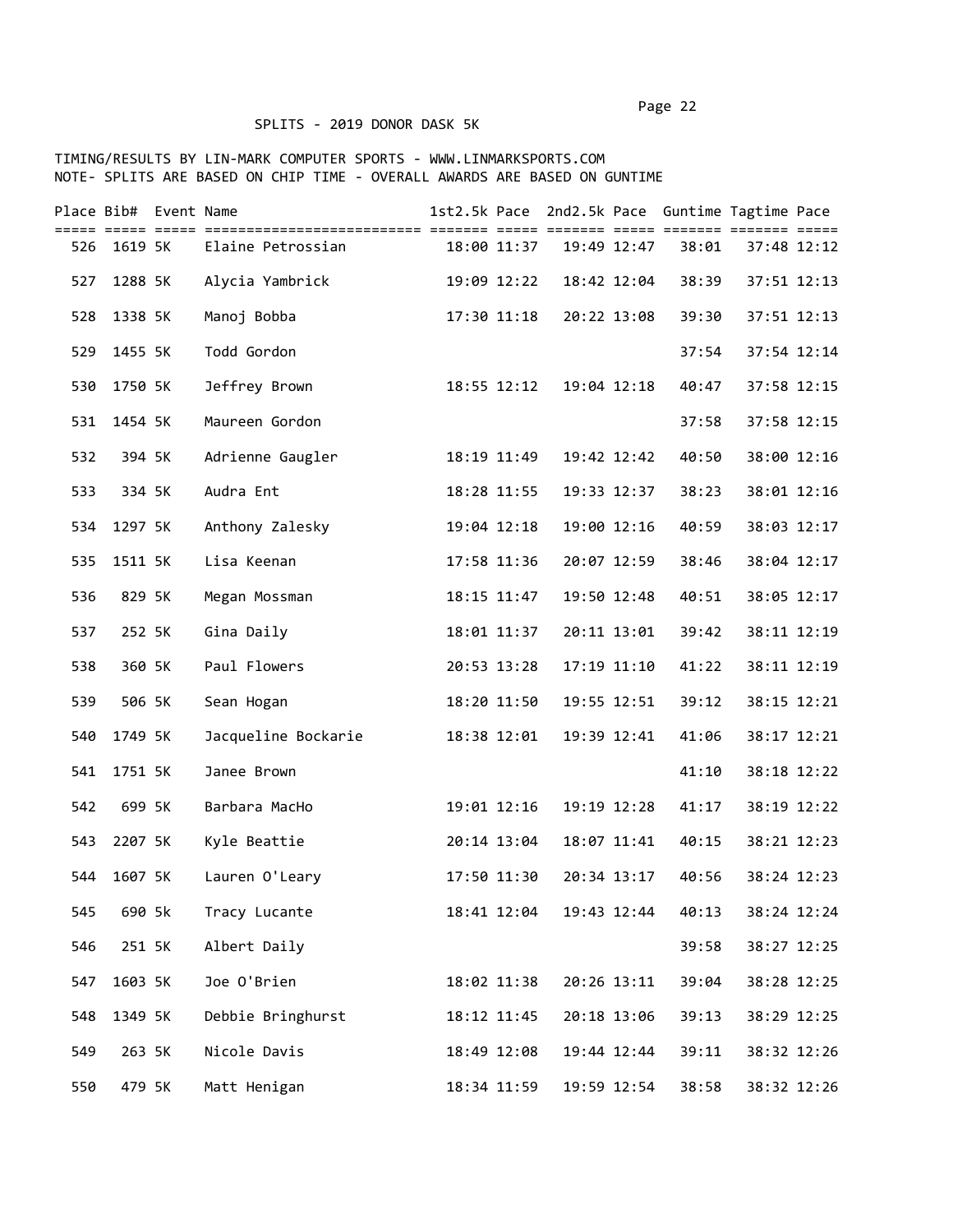SPLITS - 2019 DONOR DASK 5K

TIMING/RESULTS BY LIN-MARK COMPUTER SPORTS - WWW.LINMARKSPORTS.COM
NOTE- SPLITS ARE BASED ON CHIP TIME - OVERALL AWARDS ARE BASED ON GUNTIME

| Place | Bib# | Event | Name | 1st2.5k | Pace | 2nd2.5k | Pace | Guntime | Tagtime | Pace |
|---|---|---|---|---|---|---|---|---|---|---|
| 526 | 1619 | 5K | Elaine Petrossian | 18:00 | 11:37 | 19:49 | 12:47 | 38:01 | 37:48 | 12:12 |
| 527 | 1288 | 5K | Alycia Yambrick | 19:09 | 12:22 | 18:42 | 12:04 | 38:39 | 37:51 | 12:13 |
| 528 | 1338 | 5K | Manoj Bobba | 17:30 | 11:18 | 20:22 | 13:08 | 39:30 | 37:51 | 12:13 |
| 529 | 1455 | 5K | Todd Gordon | | | | | 37:54 | 37:54 | 12:14 |
| 530 | 1750 | 5K | Jeffrey Brown | 18:55 | 12:12 | 19:04 | 12:18 | 40:47 | 37:58 | 12:15 |
| 531 | 1454 | 5K | Maureen Gordon | | | | | 37:58 | 37:58 | 12:15 |
| 532 | 394 | 5K | Adrienne Gaugler | 18:19 | 11:49 | 19:42 | 12:42 | 40:50 | 38:00 | 12:16 |
| 533 | 334 | 5K | Audra Ent | 18:28 | 11:55 | 19:33 | 12:37 | 38:23 | 38:01 | 12:16 |
| 534 | 1297 | 5K | Anthony Zalesky | 19:04 | 12:18 | 19:00 | 12:16 | 40:59 | 38:03 | 12:17 |
| 535 | 1511 | 5K | Lisa Keenan | 17:58 | 11:36 | 20:07 | 12:59 | 38:46 | 38:04 | 12:17 |
| 536 | 829 | 5K | Megan Mossman | 18:15 | 11:47 | 19:50 | 12:48 | 40:51 | 38:05 | 12:17 |
| 537 | 252 | 5K | Gina Daily | 18:01 | 11:37 | 20:11 | 13:01 | 39:42 | 38:11 | 12:19 |
| 538 | 360 | 5K | Paul Flowers | 20:53 | 13:28 | 17:19 | 11:10 | 41:22 | 38:11 | 12:19 |
| 539 | 506 | 5K | Sean Hogan | 18:20 | 11:50 | 19:55 | 12:51 | 39:12 | 38:15 | 12:21 |
| 540 | 1749 | 5K | Jacqueline Bockarie | 18:38 | 12:01 | 19:39 | 12:41 | 41:06 | 38:17 | 12:21 |
| 541 | 1751 | 5K | Janee Brown | | | | | 41:10 | 38:18 | 12:22 |
| 542 | 699 | 5K | Barbara MacHo | 19:01 | 12:16 | 19:19 | 12:28 | 41:17 | 38:19 | 12:22 |
| 543 | 2207 | 5K | Kyle Beattie | 20:14 | 13:04 | 18:07 | 11:41 | 40:15 | 38:21 | 12:23 |
| 544 | 1607 | 5K | Lauren O'Leary | 17:50 | 11:30 | 20:34 | 13:17 | 40:56 | 38:24 | 12:23 |
| 545 | 690 | 5k | Tracy Lucante | 18:41 | 12:04 | 19:43 | 12:44 | 40:13 | 38:24 | 12:24 |
| 546 | 251 | 5K | Albert Daily | | | | | 39:58 | 38:27 | 12:25 |
| 547 | 1603 | 5K | Joe O'Brien | 18:02 | 11:38 | 20:26 | 13:11 | 39:04 | 38:28 | 12:25 |
| 548 | 1349 | 5K | Debbie Bringhurst | 18:12 | 11:45 | 20:18 | 13:06 | 39:13 | 38:29 | 12:25 |
| 549 | 263 | 5K | Nicole Davis | 18:49 | 12:08 | 19:44 | 12:44 | 39:11 | 38:32 | 12:26 |
| 550 | 479 | 5K | Matt Henigan | 18:34 | 11:59 | 19:59 | 12:54 | 38:58 | 38:32 | 12:26 |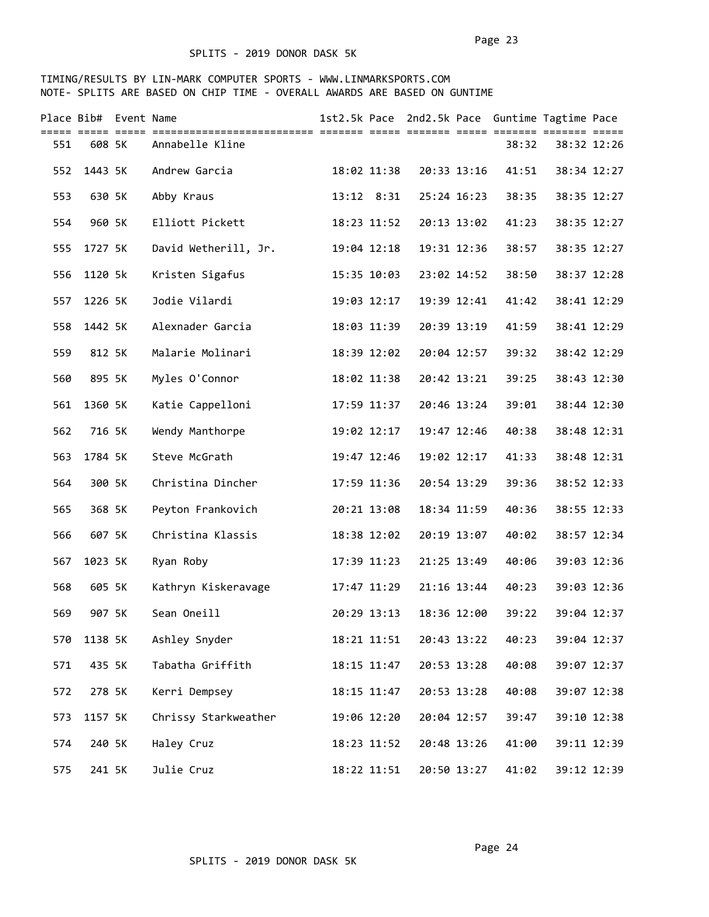SPLITS - 2019 DONOR DASK 5K

TIMING/RESULTS BY LIN-MARK COMPUTER SPORTS - WWW.LINMARKSPORTS.COM
NOTE- SPLITS ARE BASED ON CHIP TIME - OVERALL AWARDS ARE BASED ON GUNTIME

| Place | Bib# | Event | Name | 1st2.5k | Pace | 2nd2.5k | Pace | Guntime | Tagtime | Pace |
|---|---|---|---|---|---|---|---|---|---|---|
| 551 | 608 | 5K | Annabelle Kline | | | | | 38:32 | 38:32 | 12:26 |
| 552 | 1443 | 5K | Andrew Garcia | 18:02 | 11:38 | 20:33 | 13:16 | 41:51 | 38:34 | 12:27 |
| 553 | 630 | 5K | Abby Kraus | 13:12 | 8:31 | 25:24 | 16:23 | 38:35 | 38:35 | 12:27 |
| 554 | 960 | 5K | Elliott Pickett | 18:23 | 11:52 | 20:13 | 13:02 | 41:23 | 38:35 | 12:27 |
| 555 | 1727 | 5K | David Wetherill, Jr. | 19:04 | 12:18 | 19:31 | 12:36 | 38:57 | 38:35 | 12:27 |
| 556 | 1120 | 5k | Kristen Sigafus | 15:35 | 10:03 | 23:02 | 14:52 | 38:50 | 38:37 | 12:28 |
| 557 | 1226 | 5K | Jodie Vilardi | 19:03 | 12:17 | 19:39 | 12:41 | 41:42 | 38:41 | 12:29 |
| 558 | 1442 | 5K | Alexnader Garcia | 18:03 | 11:39 | 20:39 | 13:19 | 41:59 | 38:41 | 12:29 |
| 559 | 812 | 5K | Malarie Molinari | 18:39 | 12:02 | 20:04 | 12:57 | 39:32 | 38:42 | 12:29 |
| 560 | 895 | 5K | Myles O'Connor | 18:02 | 11:38 | 20:42 | 13:21 | 39:25 | 38:43 | 12:30 |
| 561 | 1360 | 5K | Katie Cappelloni | 17:59 | 11:37 | 20:46 | 13:24 | 39:01 | 38:44 | 12:30 |
| 562 | 716 | 5K | Wendy Manthorpe | 19:02 | 12:17 | 19:47 | 12:46 | 40:38 | 38:48 | 12:31 |
| 563 | 1784 | 5K | Steve McGrath | 19:47 | 12:46 | 19:02 | 12:17 | 41:33 | 38:48 | 12:31 |
| 564 | 300 | 5K | Christina Dincher | 17:59 | 11:36 | 20:54 | 13:29 | 39:36 | 38:52 | 12:33 |
| 565 | 368 | 5K | Peyton Frankovich | 20:21 | 13:08 | 18:34 | 11:59 | 40:36 | 38:55 | 12:33 |
| 566 | 607 | 5K | Christina Klassis | 18:38 | 12:02 | 20:19 | 13:07 | 40:02 | 38:57 | 12:34 |
| 567 | 1023 | 5K | Ryan Roby | 17:39 | 11:23 | 21:25 | 13:49 | 40:06 | 39:03 | 12:36 |
| 568 | 605 | 5K | Kathryn Kiskeravage | 17:47 | 11:29 | 21:16 | 13:44 | 40:23 | 39:03 | 12:36 |
| 569 | 907 | 5K | Sean Oneill | 20:29 | 13:13 | 18:36 | 12:00 | 39:22 | 39:04 | 12:37 |
| 570 | 1138 | 5K | Ashley Snyder | 18:21 | 11:51 | 20:43 | 13:22 | 40:23 | 39:04 | 12:37 |
| 571 | 435 | 5K | Tabatha Griffith | 18:15 | 11:47 | 20:53 | 13:28 | 40:08 | 39:07 | 12:37 |
| 572 | 278 | 5K | Kerri Dempsey | 18:15 | 11:47 | 20:53 | 13:28 | 40:08 | 39:07 | 12:38 |
| 573 | 1157 | 5K | Chrissy Starkweather | 19:06 | 12:20 | 20:04 | 12:57 | 39:47 | 39:10 | 12:38 |
| 574 | 240 | 5K | Haley Cruz | 18:23 | 11:52 | 20:48 | 13:26 | 41:00 | 39:11 | 12:39 |
| 575 | 241 | 5K | Julie Cruz | 18:22 | 11:51 | 20:50 | 13:27 | 41:02 | 39:12 | 12:39 |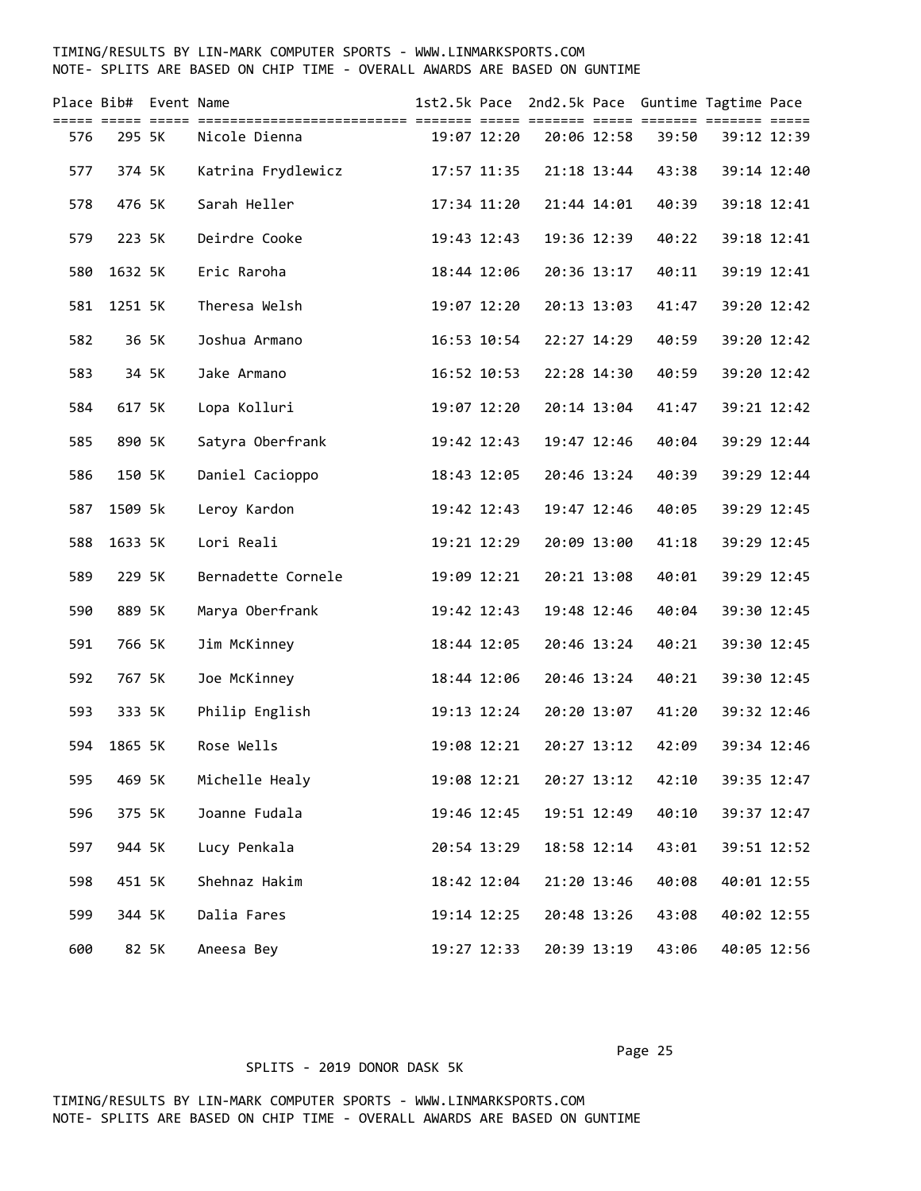| Place | Bib# | Event | Name | 1st2.5k | Pace | 2nd2.5k | Pace | Guntime | Tagtime | Pace |
|---|---|---|---|---|---|---|---|---|---|---|
| 576 | 295 | 5K | Nicole Dienna | 19:07 | 12:20 | 20:06 | 12:58 | 39:50 | 39:12 | 12:39 |
| 577 | 374 | 5K | Katrina Frydlewicz | 17:57 | 11:35 | 21:18 | 13:44 | 43:38 | 39:14 | 12:40 |
| 578 | 476 | 5K | Sarah Heller | 17:34 | 11:20 | 21:44 | 14:01 | 40:39 | 39:18 | 12:41 |
| 579 | 223 | 5K | Deirdre Cooke | 19:43 | 12:43 | 19:36 | 12:39 | 40:22 | 39:18 | 12:41 |
| 580 | 1632 | 5K | Eric Raroha | 18:44 | 12:06 | 20:36 | 13:17 | 40:11 | 39:19 | 12:41 |
| 581 | 1251 | 5K | Theresa Welsh | 19:07 | 12:20 | 20:13 | 13:03 | 41:47 | 39:20 | 12:42 |
| 582 | 36 | 5K | Joshua Armano | 16:53 | 10:54 | 22:27 | 14:29 | 40:59 | 39:20 | 12:42 |
| 583 | 34 | 5K | Jake Armano | 16:52 | 10:53 | 22:28 | 14:30 | 40:59 | 39:20 | 12:42 |
| 584 | 617 | 5K | Lopa Kolluri | 19:07 | 12:20 | 20:14 | 13:04 | 41:47 | 39:21 | 12:42 |
| 585 | 890 | 5K | Satyra Oberfrank | 19:42 | 12:43 | 19:47 | 12:46 | 40:04 | 39:29 | 12:44 |
| 586 | 150 | 5K | Daniel Cacioppo | 18:43 | 12:05 | 20:46 | 13:24 | 40:39 | 39:29 | 12:44 |
| 587 | 1509 | 5k | Leroy Kardon | 19:42 | 12:43 | 19:47 | 12:46 | 40:05 | 39:29 | 12:45 |
| 588 | 1633 | 5K | Lori Reali | 19:21 | 12:29 | 20:09 | 13:00 | 41:18 | 39:29 | 12:45 |
| 589 | 229 | 5K | Bernadette Cornele | 19:09 | 12:21 | 20:21 | 13:08 | 40:01 | 39:29 | 12:45 |
| 590 | 889 | 5K | Marya Oberfrank | 19:42 | 12:43 | 19:48 | 12:46 | 40:04 | 39:30 | 12:45 |
| 591 | 766 | 5K | Jim McKinney | 18:44 | 12:05 | 20:46 | 13:24 | 40:21 | 39:30 | 12:45 |
| 592 | 767 | 5K | Joe McKinney | 18:44 | 12:06 | 20:46 | 13:24 | 40:21 | 39:30 | 12:45 |
| 593 | 333 | 5K | Philip English | 19:13 | 12:24 | 20:20 | 13:07 | 41:20 | 39:32 | 12:46 |
| 594 | 1865 | 5K | Rose Wells | 19:08 | 12:21 | 20:27 | 13:12 | 42:09 | 39:34 | 12:46 |
| 595 | 469 | 5K | Michelle Healy | 19:08 | 12:21 | 20:27 | 13:12 | 42:10 | 39:35 | 12:47 |
| 596 | 375 | 5K | Joanne Fudala | 19:46 | 12:45 | 19:51 | 12:49 | 40:10 | 39:37 | 12:47 |
| 597 | 944 | 5K | Lucy Penkala | 20:54 | 13:29 | 18:58 | 12:14 | 43:01 | 39:51 | 12:52 |
| 598 | 451 | 5K | Shehnaz Hakim | 18:42 | 12:04 | 21:20 | 13:46 | 40:08 | 40:01 | 12:55 |
| 599 | 344 | 5K | Dalia Fares | 19:14 | 12:25 | 20:48 | 13:26 | 43:08 | 40:02 | 12:55 |
| 600 | 82 | 5K | Aneesa Bey | 19:27 | 12:33 | 20:39 | 13:19 | 43:06 | 40:05 | 12:56 |

SPLITS - 2019 DONOR DASK 5K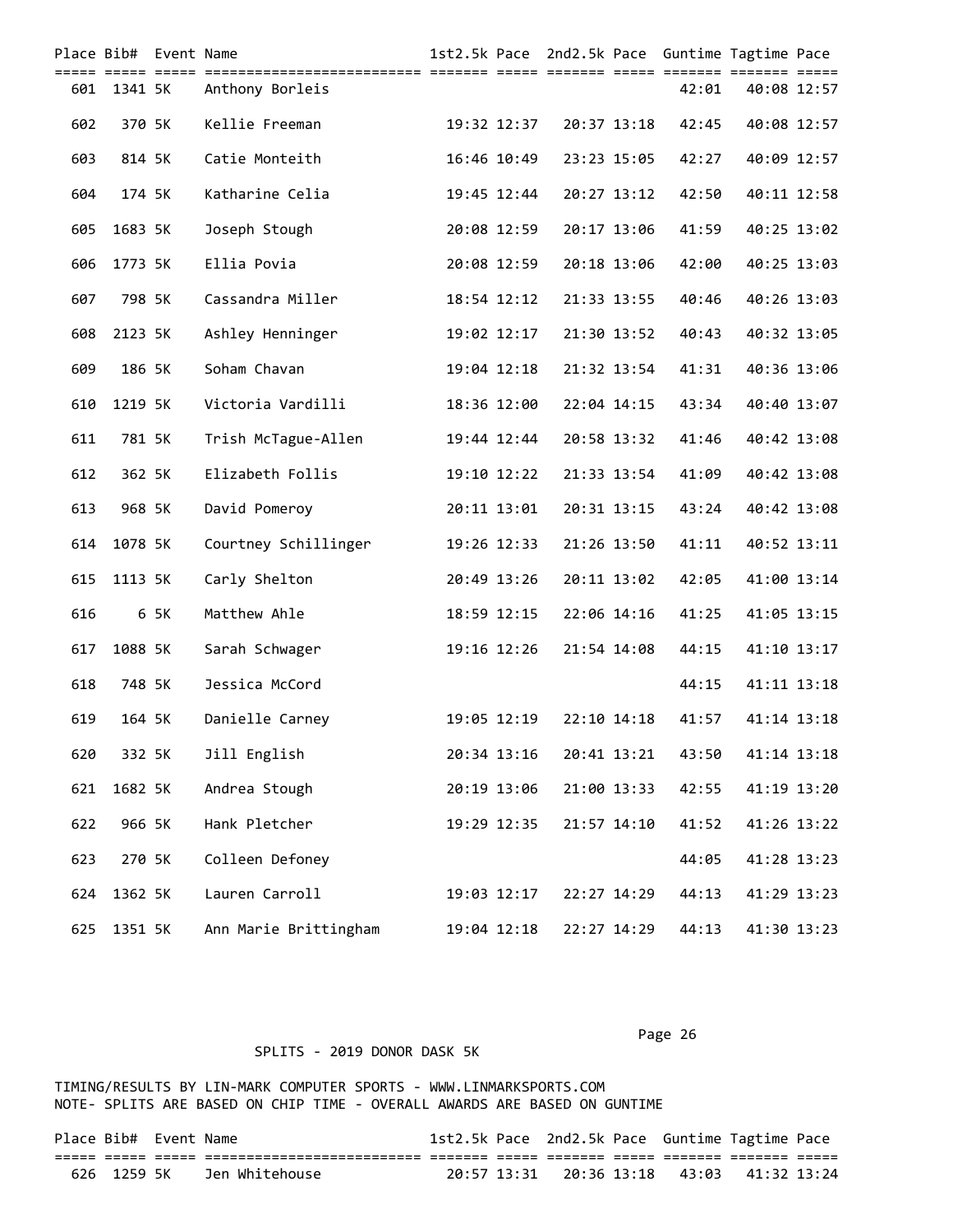| Place | Bib# | Event | Name | 1st2.5k | Pace | 2nd2.5k | Pace | Guntime | Tagtime | Pace |
|---|---|---|---|---|---|---|---|---|---|---|
| 601 | 1341 | 5K | Anthony Borleis | | | | | 42:01 | 40:08 | 12:57 |
| 602 | 370 | 5K | Kellie Freeman | 19:32 | 12:37 | 20:37 | 13:18 | 42:45 | 40:08 | 12:57 |
| 603 | 814 | 5K | Catie Monteith | 16:46 | 10:49 | 23:23 | 15:05 | 42:27 | 40:09 | 12:57 |
| 604 | 174 | 5K | Katharine Celia | 19:45 | 12:44 | 20:27 | 13:12 | 42:50 | 40:11 | 12:58 |
| 605 | 1683 | 5K | Joseph Stough | 20:08 | 12:59 | 20:17 | 13:06 | 41:59 | 40:25 | 13:02 |
| 606 | 1773 | 5K | Ellia Povia | 20:08 | 12:59 | 20:18 | 13:06 | 42:00 | 40:25 | 13:03 |
| 607 | 798 | 5K | Cassandra Miller | 18:54 | 12:12 | 21:33 | 13:55 | 40:46 | 40:26 | 13:03 |
| 608 | 2123 | 5K | Ashley Henninger | 19:02 | 12:17 | 21:30 | 13:52 | 40:43 | 40:32 | 13:05 |
| 609 | 186 | 5K | Soham Chavan | 19:04 | 12:18 | 21:32 | 13:54 | 41:31 | 40:36 | 13:06 |
| 610 | 1219 | 5K | Victoria Vardilli | 18:36 | 12:00 | 22:04 | 14:15 | 43:34 | 40:40 | 13:07 |
| 611 | 781 | 5K | Trish McTague-Allen | 19:44 | 12:44 | 20:58 | 13:32 | 41:46 | 40:42 | 13:08 |
| 612 | 362 | 5K | Elizabeth Follis | 19:10 | 12:22 | 21:33 | 13:54 | 41:09 | 40:42 | 13:08 |
| 613 | 968 | 5K | David Pomeroy | 20:11 | 13:01 | 20:31 | 13:15 | 43:24 | 40:42 | 13:08 |
| 614 | 1078 | 5K | Courtney Schillinger | 19:26 | 12:33 | 21:26 | 13:50 | 41:11 | 40:52 | 13:11 |
| 615 | 1113 | 5K | Carly Shelton | 20:49 | 13:26 | 20:11 | 13:02 | 42:05 | 41:00 | 13:14 |
| 616 | 6 | 5K | Matthew Ahle | 18:59 | 12:15 | 22:06 | 14:16 | 41:25 | 41:05 | 13:15 |
| 617 | 1088 | 5K | Sarah Schwager | 19:16 | 12:26 | 21:54 | 14:08 | 44:15 | 41:10 | 13:17 |
| 618 | 748 | 5K | Jessica McCord | | | | | 44:15 | 41:11 | 13:18 |
| 619 | 164 | 5K | Danielle Carney | 19:05 | 12:19 | 22:10 | 14:18 | 41:57 | 41:14 | 13:18 |
| 620 | 332 | 5K | Jill English | 20:34 | 13:16 | 20:41 | 13:21 | 43:50 | 41:14 | 13:18 |
| 621 | 1682 | 5K | Andrea Stough | 20:19 | 13:06 | 21:00 | 13:33 | 42:55 | 41:19 | 13:20 |
| 622 | 966 | 5K | Hank Pletcher | 19:29 | 12:35 | 21:57 | 14:10 | 41:52 | 41:26 | 13:22 |
| 623 | 270 | 5K | Colleen Defoney | | | | | 44:05 | 41:28 | 13:23 |
| 624 | 1362 | 5K | Lauren Carroll | 19:03 | 12:17 | 22:27 | 14:29 | 44:13 | 41:29 | 13:23 |
| 625 | 1351 | 5K | Ann Marie Brittingham | 19:04 | 12:18 | 22:27 | 14:29 | 44:13 | 41:30 | 13:23 |

SPLITS - 2019 DONOR DASK 5K

TIMING/RESULTS BY LIN-MARK COMPUTER SPORTS - WWW.LINMARKSPORTS.COM
NOTE- SPLITS ARE BASED ON CHIP TIME - OVERALL AWARDS ARE BASED ON GUNTIME

| Place | Bib# | Event | Name | 1st2.5k | Pace | 2nd2.5k | Pace | Guntime | Tagtime | Pace |
|---|---|---|---|---|---|---|---|---|---|---|
| 626 | 1259 | 5K | Jen Whitehouse | 20:57 | 13:31 | 20:36 | 13:18 | 43:03 | 41:32 | 13:24 |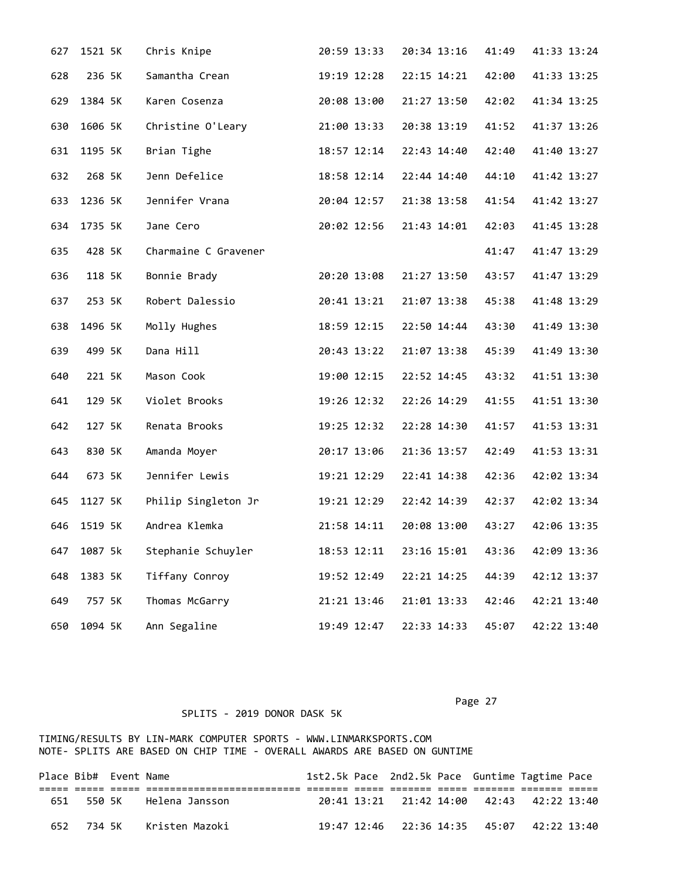| Place | Bib# | Event | Name | 1st2.5k | Pace | 2nd2.5k | Pace | Guntime | Tagtime | Pace |
|---|---|---|---|---|---|---|---|---|---|---|
| 627 | 1521 | 5K | Chris Knipe | 20:59 | 13:33 | 20:34 | 13:16 | 41:49 | 41:33 | 13:24 |
| 628 | 236 | 5K | Samantha Crean | 19:19 | 12:28 | 22:15 | 14:21 | 42:00 | 41:33 | 13:25 |
| 629 | 1384 | 5K | Karen Cosenza | 20:08 | 13:00 | 21:27 | 13:50 | 42:02 | 41:34 | 13:25 |
| 630 | 1606 | 5K | Christine O'Leary | 21:00 | 13:33 | 20:38 | 13:19 | 41:52 | 41:37 | 13:26 |
| 631 | 1195 | 5K | Brian Tighe | 18:57 | 12:14 | 22:43 | 14:40 | 42:40 | 41:40 | 13:27 |
| 632 | 268 | 5K | Jenn Defelice | 18:58 | 12:14 | 22:44 | 14:40 | 44:10 | 41:42 | 13:27 |
| 633 | 1236 | 5K | Jennifer Vrana | 20:04 | 12:57 | 21:38 | 13:58 | 41:54 | 41:42 | 13:27 |
| 634 | 1735 | 5K | Jane Cero | 20:02 | 12:56 | 21:43 | 14:01 | 42:03 | 41:45 | 13:28 |
| 635 | 428 | 5K | Charmaine C Gravener | | | | | 41:47 | 41:47 | 13:29 |
| 636 | 118 | 5K | Bonnie Brady | 20:20 | 13:08 | 21:27 | 13:50 | 43:57 | 41:47 | 13:29 |
| 637 | 253 | 5K | Robert Dalessio | 20:41 | 13:21 | 21:07 | 13:38 | 45:38 | 41:48 | 13:29 |
| 638 | 1496 | 5K | Molly Hughes | 18:59 | 12:15 | 22:50 | 14:44 | 43:30 | 41:49 | 13:30 |
| 639 | 499 | 5K | Dana Hill | 20:43 | 13:22 | 21:07 | 13:38 | 45:39 | 41:49 | 13:30 |
| 640 | 221 | 5K | Mason Cook | 19:00 | 12:15 | 22:52 | 14:45 | 43:32 | 41:51 | 13:30 |
| 641 | 129 | 5K | Violet Brooks | 19:26 | 12:32 | 22:26 | 14:29 | 41:55 | 41:51 | 13:30 |
| 642 | 127 | 5K | Renata Brooks | 19:25 | 12:32 | 22:28 | 14:30 | 41:57 | 41:53 | 13:31 |
| 643 | 830 | 5K | Amanda Moyer | 20:17 | 13:06 | 21:36 | 13:57 | 42:49 | 41:53 | 13:31 |
| 644 | 673 | 5K | Jennifer Lewis | 19:21 | 12:29 | 22:41 | 14:38 | 42:36 | 42:02 | 13:34 |
| 645 | 1127 | 5K | Philip Singleton Jr | 19:21 | 12:29 | 22:42 | 14:39 | 42:37 | 42:02 | 13:34 |
| 646 | 1519 | 5K | Andrea Klemka | 21:58 | 14:11 | 20:08 | 13:00 | 43:27 | 42:06 | 13:35 |
| 647 | 1087 | 5k | Stephanie Schuyler | 18:53 | 12:11 | 23:16 | 15:01 | 43:36 | 42:09 | 13:36 |
| 648 | 1383 | 5K | Tiffany Conroy | 19:52 | 12:49 | 22:21 | 14:25 | 44:39 | 42:12 | 13:37 |
| 649 | 757 | 5K | Thomas McGarry | 21:21 | 13:46 | 21:01 | 13:33 | 42:46 | 42:21 | 13:40 |
| 650 | 1094 | 5K | Ann Segaline | 19:49 | 12:47 | 22:33 | 14:33 | 45:07 | 42:22 | 13:40 |

SPLITS - 2019 DONOR DASK 5K

TIMING/RESULTS BY LIN-MARK COMPUTER SPORTS - WWW.LINMARKSPORTS.COM
NOTE- SPLITS ARE BASED ON CHIP TIME - OVERALL AWARDS ARE BASED ON GUNTIME

| Place | Bib# | Event | Name | 1st2.5k | Pace | 2nd2.5k | Pace | Guntime | Tagtime | Pace |
|---|---|---|---|---|---|---|---|---|---|---|
| 651 | 550 | 5K | Helena Jansson | 20:41 | 13:21 | 21:42 | 14:00 | 42:43 | 42:22 | 13:40 |
| 652 | 734 | 5K | Kristen Mazoki | 19:47 | 12:46 | 22:36 | 14:35 | 45:07 | 42:22 | 13:40 |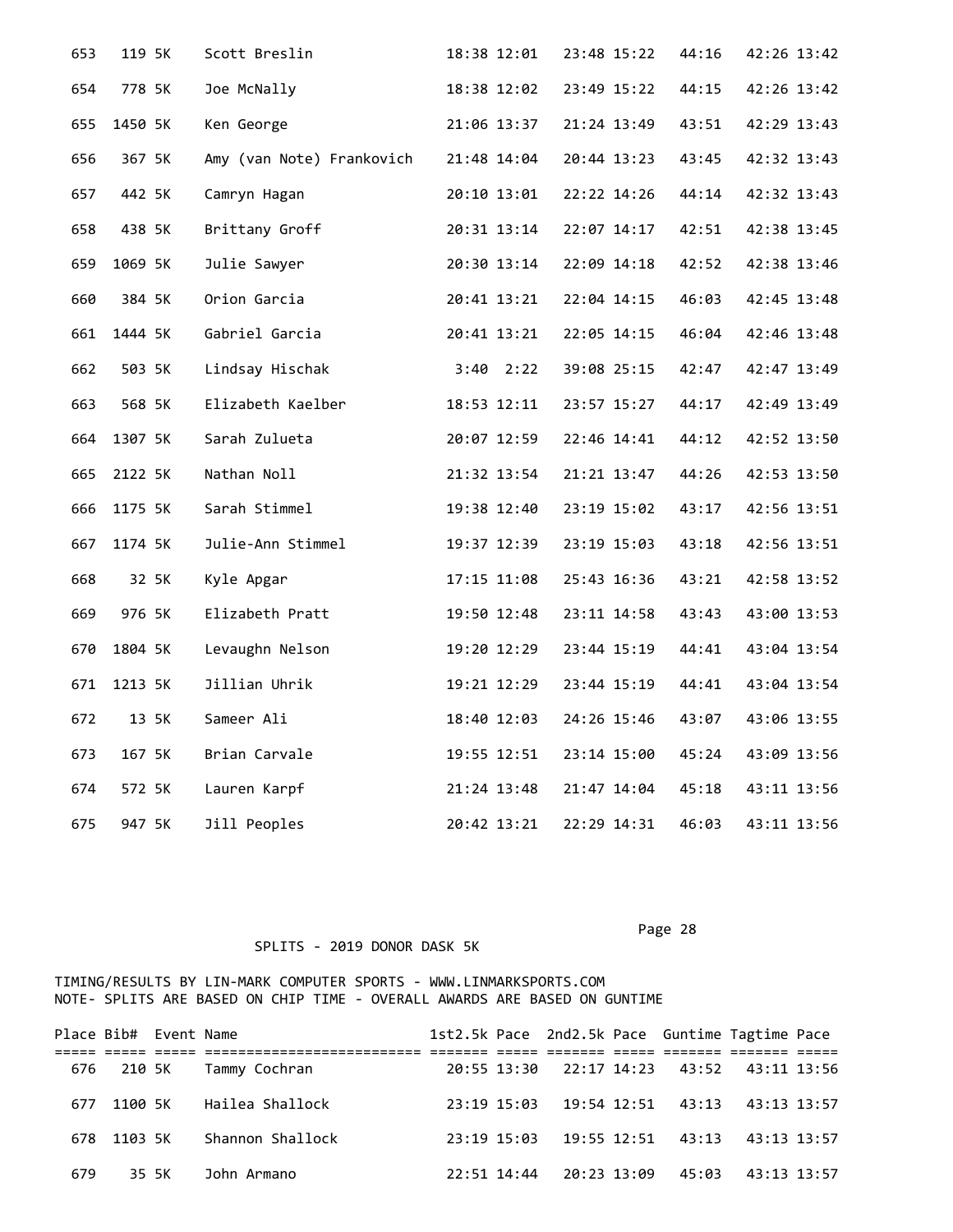| Place | Bib# | Event | Name | 1st2.5k | Pace | 2nd2.5k | Pace | Guntime | Tagtime | Pace |
|---|---|---|---|---|---|---|---|---|---|---|
| 653 | 119 | 5K | Scott Breslin | 18:38 | 12:01 | 23:48 | 15:22 | 44:16 | 42:26 | 13:42 |
| 654 | 778 | 5K | Joe McNally | 18:38 | 12:02 | 23:49 | 15:22 | 44:15 | 42:26 | 13:42 |
| 655 | 1450 | 5K | Ken George | 21:06 | 13:37 | 21:24 | 13:49 | 43:51 | 42:29 | 13:43 |
| 656 | 367 | 5K | Amy (van Note) Frankovich | 21:48 | 14:04 | 20:44 | 13:23 | 43:45 | 42:32 | 13:43 |
| 657 | 442 | 5K | Camryn Hagan | 20:10 | 13:01 | 22:22 | 14:26 | 44:14 | 42:32 | 13:43 |
| 658 | 438 | 5K | Brittany Groff | 20:31 | 13:14 | 22:07 | 14:17 | 42:51 | 42:38 | 13:45 |
| 659 | 1069 | 5K | Julie Sawyer | 20:30 | 13:14 | 22:09 | 14:18 | 42:52 | 42:38 | 13:46 |
| 660 | 384 | 5K | Orion Garcia | 20:41 | 13:21 | 22:04 | 14:15 | 46:03 | 42:45 | 13:48 |
| 661 | 1444 | 5K | Gabriel Garcia | 20:41 | 13:21 | 22:05 | 14:15 | 46:04 | 42:46 | 13:48 |
| 662 | 503 | 5K | Lindsay Hischak | 3:40 | 2:22 | 39:08 | 25:15 | 42:47 | 42:47 | 13:49 |
| 663 | 568 | 5K | Elizabeth Kaelber | 18:53 | 12:11 | 23:57 | 15:27 | 44:17 | 42:49 | 13:49 |
| 664 | 1307 | 5K | Sarah Zulueta | 20:07 | 12:59 | 22:46 | 14:41 | 44:12 | 42:52 | 13:50 |
| 665 | 2122 | 5K | Nathan Noll | 21:32 | 13:54 | 21:21 | 13:47 | 44:26 | 42:53 | 13:50 |
| 666 | 1175 | 5K | Sarah Stimmel | 19:38 | 12:40 | 23:19 | 15:02 | 43:17 | 42:56 | 13:51 |
| 667 | 1174 | 5K | Julie-Ann Stimmel | 19:37 | 12:39 | 23:19 | 15:03 | 43:18 | 42:56 | 13:51 |
| 668 | 32 | 5K | Kyle Apgar | 17:15 | 11:08 | 25:43 | 16:36 | 43:21 | 42:58 | 13:52 |
| 669 | 976 | 5K | Elizabeth Pratt | 19:50 | 12:48 | 23:11 | 14:58 | 43:43 | 43:00 | 13:53 |
| 670 | 1804 | 5K | Levaughn Nelson | 19:20 | 12:29 | 23:44 | 15:19 | 44:41 | 43:04 | 13:54 |
| 671 | 1213 | 5K | Jillian Uhrik | 19:21 | 12:29 | 23:44 | 15:19 | 44:41 | 43:04 | 13:54 |
| 672 | 13 | 5K | Sameer Ali | 18:40 | 12:03 | 24:26 | 15:46 | 43:07 | 43:06 | 13:55 |
| 673 | 167 | 5K | Brian Carvale | 19:55 | 12:51 | 23:14 | 15:00 | 45:24 | 43:09 | 13:56 |
| 674 | 572 | 5K | Lauren Karpf | 21:24 | 13:48 | 21:47 | 14:04 | 45:18 | 43:11 | 13:56 |
| 675 | 947 | 5K | Jill Peoples | 20:42 | 13:21 | 22:29 | 14:31 | 46:03 | 43:11 | 13:56 |

SPLITS - 2019 DONOR DASK 5K

TIMING/RESULTS BY LIN-MARK COMPUTER SPORTS - WWW.LINMARKSPORTS.COM
NOTE- SPLITS ARE BASED ON CHIP TIME - OVERALL AWARDS ARE BASED ON GUNTIME

| Place | Bib# | Event | Name | 1st2.5k | Pace | 2nd2.5k | Pace | Guntime | Tagtime | Pace |
|---|---|---|---|---|---|---|---|---|---|---|
| 676 | 210 | 5K | Tammy Cochran | 20:55 | 13:30 | 22:17 | 14:23 | 43:52 | 43:11 | 13:56 |
| 677 | 1100 | 5K | Hailea Shallock | 23:19 | 15:03 | 19:54 | 12:51 | 43:13 | 43:13 | 13:57 |
| 678 | 1103 | 5K | Shannon Shallock | 23:19 | 15:03 | 19:55 | 12:51 | 43:13 | 43:13 | 13:57 |
| 679 | 35 | 5K | John Armano | 22:51 | 14:44 | 20:23 | 13:09 | 45:03 | 43:13 | 13:57 |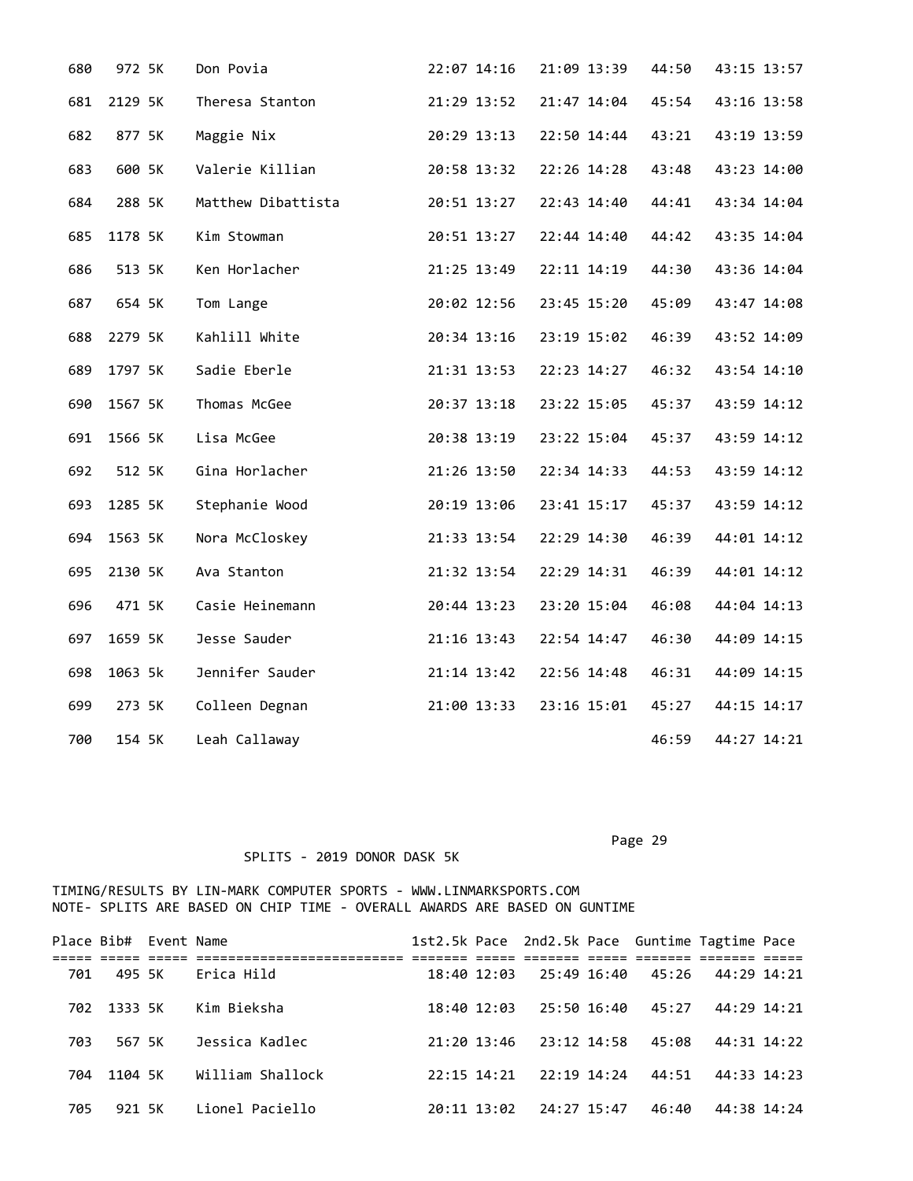| Place | Bib# | Event | Name | 1st2.5k | Pace | 2nd2.5k | Pace | Guntime | Tagtime | Pace |
|---|---|---|---|---|---|---|---|---|---|---|
| 680 | 972 | 5K | Don Povia | 22:07 | 14:16 | 21:09 | 13:39 | 44:50 | 43:15 | 13:57 |
| 681 | 2129 | 5K | Theresa Stanton | 21:29 | 13:52 | 21:47 | 14:04 | 45:54 | 43:16 | 13:58 |
| 682 | 877 | 5K | Maggie Nix | 20:29 | 13:13 | 22:50 | 14:44 | 43:21 | 43:19 | 13:59 |
| 683 | 600 | 5K | Valerie Killian | 20:58 | 13:32 | 22:26 | 14:28 | 43:48 | 43:23 | 14:00 |
| 684 | 288 | 5K | Matthew Dibattista | 20:51 | 13:27 | 22:43 | 14:40 | 44:41 | 43:34 | 14:04 |
| 685 | 1178 | 5K | Kim Stowman | 20:51 | 13:27 | 22:44 | 14:40 | 44:42 | 43:35 | 14:04 |
| 686 | 513 | 5K | Ken Horlacher | 21:25 | 13:49 | 22:11 | 14:19 | 44:30 | 43:36 | 14:04 |
| 687 | 654 | 5K | Tom Lange | 20:02 | 12:56 | 23:45 | 15:20 | 45:09 | 43:47 | 14:08 |
| 688 | 2279 | 5K | Kahlill White | 20:34 | 13:16 | 23:19 | 15:02 | 46:39 | 43:52 | 14:09 |
| 689 | 1797 | 5K | Sadie Eberle | 21:31 | 13:53 | 22:23 | 14:27 | 46:32 | 43:54 | 14:10 |
| 690 | 1567 | 5K | Thomas McGee | 20:37 | 13:18 | 23:22 | 15:05 | 45:37 | 43:59 | 14:12 |
| 691 | 1566 | 5K | Lisa McGee | 20:38 | 13:19 | 23:22 | 15:04 | 45:37 | 43:59 | 14:12 |
| 692 | 512 | 5K | Gina Horlacher | 21:26 | 13:50 | 22:34 | 14:33 | 44:53 | 43:59 | 14:12 |
| 693 | 1285 | 5K | Stephanie Wood | 20:19 | 13:06 | 23:41 | 15:17 | 45:37 | 43:59 | 14:12 |
| 694 | 1563 | 5K | Nora McCloskey | 21:33 | 13:54 | 22:29 | 14:30 | 46:39 | 44:01 | 14:12 |
| 695 | 2130 | 5K | Ava Stanton | 21:32 | 13:54 | 22:29 | 14:31 | 46:39 | 44:01 | 14:12 |
| 696 | 471 | 5K | Casie Heinemann | 20:44 | 13:23 | 23:20 | 15:04 | 46:08 | 44:04 | 14:13 |
| 697 | 1659 | 5K | Jesse Sauder | 21:16 | 13:43 | 22:54 | 14:47 | 46:30 | 44:09 | 14:15 |
| 698 | 1063 | 5k | Jennifer Sauder | 21:14 | 13:42 | 22:56 | 14:48 | 46:31 | 44:09 | 14:15 |
| 699 | 273 | 5K | Colleen Degnan | 21:00 | 13:33 | 23:16 | 15:01 | 45:27 | 44:15 | 14:17 |
| 700 | 154 | 5K | Leah Callaway | | | | | 46:59 | 44:27 | 14:21 |

SPLITS - 2019 DONOR DASK 5K

TIMING/RESULTS BY LIN-MARK COMPUTER SPORTS - WWW.LINMARKSPORTS.COM
NOTE- SPLITS ARE BASED ON CHIP TIME - OVERALL AWARDS ARE BASED ON GUNTIME

| Place | Bib# | Event | Name | 1st2.5k | Pace | 2nd2.5k | Pace | Guntime | Tagtime | Pace |
|---|---|---|---|---|---|---|---|---|---|---|
| 701 | 495 | 5K | Erica Hild | 18:40 | 12:03 | 25:49 | 16:40 | 45:26 | 44:29 | 14:21 |
| 702 | 1333 | 5K | Kim Bieksha | 18:40 | 12:03 | 25:50 | 16:40 | 45:27 | 44:29 | 14:21 |
| 703 | 567 | 5K | Jessica Kadlec | 21:20 | 13:46 | 23:12 | 14:58 | 45:08 | 44:31 | 14:22 |
| 704 | 1104 | 5K | William Shallock | 22:15 | 14:21 | 22:19 | 14:24 | 44:51 | 44:33 | 14:23 |
| 705 | 921 | 5K | Lionel Paciello | 20:11 | 13:02 | 24:27 | 15:47 | 46:40 | 44:38 | 14:24 |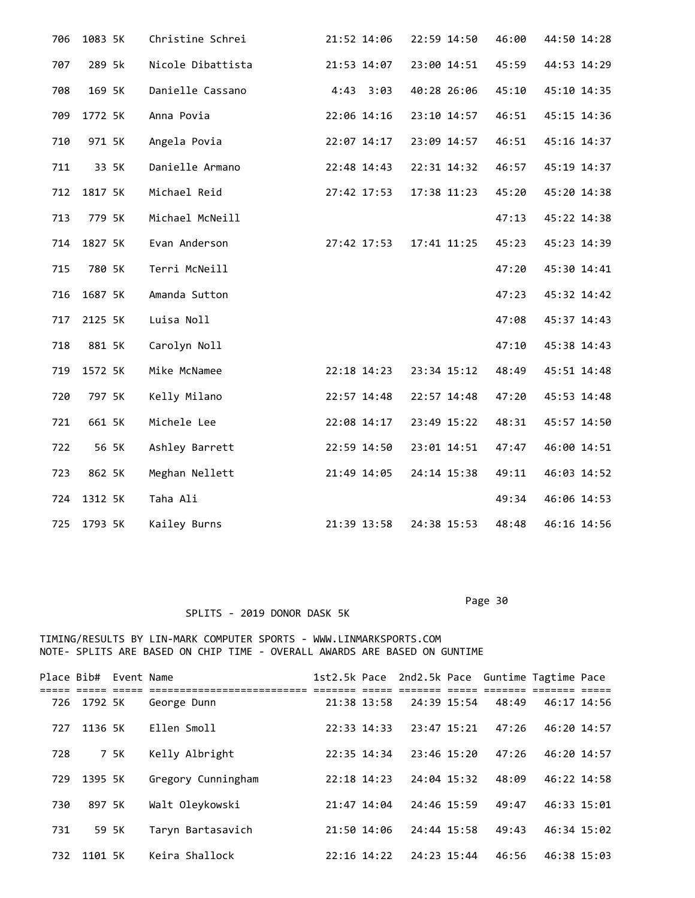| Place | Bib# | Event | Name | 1st2.5k | Pace | 2nd2.5k | Pace | Guntime | Tagtime | Pace |
|---|---|---|---|---|---|---|---|---|---|---|
| 706 | 1083 | 5K | Christine Schrei | 21:52 | 14:06 | 22:59 | 14:50 | 46:00 | 44:50 | 14:28 |
| 707 | 289 | 5k | Nicole Dibattista | 21:53 | 14:07 | 23:00 | 14:51 | 45:59 | 44:53 | 14:29 |
| 708 | 169 | 5K | Danielle Cassano | 4:43 | 3:03 | 40:28 | 26:06 | 45:10 | 45:10 | 14:35 |
| 709 | 1772 | 5K | Anna Povia | 22:06 | 14:16 | 23:10 | 14:57 | 46:51 | 45:15 | 14:36 |
| 710 | 971 | 5K | Angela Povia | 22:07 | 14:17 | 23:09 | 14:57 | 46:51 | 45:16 | 14:37 |
| 711 | 33 | 5K | Danielle Armano | 22:48 | 14:43 | 22:31 | 14:32 | 46:57 | 45:19 | 14:37 |
| 712 | 1817 | 5K | Michael Reid | 27:42 | 17:53 | 17:38 | 11:23 | 45:20 | 45:20 | 14:38 |
| 713 | 779 | 5K | Michael McNeill | | | | | 47:13 | 45:22 | 14:38 |
| 714 | 1827 | 5K | Evan Anderson | 27:42 | 17:53 | 17:41 | 11:25 | 45:23 | 45:23 | 14:39 |
| 715 | 780 | 5K | Terri McNeill | | | | | 47:20 | 45:30 | 14:41 |
| 716 | 1687 | 5K | Amanda Sutton | | | | | 47:23 | 45:32 | 14:42 |
| 717 | 2125 | 5K | Luisa Noll | | | | | 47:08 | 45:37 | 14:43 |
| 718 | 881 | 5K | Carolyn Noll | | | | | 47:10 | 45:38 | 14:43 |
| 719 | 1572 | 5K | Mike McNamee | 22:18 | 14:23 | 23:34 | 15:12 | 48:49 | 45:51 | 14:48 |
| 720 | 797 | 5K | Kelly Milano | 22:57 | 14:48 | 22:57 | 14:48 | 47:20 | 45:53 | 14:48 |
| 721 | 661 | 5K | Michele Lee | 22:08 | 14:17 | 23:49 | 15:22 | 48:31 | 45:57 | 14:50 |
| 722 | 56 | 5K | Ashley Barrett | 22:59 | 14:50 | 23:01 | 14:51 | 47:47 | 46:00 | 14:51 |
| 723 | 862 | 5K | Meghan Nellett | 21:49 | 14:05 | 24:14 | 15:38 | 49:11 | 46:03 | 14:52 |
| 724 | 1312 | 5K | Taha Ali | | | | | 49:34 | 46:06 | 14:53 |
| 725 | 1793 | 5K | Kailey Burns | 21:39 | 13:58 | 24:38 | 15:53 | 48:48 | 46:16 | 14:56 |

SPLITS - 2019 DONOR DASK 5K

TIMING/RESULTS BY LIN-MARK COMPUTER SPORTS - WWW.LINMARKSPORTS.COM
NOTE- SPLITS ARE BASED ON CHIP TIME - OVERALL AWARDS ARE BASED ON GUNTIME

| Place | Bib# | Event | Name | 1st2.5k | Pace | 2nd2.5k | Pace | Guntime | Tagtime | Pace |
|---|---|---|---|---|---|---|---|---|---|---|
| 726 | 1792 | 5K | George Dunn | 21:38 | 13:58 | 24:39 | 15:54 | 48:49 | 46:17 | 14:56 |
| 727 | 1136 | 5K | Ellen Smoll | 22:33 | 14:33 | 23:47 | 15:21 | 47:26 | 46:20 | 14:57 |
| 728 | 7 | 5K | Kelly Albright | 22:35 | 14:34 | 23:46 | 15:20 | 47:26 | 46:20 | 14:57 |
| 729 | 1395 | 5K | Gregory Cunningham | 22:18 | 14:23 | 24:04 | 15:32 | 48:09 | 46:22 | 14:58 |
| 730 | 897 | 5K | Walt Oleykowski | 21:47 | 14:04 | 24:46 | 15:59 | 49:47 | 46:33 | 15:01 |
| 731 | 59 | 5K | Taryn Bartasavich | 21:50 | 14:06 | 24:44 | 15:58 | 49:43 | 46:34 | 15:02 |
| 732 | 1101 | 5K | Keira Shallock | 22:16 | 14:22 | 24:23 | 15:44 | 46:56 | 46:38 | 15:03 |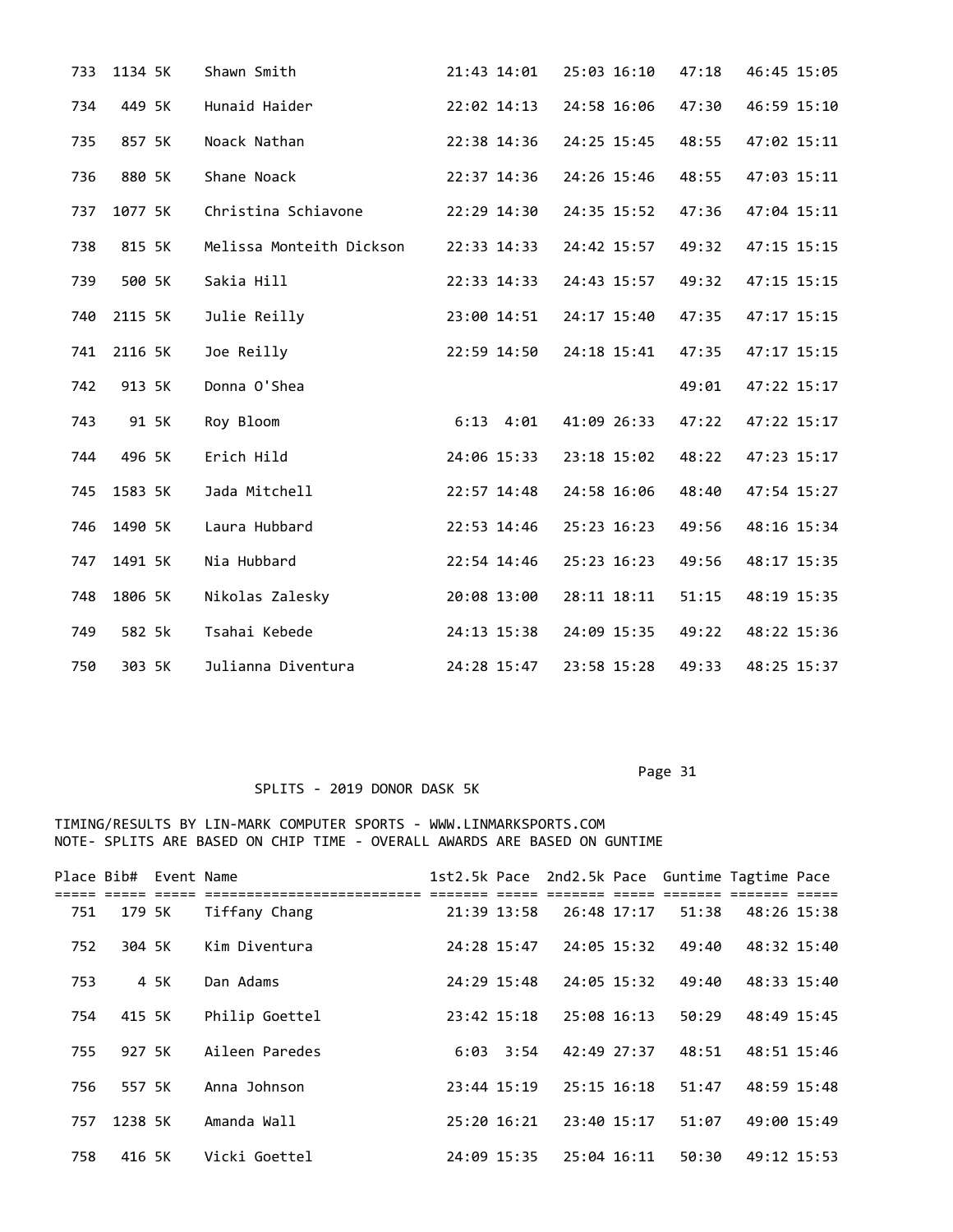| Place | Bib# | Event | Name | 1st2.5k | Pace | 2nd2.5k | Pace | Guntime | Tagtime | Pace |
|---|---|---|---|---|---|---|---|---|---|---|
| 733 | 1134 | 5K | Shawn Smith | 21:43 | 14:01 | 25:03 | 16:10 | 47:18 | 46:45 | 15:05 |
| 734 | 449 | 5K | Hunaid Haider | 22:02 | 14:13 | 24:58 | 16:06 | 47:30 | 46:59 | 15:10 |
| 735 | 857 | 5K | Noack Nathan | 22:38 | 14:36 | 24:25 | 15:45 | 48:55 | 47:02 | 15:11 |
| 736 | 880 | 5K | Shane Noack | 22:37 | 14:36 | 24:26 | 15:46 | 48:55 | 47:03 | 15:11 |
| 737 | 1077 | 5K | Christina Schiavone | 22:29 | 14:30 | 24:35 | 15:52 | 47:36 | 47:04 | 15:11 |
| 738 | 815 | 5K | Melissa Monteith Dickson | 22:33 | 14:33 | 24:42 | 15:57 | 49:32 | 47:15 | 15:15 |
| 739 | 500 | 5K | Sakia Hill | 22:33 | 14:33 | 24:43 | 15:57 | 49:32 | 47:15 | 15:15 |
| 740 | 2115 | 5K | Julie Reilly | 23:00 | 14:51 | 24:17 | 15:40 | 47:35 | 47:17 | 15:15 |
| 741 | 2116 | 5K | Joe Reilly | 22:59 | 14:50 | 24:18 | 15:41 | 47:35 | 47:17 | 15:15 |
| 742 | 913 | 5K | Donna O'Shea | | | | | 49:01 | 47:22 | 15:17 |
| 743 | 91 | 5K | Roy Bloom | 6:13 | 4:01 | 41:09 | 26:33 | 47:22 | 47:22 | 15:17 |
| 744 | 496 | 5K | Erich Hild | 24:06 | 15:33 | 23:18 | 15:02 | 48:22 | 47:23 | 15:17 |
| 745 | 1583 | 5K | Jada Mitchell | 22:57 | 14:48 | 24:58 | 16:06 | 48:40 | 47:54 | 15:27 |
| 746 | 1490 | 5K | Laura Hubbard | 22:53 | 14:46 | 25:23 | 16:23 | 49:56 | 48:16 | 15:34 |
| 747 | 1491 | 5K | Nia Hubbard | 22:54 | 14:46 | 25:23 | 16:23 | 49:56 | 48:17 | 15:35 |
| 748 | 1806 | 5K | Nikolas Zalesky | 20:08 | 13:00 | 28:11 | 18:11 | 51:15 | 48:19 | 15:35 |
| 749 | 582 | 5k | Tsahai Kebede | 24:13 | 15:38 | 24:09 | 15:35 | 49:22 | 48:22 | 15:36 |
| 750 | 303 | 5K | Julianna Diventura | 24:28 | 15:47 | 23:58 | 15:28 | 49:33 | 48:25 | 15:37 |

SPLITS - 2019 DONOR DASK 5K

TIMING/RESULTS BY LIN-MARK COMPUTER SPORTS - WWW.LINMARKSPORTS.COM
NOTE- SPLITS ARE BASED ON CHIP TIME - OVERALL AWARDS ARE BASED ON GUNTIME

| Place | Bib# | Event | Name | 1st2.5k | Pace | 2nd2.5k | Pace | Guntime | Tagtime | Pace |
|---|---|---|---|---|---|---|---|---|---|---|
| 751 | 179 | 5K | Tiffany Chang | 21:39 | 13:58 | 26:48 | 17:17 | 51:38 | 48:26 | 15:38 |
| 752 | 304 | 5K | Kim Diventura | 24:28 | 15:47 | 24:05 | 15:32 | 49:40 | 48:32 | 15:40 |
| 753 | 4 | 5K | Dan Adams | 24:29 | 15:48 | 24:05 | 15:32 | 49:40 | 48:33 | 15:40 |
| 754 | 415 | 5K | Philip Goettel | 23:42 | 15:18 | 25:08 | 16:13 | 50:29 | 48:49 | 15:45 |
| 755 | 927 | 5K | Aileen Paredes | 6:03 | 3:54 | 42:49 | 27:37 | 48:51 | 48:51 | 15:46 |
| 756 | 557 | 5K | Anna Johnson | 23:44 | 15:19 | 25:15 | 16:18 | 51:47 | 48:59 | 15:48 |
| 757 | 1238 | 5K | Amanda Wall | 25:20 | 16:21 | 23:40 | 15:17 | 51:07 | 49:00 | 15:49 |
| 758 | 416 | 5K | Vicki Goettel | 24:09 | 15:35 | 25:04 | 16:11 | 50:30 | 49:12 | 15:53 |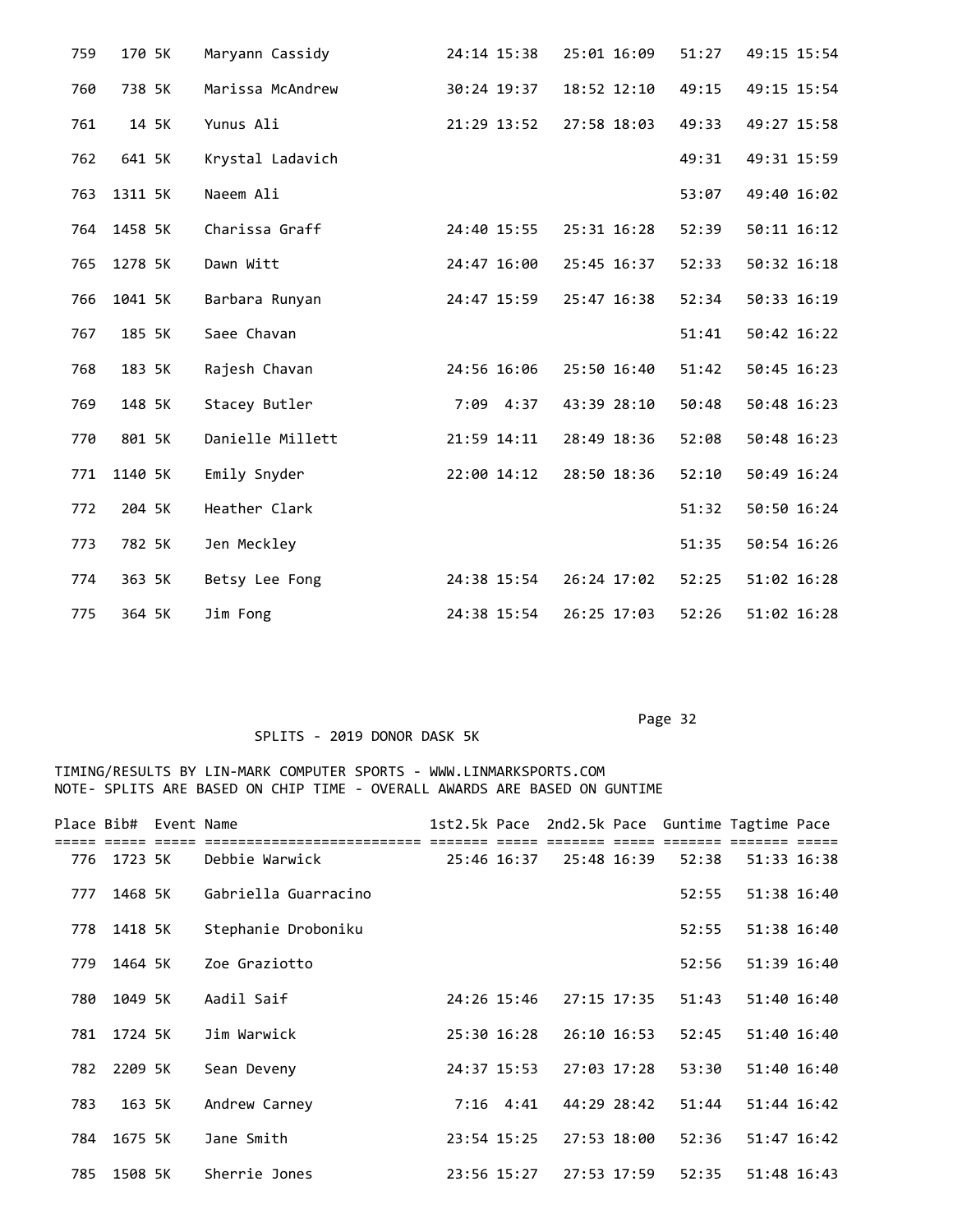| Place | Bib# | Event | Name | 1st2.5k | Pace | 2nd2.5k | Pace | Guntime | Tagtime | Pace |
|---|---|---|---|---|---|---|---|---|---|---|
| 759 | 170 | 5K | Maryann Cassidy | 24:14 | 15:38 | 25:01 | 16:09 | 51:27 | 49:15 | 15:54 |
| 760 | 738 | 5K | Marissa McAndrew | 30:24 | 19:37 | 18:52 | 12:10 | 49:15 | 49:15 | 15:54 |
| 761 | 14 | 5K | Yunus Ali | 21:29 | 13:52 | 27:58 | 18:03 | 49:33 | 49:27 | 15:58 |
| 762 | 641 | 5K | Krystal Ladavich | | | | | 49:31 | 49:31 | 15:59 |
| 763 | 1311 | 5K | Naeem Ali | | | | | 53:07 | 49:40 | 16:02 |
| 764 | 1458 | 5K | Charissa Graff | 24:40 | 15:55 | 25:31 | 16:28 | 52:39 | 50:11 | 16:12 |
| 765 | 1278 | 5K | Dawn Witt | 24:47 | 16:00 | 25:45 | 16:37 | 52:33 | 50:32 | 16:18 |
| 766 | 1041 | 5K | Barbara Runyan | 24:47 | 15:59 | 25:47 | 16:38 | 52:34 | 50:33 | 16:19 |
| 767 | 185 | 5K | Saee Chavan | | | | | 51:41 | 50:42 | 16:22 |
| 768 | 183 | 5K | Rajesh Chavan | 24:56 | 16:06 | 25:50 | 16:40 | 51:42 | 50:45 | 16:23 |
| 769 | 148 | 5K | Stacey Butler | 7:09 | 4:37 | 43:39 | 28:10 | 50:48 | 50:48 | 16:23 |
| 770 | 801 | 5K | Danielle Millett | 21:59 | 14:11 | 28:49 | 18:36 | 52:08 | 50:48 | 16:23 |
| 771 | 1140 | 5K | Emily Snyder | 22:00 | 14:12 | 28:50 | 18:36 | 52:10 | 50:49 | 16:24 |
| 772 | 204 | 5K | Heather Clark | | | | | 51:32 | 50:50 | 16:24 |
| 773 | 782 | 5K | Jen Meckley | | | | | 51:35 | 50:54 | 16:26 |
| 774 | 363 | 5K | Betsy Lee Fong | 24:38 | 15:54 | 26:24 | 17:02 | 52:25 | 51:02 | 16:28 |
| 775 | 364 | 5K | Jim Fong | 24:38 | 15:54 | 26:25 | 17:03 | 52:26 | 51:02 | 16:28 |

SPLITS - 2019 DONOR DASK 5K

TIMING/RESULTS BY LIN-MARK COMPUTER SPORTS - WWW.LINMARKSPORTS.COM
NOTE- SPLITS ARE BASED ON CHIP TIME - OVERALL AWARDS ARE BASED ON GUNTIME

| Place | Bib# | Event | Name | 1st2.5k | Pace | 2nd2.5k | Pace | Guntime | Tagtime | Pace |
|---|---|---|---|---|---|---|---|---|---|---|
| 776 | 1723 | 5K | Debbie Warwick | 25:46 | 16:37 | 25:48 | 16:39 | 52:38 | 51:33 | 16:38 |
| 777 | 1468 | 5K | Gabriella Guarracino | | | | | 52:55 | 51:38 | 16:40 |
| 778 | 1418 | 5K | Stephanie Droboniku | | | | | 52:55 | 51:38 | 16:40 |
| 779 | 1464 | 5K | Zoe Graziotto | | | | | 52:56 | 51:39 | 16:40 |
| 780 | 1049 | 5K | Aadil Saif | 24:26 | 15:46 | 27:15 | 17:35 | 51:43 | 51:40 | 16:40 |
| 781 | 1724 | 5K | Jim Warwick | 25:30 | 16:28 | 26:10 | 16:53 | 52:45 | 51:40 | 16:40 |
| 782 | 2209 | 5K | Sean Deveny | 24:37 | 15:53 | 27:03 | 17:28 | 53:30 | 51:40 | 16:40 |
| 783 | 163 | 5K | Andrew Carney | 7:16 | 4:41 | 44:29 | 28:42 | 51:44 | 51:44 | 16:42 |
| 784 | 1675 | 5K | Jane Smith | 23:54 | 15:25 | 27:53 | 18:00 | 52:36 | 51:47 | 16:42 |
| 785 | 1508 | 5K | Sherrie Jones | 23:56 | 15:27 | 27:53 | 17:59 | 52:35 | 51:48 | 16:43 |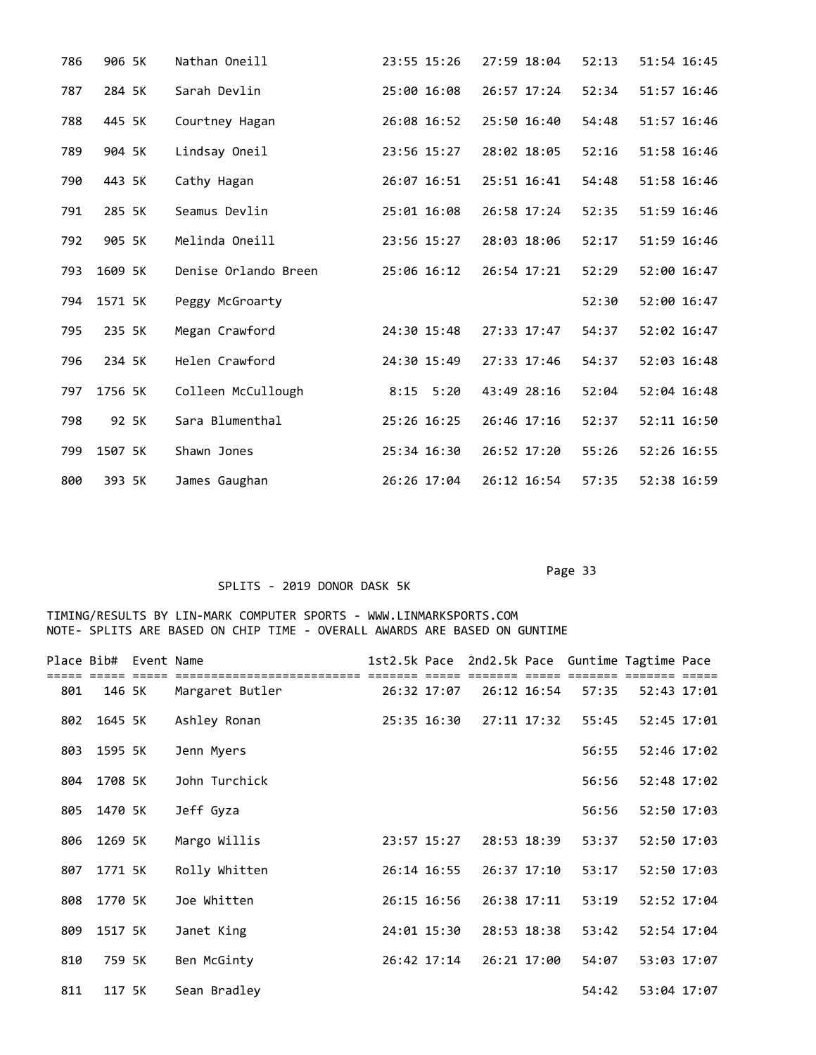| Place | Bib# | Event | Name | 1st2.5k | Pace | 2nd2.5k | Pace | Guntime | Tagtime | Pace |
|---|---|---|---|---|---|---|---|---|---|---|
| 786 | 906 | 5K | Nathan Oneill | 23:55 | 15:26 | 27:59 | 18:04 | 52:13 | 51:54 | 16:45 |
| 787 | 284 | 5K | Sarah Devlin | 25:00 | 16:08 | 26:57 | 17:24 | 52:34 | 51:57 | 16:46 |
| 788 | 445 | 5K | Courtney Hagan | 26:08 | 16:52 | 25:50 | 16:40 | 54:48 | 51:57 | 16:46 |
| 789 | 904 | 5K | Lindsay Oneil | 23:56 | 15:27 | 28:02 | 18:05 | 52:16 | 51:58 | 16:46 |
| 790 | 443 | 5K | Cathy Hagan | 26:07 | 16:51 | 25:51 | 16:41 | 54:48 | 51:58 | 16:46 |
| 791 | 285 | 5K | Seamus Devlin | 25:01 | 16:08 | 26:58 | 17:24 | 52:35 | 51:59 | 16:46 |
| 792 | 905 | 5K | Melinda Oneill | 23:56 | 15:27 | 28:03 | 18:06 | 52:17 | 51:59 | 16:46 |
| 793 | 1609 | 5K | Denise Orlando Breen | 25:06 | 16:12 | 26:54 | 17:21 | 52:29 | 52:00 | 16:47 |
| 794 | 1571 | 5K | Peggy McGroarty | | | | | 52:30 | 52:00 | 16:47 |
| 795 | 235 | 5K | Megan Crawford | 24:30 | 15:48 | 27:33 | 17:47 | 54:37 | 52:02 | 16:47 |
| 796 | 234 | 5K | Helen Crawford | 24:30 | 15:49 | 27:33 | 17:46 | 54:37 | 52:03 | 16:48 |
| 797 | 1756 | 5K | Colleen McCullough | 8:15 | 5:20 | 43:49 | 28:16 | 52:04 | 52:04 | 16:48 |
| 798 | 92 | 5K | Sara Blumenthal | 25:26 | 16:25 | 26:46 | 17:16 | 52:37 | 52:11 | 16:50 |
| 799 | 1507 | 5K | Shawn Jones | 25:34 | 16:30 | 26:52 | 17:20 | 55:26 | 52:26 | 16:55 |
| 800 | 393 | 5K | James Gaughan | 26:26 | 17:04 | 26:12 | 16:54 | 57:35 | 52:38 | 16:59 |

SPLITS - 2019 DONOR DASK 5K

TIMING/RESULTS BY LIN-MARK COMPUTER SPORTS - WWW.LINMARKSPORTS.COM
NOTE- SPLITS ARE BASED ON CHIP TIME - OVERALL AWARDS ARE BASED ON GUNTIME

| Place | Bib# | Event | Name | 1st2.5k | Pace | 2nd2.5k | Pace | Guntime | Tagtime | Pace |
|---|---|---|---|---|---|---|---|---|---|---|
| 801 | 146 | 5K | Margaret Butler | 26:32 | 17:07 | 26:12 | 16:54 | 57:35 | 52:43 | 17:01 |
| 802 | 1645 | 5K | Ashley Ronan | 25:35 | 16:30 | 27:11 | 17:32 | 55:45 | 52:45 | 17:01 |
| 803 | 1595 | 5K | Jenn Myers | | | | | 56:55 | 52:46 | 17:02 |
| 804 | 1708 | 5K | John Turchick | | | | | 56:56 | 52:48 | 17:02 |
| 805 | 1470 | 5K | Jeff Gyza | | | | | 56:56 | 52:50 | 17:03 |
| 806 | 1269 | 5K | Margo Willis | 23:57 | 15:27 | 28:53 | 18:39 | 53:37 | 52:50 | 17:03 |
| 807 | 1771 | 5K | Rolly Whitten | 26:14 | 16:55 | 26:37 | 17:10 | 53:17 | 52:50 | 17:03 |
| 808 | 1770 | 5K | Joe Whitten | 26:15 | 16:56 | 26:38 | 17:11 | 53:19 | 52:52 | 17:04 |
| 809 | 1517 | 5K | Janet King | 24:01 | 15:30 | 28:53 | 18:38 | 53:42 | 52:54 | 17:04 |
| 810 | 759 | 5K | Ben McGinty | 26:42 | 17:14 | 26:21 | 17:00 | 54:07 | 53:03 | 17:07 |
| 811 | 117 | 5K | Sean Bradley | | | | | 54:42 | 53:04 | 17:07 |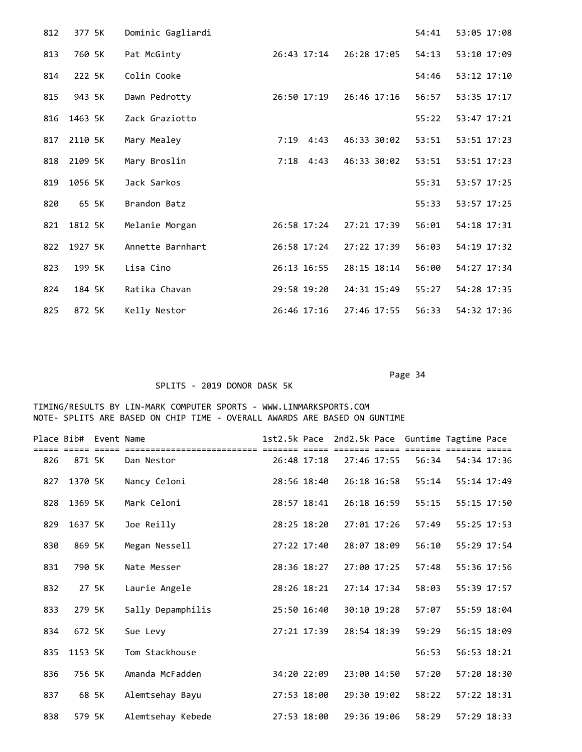| Place | Bib# | Event | Name | 1st2.5k | Pace | 2nd2.5k | Pace | Guntime | Tagtime | Pace |
|---|---|---|---|---|---|---|---|---|---|---|
| 812 | 377 | 5K | Dominic Gagliardi | | | | | 54:41 | 53:05 | 17:08 |
| 813 | 760 | 5K | Pat McGinty | 26:43 | 17:14 | 26:28 | 17:05 | 54:13 | 53:10 | 17:09 |
| 814 | 222 | 5K | Colin Cooke | | | | | 54:46 | 53:12 | 17:10 |
| 815 | 943 | 5K | Dawn Pedrotty | 26:50 | 17:19 | 26:46 | 17:16 | 56:57 | 53:35 | 17:17 |
| 816 | 1463 | 5K | Zack Graziotto | | | | | 55:22 | 53:47 | 17:21 |
| 817 | 2110 | 5K | Mary Mealey | 7:19 | 4:43 | 46:33 | 30:02 | 53:51 | 53:51 | 17:23 |
| 818 | 2109 | 5K | Mary Broslin | 7:18 | 4:43 | 46:33 | 30:02 | 53:51 | 53:51 | 17:23 |
| 819 | 1056 | 5K | Jack Sarkos | | | | | 55:31 | 53:57 | 17:25 |
| 820 | 65 | 5K | Brandon Batz | | | | | 55:33 | 53:57 | 17:25 |
| 821 | 1812 | 5K | Melanie Morgan | 26:58 | 17:24 | 27:21 | 17:39 | 56:01 | 54:18 | 17:31 |
| 822 | 1927 | 5K | Annette Barnhart | 26:58 | 17:24 | 27:22 | 17:39 | 56:03 | 54:19 | 17:32 |
| 823 | 199 | 5K | Lisa Cino | 26:13 | 16:55 | 28:15 | 18:14 | 56:00 | 54:27 | 17:34 |
| 824 | 184 | 5K | Ratika Chavan | 29:58 | 19:20 | 24:31 | 15:49 | 55:27 | 54:28 | 17:35 |
| 825 | 872 | 5K | Kelly Nestor | 26:46 | 17:16 | 27:46 | 17:55 | 56:33 | 54:32 | 17:36 |

SPLITS - 2019 DONOR DASK 5K

TIMING/RESULTS BY LIN-MARK COMPUTER SPORTS - WWW.LINMARKSPORTS.COM
NOTE- SPLITS ARE BASED ON CHIP TIME - OVERALL AWARDS ARE BASED ON GUNTIME

| Place | Bib# | Event | Name | 1st2.5k | Pace | 2nd2.5k | Pace | Guntime | Tagtime | Pace |
|---|---|---|---|---|---|---|---|---|---|---|
| 826 | 871 | 5K | Dan Nestor | 26:48 | 17:18 | 27:46 | 17:55 | 56:34 | 54:34 | 17:36 |
| 827 | 1370 | 5K | Nancy Celoni | 28:56 | 18:40 | 26:18 | 16:58 | 55:14 | 55:14 | 17:49 |
| 828 | 1369 | 5K | Mark Celoni | 28:57 | 18:41 | 26:18 | 16:59 | 55:15 | 55:15 | 17:50 |
| 829 | 1637 | 5K | Joe Reilly | 28:25 | 18:20 | 27:01 | 17:26 | 57:49 | 55:25 | 17:53 |
| 830 | 869 | 5K | Megan Nessell | 27:22 | 17:40 | 28:07 | 18:09 | 56:10 | 55:29 | 17:54 |
| 831 | 790 | 5K | Nate Messer | 28:36 | 18:27 | 27:00 | 17:25 | 57:48 | 55:36 | 17:56 |
| 832 | 27 | 5K | Laurie Angele | 28:26 | 18:21 | 27:14 | 17:34 | 58:03 | 55:39 | 17:57 |
| 833 | 279 | 5K | Sally Depamphilis | 25:50 | 16:40 | 30:10 | 19:28 | 57:07 | 55:59 | 18:04 |
| 834 | 672 | 5K | Sue Levy | 27:21 | 17:39 | 28:54 | 18:39 | 59:29 | 56:15 | 18:09 |
| 835 | 1153 | 5K | Tom Stackhouse | | | | | 56:53 | 56:53 | 18:21 |
| 836 | 756 | 5K | Amanda McFadden | 34:20 | 22:09 | 23:00 | 14:50 | 57:20 | 57:20 | 18:30 |
| 837 | 68 | 5K | Alemtsehay Bayu | 27:53 | 18:00 | 29:30 | 19:02 | 58:22 | 57:22 | 18:31 |
| 838 | 579 | 5K | Alemtsehay Kebede | 27:53 | 18:00 | 29:36 | 19:06 | 58:29 | 57:29 | 18:33 |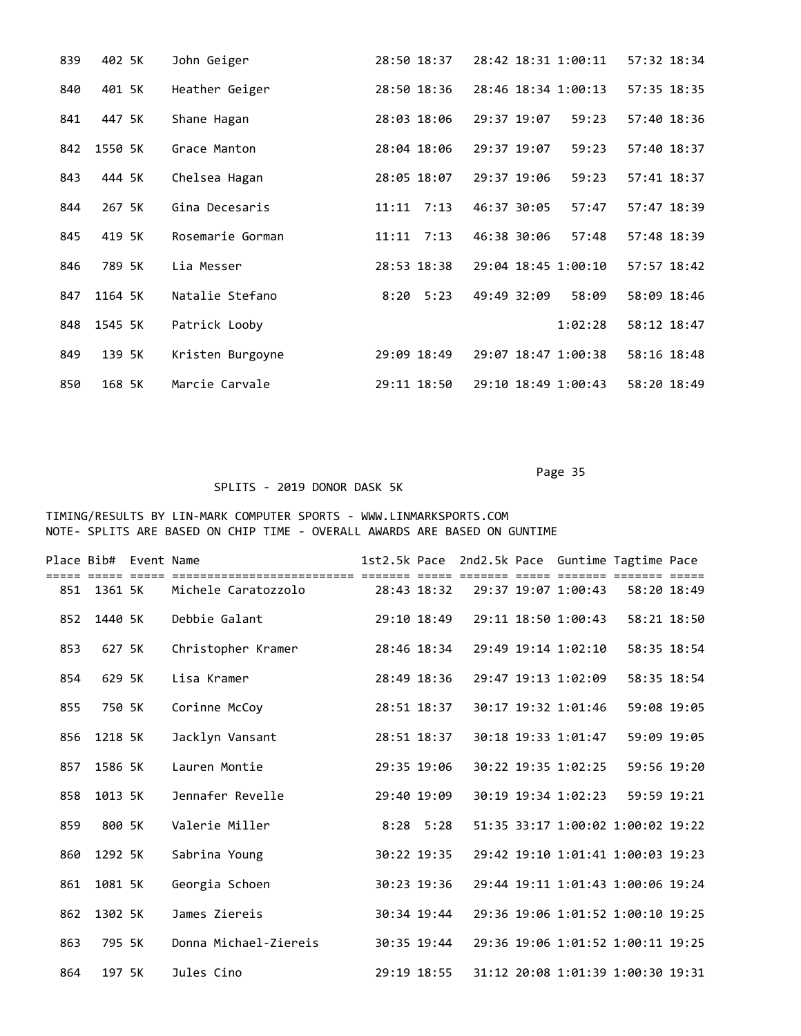| Place | Bib# | Event | Name | 1st2.5k | Pace | 2nd2.5k | Pace | Guntime | Tagtime | Pace |
|---|---|---|---|---|---|---|---|---|---|---|
| 839 | 402 | 5K | John Geiger | 28:50 | 18:37 | 28:42 | 18:31 | 1:00:11 | 57:32 | 18:34 |
| 840 | 401 | 5K | Heather Geiger | 28:50 | 18:36 | 28:46 | 18:34 | 1:00:13 | 57:35 | 18:35 |
| 841 | 447 | 5K | Shane Hagan | 28:03 | 18:06 | 29:37 | 19:07 | 59:23 | 57:40 | 18:36 |
| 842 | 1550 | 5K | Grace Manton | 28:04 | 18:06 | 29:37 | 19:07 | 59:23 | 57:40 | 18:37 |
| 843 | 444 | 5K | Chelsea Hagan | 28:05 | 18:07 | 29:37 | 19:06 | 59:23 | 57:41 | 18:37 |
| 844 | 267 | 5K | Gina Decesaris | 11:11 | 7:13 | 46:37 | 30:05 | 57:47 | 57:47 | 18:39 |
| 845 | 419 | 5K | Rosemarie Gorman | 11:11 | 7:13 | 46:38 | 30:06 | 57:48 | 57:48 | 18:39 |
| 846 | 789 | 5K | Lia Messer | 28:53 | 18:38 | 29:04 | 18:45 | 1:00:10 | 57:57 | 18:42 |
| 847 | 1164 | 5K | Natalie Stefano | 8:20 | 5:23 | 49:49 | 32:09 | 58:09 | 58:09 | 18:46 |
| 848 | 1545 | 5K | Patrick Looby | | | | | 1:02:28 | 58:12 | 18:47 |
| 849 | 139 | 5K | Kristen Burgoyne | 29:09 | 18:49 | 29:07 | 18:47 | 1:00:38 | 58:16 | 18:48 |
| 850 | 168 | 5K | Marcie Carvale | 29:11 | 18:50 | 29:10 | 18:49 | 1:00:43 | 58:20 | 18:49 |

SPLITS - 2019 DONOR DASK 5K

TIMING/RESULTS BY LIN-MARK COMPUTER SPORTS - WWW.LINMARKSPORTS.COM
NOTE- SPLITS ARE BASED ON CHIP TIME - OVERALL AWARDS ARE BASED ON GUNTIME

| Place | Bib# | Event | Name | 1st2.5k | Pace | 2nd2.5k | Pace | Guntime | Tagtime | Pace |
|---|---|---|---|---|---|---|---|---|---|---|
| 851 | 1361 | 5K | Michele Caratozzolo | 28:43 | 18:32 | 29:37 | 19:07 | 1:00:43 | 58:20 | 18:49 |
| 852 | 1440 | 5K | Debbie Galant | 29:10 | 18:49 | 29:11 | 18:50 | 1:00:43 | 58:21 | 18:50 |
| 853 | 627 | 5K | Christopher Kramer | 28:46 | 18:34 | 29:49 | 19:14 | 1:02:10 | 58:35 | 18:54 |
| 854 | 629 | 5K | Lisa Kramer | 28:49 | 18:36 | 29:47 | 19:13 | 1:02:09 | 58:35 | 18:54 |
| 855 | 750 | 5K | Corinne McCoy | 28:51 | 18:37 | 30:17 | 19:32 | 1:01:46 | 59:08 | 19:05 |
| 856 | 1218 | 5K | Jacklyn Vansant | 28:51 | 18:37 | 30:18 | 19:33 | 1:01:47 | 59:09 | 19:05 |
| 857 | 1586 | 5K | Lauren Montie | 29:35 | 19:06 | 30:22 | 19:35 | 1:02:25 | 59:56 | 19:20 |
| 858 | 1013 | 5K | Jennafer Revelle | 29:40 | 19:09 | 30:19 | 19:34 | 1:02:23 | 59:59 | 19:21 |
| 859 | 800 | 5K | Valerie Miller | 8:28 | 5:28 | 51:35 | 33:17 | 1:00:02 | 1:00:02 | 19:22 |
| 860 | 1292 | 5K | Sabrina Young | 30:22 | 19:35 | 29:42 | 19:10 | 1:01:41 | 1:00:03 | 19:23 |
| 861 | 1081 | 5K | Georgia Schoen | 30:23 | 19:36 | 29:44 | 19:11 | 1:01:43 | 1:00:06 | 19:24 |
| 862 | 1302 | 5K | James Ziereis | 30:34 | 19:44 | 29:36 | 19:06 | 1:01:52 | 1:00:10 | 19:25 |
| 863 | 795 | 5K | Donna Michael-Ziereis | 30:35 | 19:44 | 29:36 | 19:06 | 1:01:52 | 1:00:11 | 19:25 |
| 864 | 197 | 5K | Jules Cino | 29:19 | 18:55 | 31:12 | 20:08 | 1:01:39 | 1:00:30 | 19:31 |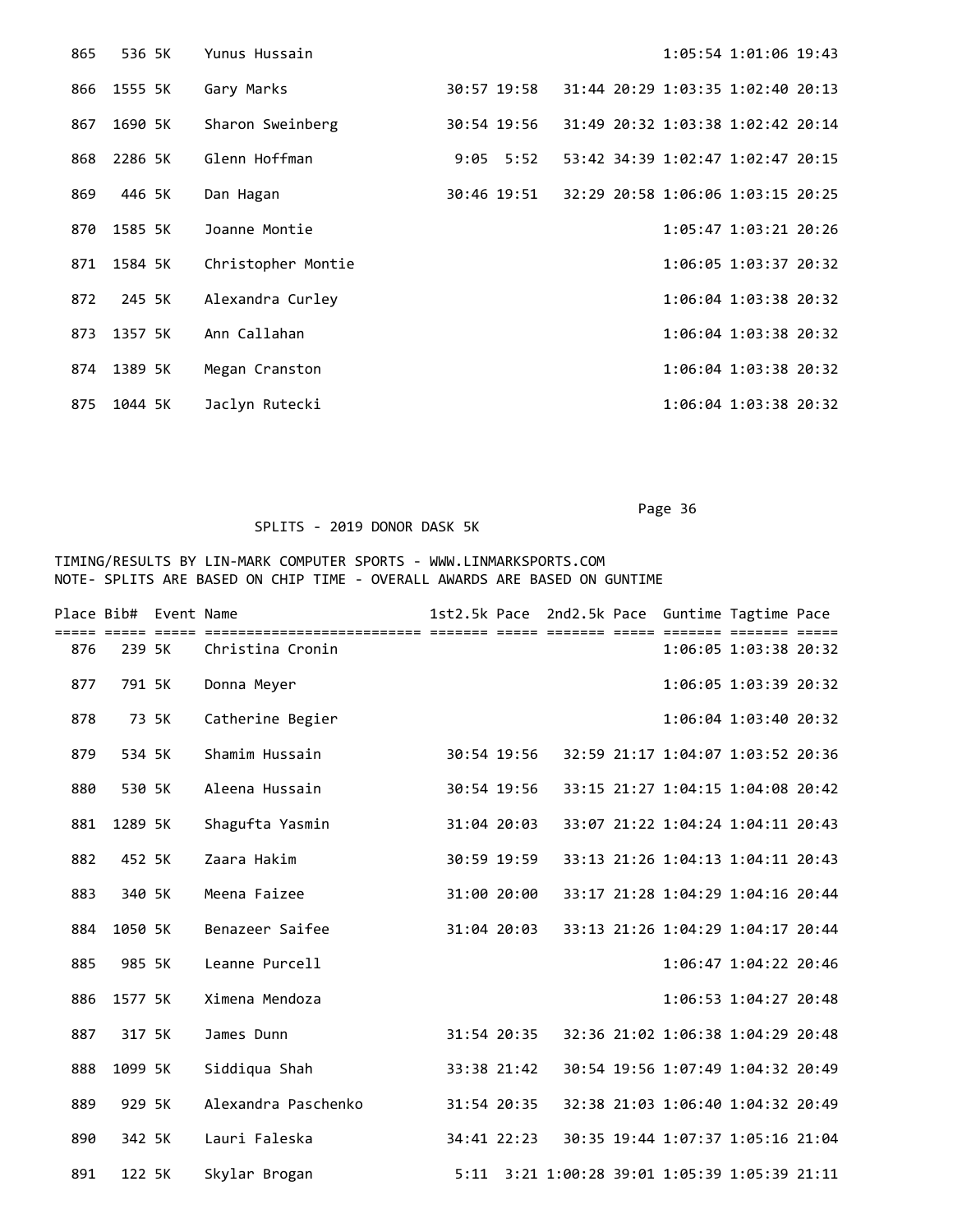| Place | Bib# | Event | Name | 1st2.5k | Pace | 2nd2.5k | Pace | Guntime | Tagtime | Pace |
|---|---|---|---|---|---|---|---|---|---|---|
| 865 | 536 | 5K | Yunus Hussain | | | | | 1:05:54 | 1:01:06 | 19:43 |
| 866 | 1555 | 5K | Gary Marks | 30:57 | 19:58 | 31:44 | 20:29 | 1:03:35 | 1:02:40 | 20:13 |
| 867 | 1690 | 5K | Sharon Sweinberg | 30:54 | 19:56 | 31:49 | 20:32 | 1:03:38 | 1:02:42 | 20:14 |
| 868 | 2286 | 5K | Glenn Hoffman | 9:05 | 5:52 | 53:42 | 34:39 | 1:02:47 | 1:02:47 | 20:15 |
| 869 | 446 | 5K | Dan Hagan | 30:46 | 19:51 | 32:29 | 20:58 | 1:06:06 | 1:03:15 | 20:25 |
| 870 | 1585 | 5K | Joanne Montie | | | | | 1:05:47 | 1:03:21 | 20:26 |
| 871 | 1584 | 5K | Christopher Montie | | | | | 1:06:05 | 1:03:37 | 20:32 |
| 872 | 245 | 5K | Alexandra Curley | | | | | 1:06:04 | 1:03:38 | 20:32 |
| 873 | 1357 | 5K | Ann Callahan | | | | | 1:06:04 | 1:03:38 | 20:32 |
| 874 | 1389 | 5K | Megan Cranston | | | | | 1:06:04 | 1:03:38 | 20:32 |
| 875 | 1044 | 5K | Jaclyn Rutecki | | | | | 1:06:04 | 1:03:38 | 20:32 |

SPLITS - 2019 DONOR DASK 5K

TIMING/RESULTS BY LIN-MARK COMPUTER SPORTS - WWW.LINMARKSPORTS.COM
NOTE- SPLITS ARE BASED ON CHIP TIME - OVERALL AWARDS ARE BASED ON GUNTIME

| Place | Bib# | Event | Name | 1st2.5k | Pace | 2nd2.5k | Pace | Guntime | Tagtime | Pace |
|---|---|---|---|---|---|---|---|---|---|---|
| 876 | 239 | 5K | Christina Cronin | | | | | 1:06:05 | 1:03:38 | 20:32 |
| 877 | 791 | 5K | Donna Meyer | | | | | 1:06:05 | 1:03:39 | 20:32 |
| 878 | 73 | 5K | Catherine Begier | | | | | 1:06:04 | 1:03:40 | 20:32 |
| 879 | 534 | 5K | Shamim Hussain | 30:54 | 19:56 | 32:59 | 21:17 | 1:04:07 | 1:03:52 | 20:36 |
| 880 | 530 | 5K | Aleena Hussain | 30:54 | 19:56 | 33:15 | 21:27 | 1:04:15 | 1:04:08 | 20:42 |
| 881 | 1289 | 5K | Shagufta Yasmin | 31:04 | 20:03 | 33:07 | 21:22 | 1:04:24 | 1:04:11 | 20:43 |
| 882 | 452 | 5K | Zaara Hakim | 30:59 | 19:59 | 33:13 | 21:26 | 1:04:13 | 1:04:11 | 20:43 |
| 883 | 340 | 5K | Meena Faizee | 31:00 | 20:00 | 33:17 | 21:28 | 1:04:29 | 1:04:16 | 20:44 |
| 884 | 1050 | 5K | Benazeer Saifee | 31:04 | 20:03 | 33:13 | 21:26 | 1:04:29 | 1:04:17 | 20:44 |
| 885 | 985 | 5K | Leanne Purcell | | | | | 1:06:47 | 1:04:22 | 20:46 |
| 886 | 1577 | 5K | Ximena Mendoza | | | | | 1:06:53 | 1:04:27 | 20:48 |
| 887 | 317 | 5K | James Dunn | 31:54 | 20:35 | 32:36 | 21:02 | 1:06:38 | 1:04:29 | 20:48 |
| 888 | 1099 | 5K | Siddiqua Shah | 33:38 | 21:42 | 30:54 | 19:56 | 1:07:49 | 1:04:32 | 20:49 |
| 889 | 929 | 5K | Alexandra Paschenko | 31:54 | 20:35 | 32:38 | 21:03 | 1:06:40 | 1:04:32 | 20:49 |
| 890 | 342 | 5K | Lauri Faleska | 34:41 | 22:23 | 30:35 | 19:44 | 1:07:37 | 1:05:16 | 21:04 |
| 891 | 122 | 5K | Skylar Brogan | 5:11 | 3:21 | 1:00:28 | 39:01 | 1:05:39 | 1:05:39 | 21:11 |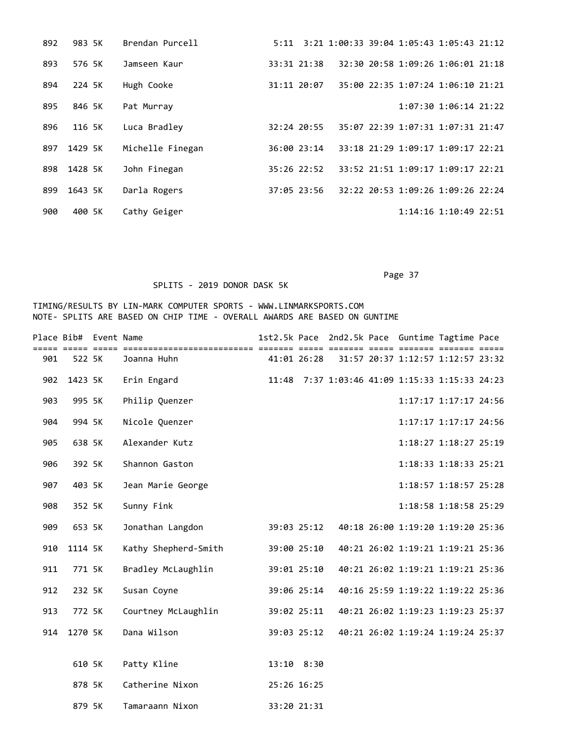| Place | Bib# | Event | Name | 1st2.5k | Pace | 2nd2.5k | Pace | Guntime | Tagtime | Pace |
|---|---|---|---|---|---|---|---|---|---|---|
| 892 | 983 | 5K | Brendan Purcell | 5:11 | 3:21 | 1:00:33 | 39:04 | 1:05:43 | 1:05:43 | 21:12 |
| 893 | 576 | 5K | Jamseen Kaur | 33:31 | 21:38 | 32:30 | 20:58 | 1:09:26 | 1:06:01 | 21:18 |
| 894 | 224 | 5K | Hugh Cooke | 31:11 | 20:07 | 35:00 | 22:35 | 1:07:24 | 1:06:10 | 21:21 |
| 895 | 846 | 5K | Pat Murray | | | | | 1:07:30 | 1:06:14 | 21:22 |
| 896 | 116 | 5K | Luca Bradley | 32:24 | 20:55 | 35:07 | 22:39 | 1:07:31 | 1:07:31 | 21:47 |
| 897 | 1429 | 5K | Michelle Finegan | 36:00 | 23:14 | 33:18 | 21:29 | 1:09:17 | 1:09:17 | 22:21 |
| 898 | 1428 | 5K | John Finegan | 35:26 | 22:52 | 33:52 | 21:51 | 1:09:17 | 1:09:17 | 22:21 |
| 899 | 1643 | 5K | Darla Rogers | 37:05 | 23:56 | 32:22 | 20:53 | 1:09:26 | 1:09:26 | 22:24 |
| 900 | 400 | 5K | Cathy Geiger | | | | | 1:14:16 | 1:10:49 | 22:51 |

SPLITS - 2019 DONOR DASK 5K

TIMING/RESULTS BY LIN-MARK COMPUTER SPORTS - WWW.LINMARKSPORTS.COM
NOTE- SPLITS ARE BASED ON CHIP TIME - OVERALL AWARDS ARE BASED ON GUNTIME

| Place | Bib# | Event | Name | 1st2.5k | Pace | 2nd2.5k | Pace | Guntime | Tagtime | Pace |
|---|---|---|---|---|---|---|---|---|---|---|
| 901 | 522 | 5K | Joanna Huhn | 41:01 | 26:28 | 31:57 | 20:37 | 1:12:57 | 1:12:57 | 23:32 |
| 902 | 1423 | 5K | Erin Engard | 11:48 | 7:37 | 1:03:46 | 41:09 | 1:15:33 | 1:15:33 | 24:23 |
| 903 | 995 | 5K | Philip Quenzer | | | | | 1:17:17 | 1:17:17 | 24:56 |
| 904 | 994 | 5K | Nicole Quenzer | | | | | 1:17:17 | 1:17:17 | 24:56 |
| 905 | 638 | 5K | Alexander Kutz | | | | | 1:18:27 | 1:18:27 | 25:19 |
| 906 | 392 | 5K | Shannon Gaston | | | | | 1:18:33 | 1:18:33 | 25:21 |
| 907 | 403 | 5K | Jean Marie George | | | | | 1:18:57 | 1:18:57 | 25:28 |
| 908 | 352 | 5K | Sunny Fink | | | | | 1:18:58 | 1:18:58 | 25:29 |
| 909 | 653 | 5K | Jonathan Langdon | 39:03 | 25:12 | 40:18 | 26:00 | 1:19:20 | 1:19:20 | 25:36 |
| 910 | 1114 | 5K | Kathy Shepherd-Smith | 39:00 | 25:10 | 40:21 | 26:02 | 1:19:21 | 1:19:21 | 25:36 |
| 911 | 771 | 5K | Bradley McLaughlin | 39:01 | 25:10 | 40:21 | 26:02 | 1:19:21 | 1:19:21 | 25:36 |
| 912 | 232 | 5K | Susan Coyne | 39:06 | 25:14 | 40:16 | 25:59 | 1:19:22 | 1:19:22 | 25:36 |
| 913 | 772 | 5K | Courtney McLaughlin | 39:02 | 25:11 | 40:21 | 26:02 | 1:19:23 | 1:19:23 | 25:37 |
| 914 | 1270 | 5K | Dana Wilson | 39:03 | 25:12 | 40:21 | 26:02 | 1:19:24 | 1:19:24 | 25:37 |
| | 610 | 5K | Patty Kline | 13:10 | 8:30 | | | | | |
| | 878 | 5K | Catherine Nixon | 25:26 | 16:25 | | | | | |
| | 879 | 5K | Tamaraann Nixon | 33:20 | 21:31 | | | | | |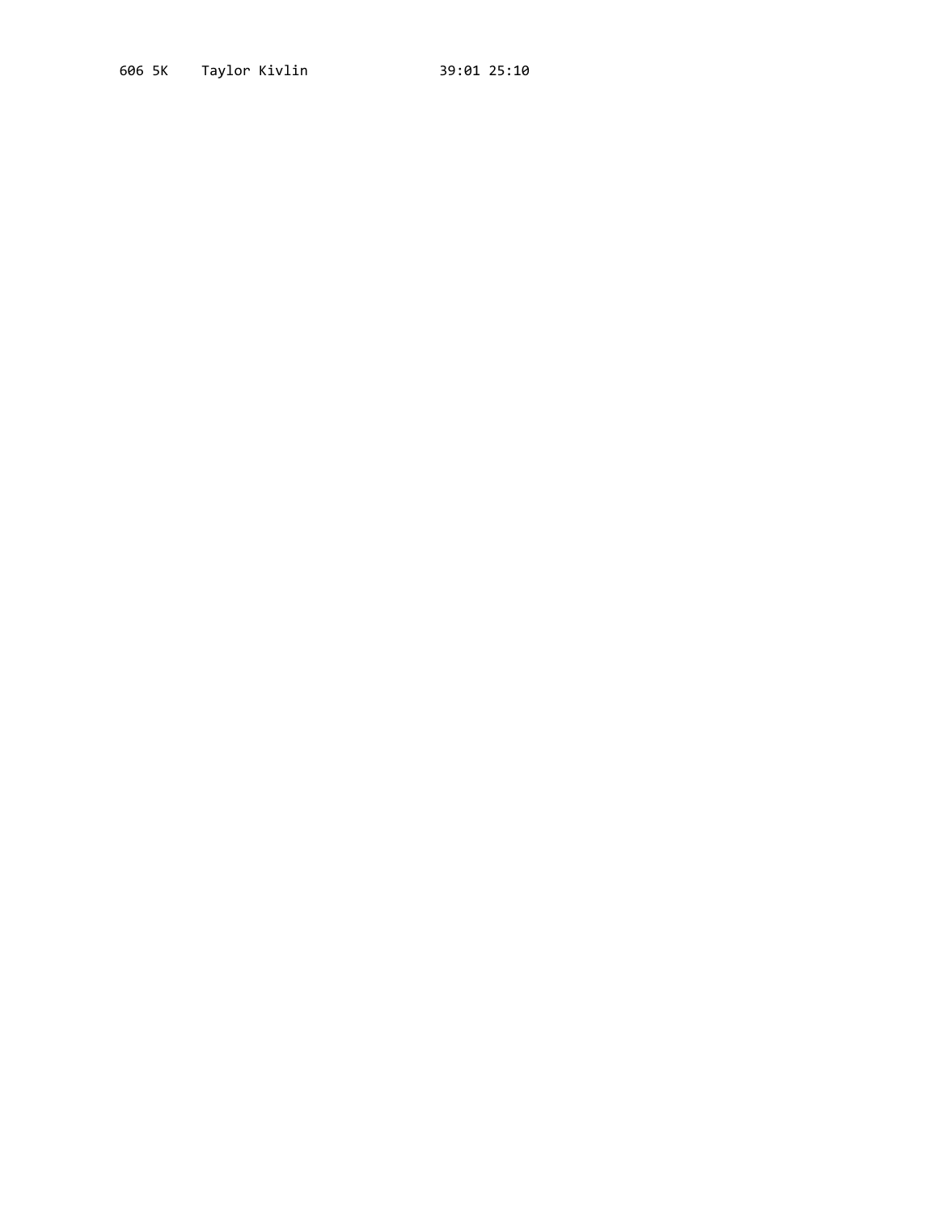```
606 5K    Taylor Kivlin               39:01 25:10
```